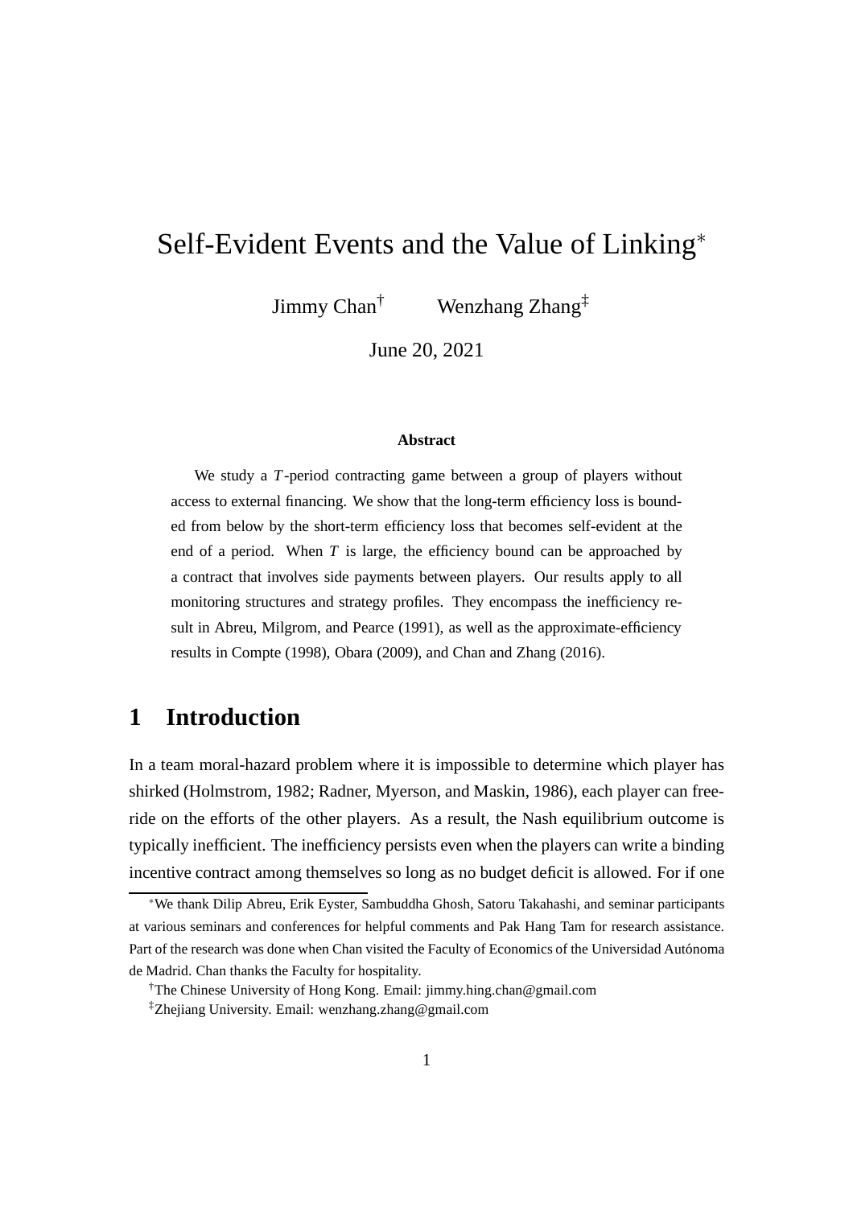# Self-Evident Events and the Value of Linking[*]

Jimmy Chan[†] Wenzhang Zhang[‡]

June 20, 2021

### Abstract

We study a $T$-period contracting game between a group of players without access to external financing. We show that the long-term efficiency loss is bounded from below by the short-term efficiency loss that becomes self-evident at the end of a period. When $T$ is large, the efficiency bound can be approached by a contract that involves side payments between players. Our results apply to all monitoring structures and strategy profiles. They encompass the inefficiency result in Abreu, Milgrom, and Pearce (1991), as well as the approximate-efficiency results in Compte (1998), Obara (2009), and Chan and Zhang (2016).

## 1 Introduction

In a team moral-hazard problem where it is impossible to determine which player has shirked (Holmstrom, 1982; Radner, Myerson, and Maskin, 1986), each player can free-ride on the efforts of the other players. As a result, the Nash equilibrium outcome is typically inefficient. The inefficiency persists even when the players can write a binding incentive contract among themselves so long as no budget deficit is allowed. For if one

---

[*] We thank Dilip Abreu, Erik Eyster, Sambuddha Ghosh, Satoru Takahashi, and seminar participants at various seminars and conferences for helpful comments and Pak Hang Tam for research assistance. Part of the research was done when Chan visited the Faculty of Economics of the Universidad Autónoma de Madrid. Chan thanks the Faculty for hospitality.

[†] The Chinese University of Hong Kong. Email: jimmy.hing.chan@gmail.com

[‡] Zhejiang University. Email: wenzhang.zhang@gmail.com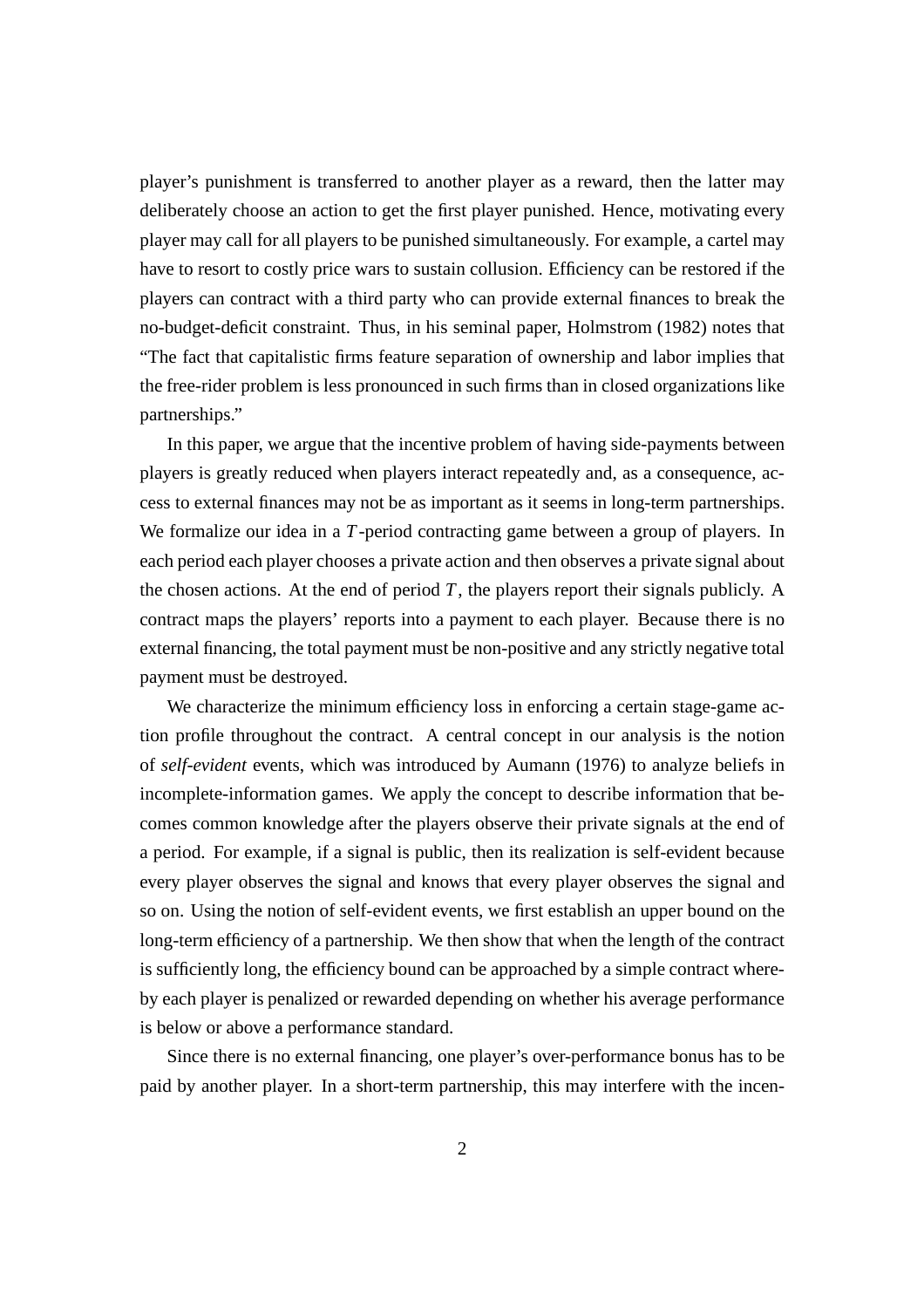player's punishment is transferred to another player as a reward, then the latter may deliberately choose an action to get the first player punished. Hence, motivating every player may call for all players to be punished simultaneously. For example, a cartel may have to resort to costly price wars to sustain collusion. Efficiency can be restored if the players can contract with a third party who can provide external finances to break the no-budget-deficit constraint. Thus, in his seminal paper, Holmstrom (1982) notes that "The fact that capitalistic firms feature separation of ownership and labor implies that the free-rider problem is less pronounced in such firms than in closed organizations like partnerships."

In this paper, we argue that the incentive problem of having side-payments between players is greatly reduced when players interact repeatedly and, as a consequence, access to external finances may not be as important as it seems in long-term partnerships. We formalize our idea in a $T$-period contracting game between a group of players. In each period each player chooses a private action and then observes a private signal about the chosen actions. At the end of period $T$, the players report their signals publicly. A contract maps the players' reports into a payment to each player. Because there is no external financing, the total payment must be non-positive and any strictly negative total payment must be destroyed.

We characterize the minimum efficiency loss in enforcing a certain stage-game action profile throughout the contract. A central concept in our analysis is the notion of *self-evident* events, which was introduced by Aumann (1976) to analyze beliefs in incomplete-information games. We apply the concept to describe information that becomes common knowledge after the players observe their private signals at the end of a period. For example, if a signal is public, then its realization is self-evident because every player observes the signal and knows that every player observes the signal and so on. Using the notion of self-evident events, we first establish an upper bound on the long-term efficiency of a partnership. We then show that when the length of the contract is sufficiently long, the efficiency bound can be approached by a simple contract whereby each player is penalized or rewarded depending on whether his average performance is below or above a performance standard.

Since there is no external financing, one player's over-performance bonus has to be paid by another player. In a short-term partnership, this may interfere with the incen-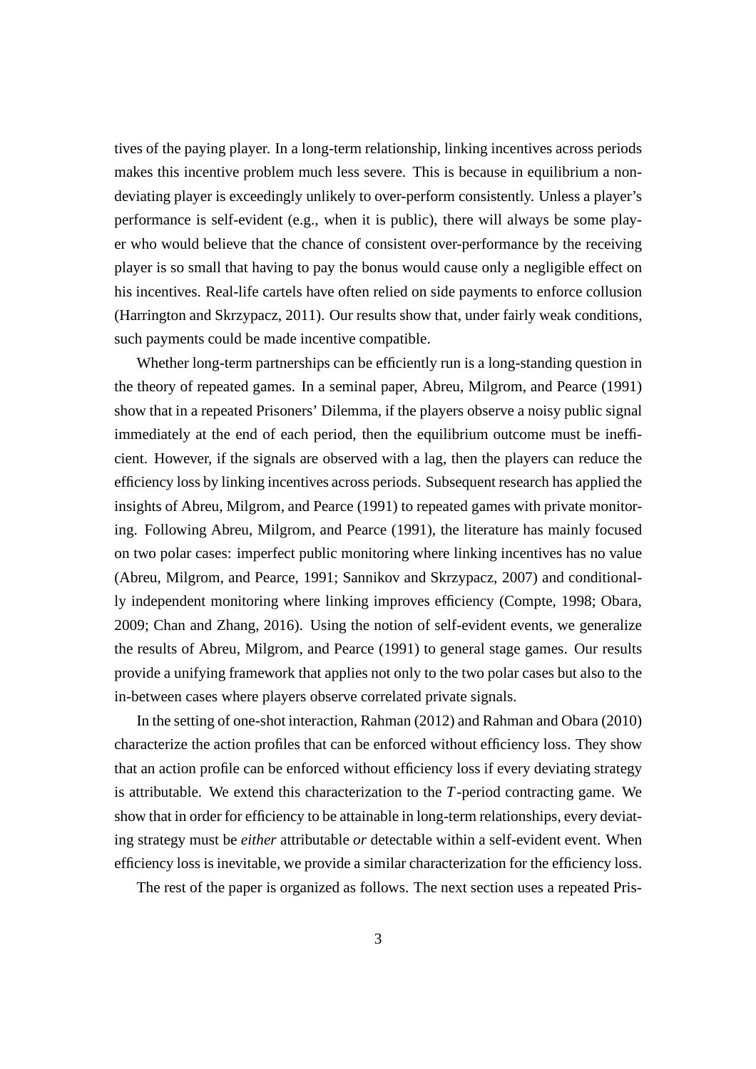tives of the paying player. In a long-term relationship, linking incentives across periods makes this incentive problem much less severe. This is because in equilibrium a non-deviating player is exceedingly unlikely to over-perform consistently. Unless a player's performance is self-evident (e.g., when it is public), there will always be some player who would believe that the chance of consistent over-performance by the receiving player is so small that having to pay the bonus would cause only a negligible effect on his incentives. Real-life cartels have often relied on side payments to enforce collusion (Harrington and Skrzypacz, 2011). Our results show that, under fairly weak conditions, such payments could be made incentive compatible.

Whether long-term partnerships can be efficiently run is a long-standing question in the theory of repeated games. In a seminal paper, Abreu, Milgrom, and Pearce (1991) show that in a repeated Prisoners' Dilemma, if the players observe a noisy public signal immediately at the end of each period, then the equilibrium outcome must be inefficient. However, if the signals are observed with a lag, then the players can reduce the efficiency loss by linking incentives across periods. Subsequent research has applied the insights of Abreu, Milgrom, and Pearce (1991) to repeated games with private monitoring. Following Abreu, Milgrom, and Pearce (1991), the literature has mainly focused on two polar cases: imperfect public monitoring where linking incentives has no value (Abreu, Milgrom, and Pearce, 1991; Sannikov and Skrzypacz, 2007) and conditionally independent monitoring where linking improves efficiency (Compte, 1998; Obara, 2009; Chan and Zhang, 2016). Using the notion of self-evident events, we generalize the results of Abreu, Milgrom, and Pearce (1991) to general stage games. Our results provide a unifying framework that applies not only to the two polar cases but also to the in-between cases where players observe correlated private signals.

In the setting of one-shot interaction, Rahman (2012) and Rahman and Obara (2010) characterize the action profiles that can be enforced without efficiency loss. They show that an action profile can be enforced without efficiency loss if every deviating strategy is attributable. We extend this characterization to the $T$-period contracting game. We show that in order for efficiency to be attainable in long-term relationships, every deviating strategy must be *either* attributable *or* detectable within a self-evident event. When efficiency loss is inevitable, we provide a similar characterization for the efficiency loss.

The rest of the paper is organized as follows. The next section uses a repeated Pris-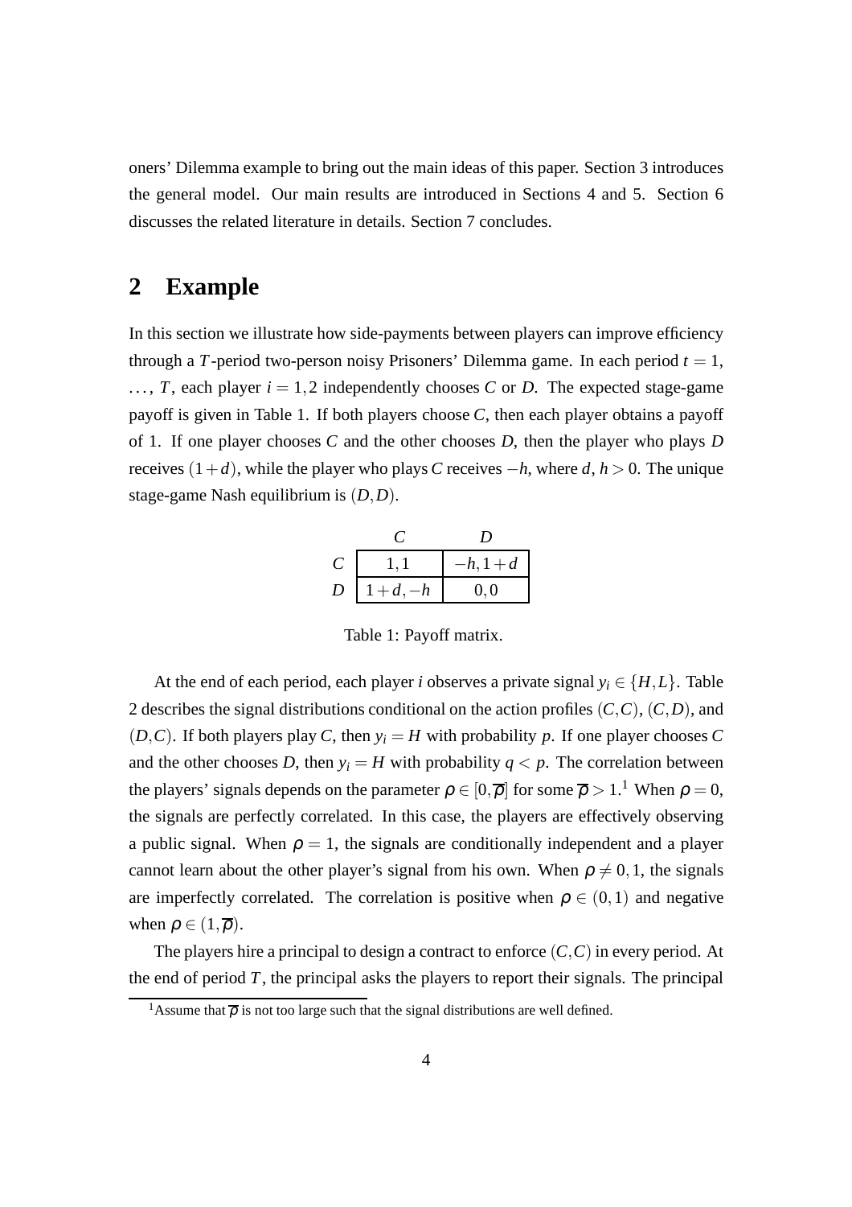oners' Dilemma example to bring out the main ideas of this paper. Section 3 introduces the general model. Our main results are introduced in Sections 4 and 5. Section 6 discusses the related literature in details. Section 7 concludes.

## 2 Example

In this section we illustrate how side-payments between players can improve efficiency through a $T$-period two-person noisy Prisoners' Dilemma game. In each period $t = 1, \dots, T$, each player $i = 1, 2$ independently chooses $C$ or $D$. The expected stage-game payoff is given in Table 1. If both players choose $C$, then each player obtains a payoff of 1. If one player chooses $C$ and the other chooses $D$, then the player who plays $D$ receives $(1+d)$, while the player who plays $C$ receives $-h$, where $d$, $h > 0$. The unique stage-game Nash equilibrium is $(D, D)$.

| | $C$ | $D$ |
|---|---|---|
| $C$ | $1, 1$ | $-h, 1+d$ |
| $D$ | $1+d, -h$ | $0, 0$ |

Table 1: Payoff matrix.

At the end of each period, each player $i$ observes a private signal $y_i \in \{H, L\}$. Table 2 describes the signal distributions conditional on the action profiles $(C,C)$, $(C,D)$, and $(D,C)$. If both players play $C$, then $y_i = H$ with probability $p$. If one player chooses $C$ and the other chooses $D$, then $y_i = H$ with probability $q < p$. The correlation between the players' signals depends on the parameter $\rho \in [0, \overline{\rho}]$ for some $\overline{\rho} > 1$.[1] When $\rho = 0$, the signals are perfectly correlated. In this case, the players are effectively observing a public signal. When $\rho = 1$, the signals are conditionally independent and a player cannot learn about the other player's signal from his own. When $\rho \neq 0, 1$, the signals are imperfectly correlated. The correlation is positive when $\rho \in (0, 1)$ and negative when $\rho \in (1, \overline{\rho})$.

The players hire a principal to design a contract to enforce $(C,C)$ in every period. At the end of period $T$, the principal asks the players to report their signals. The principal

[1] Assume that $\overline{\rho}$ is not too large such that the signal distributions are well defined.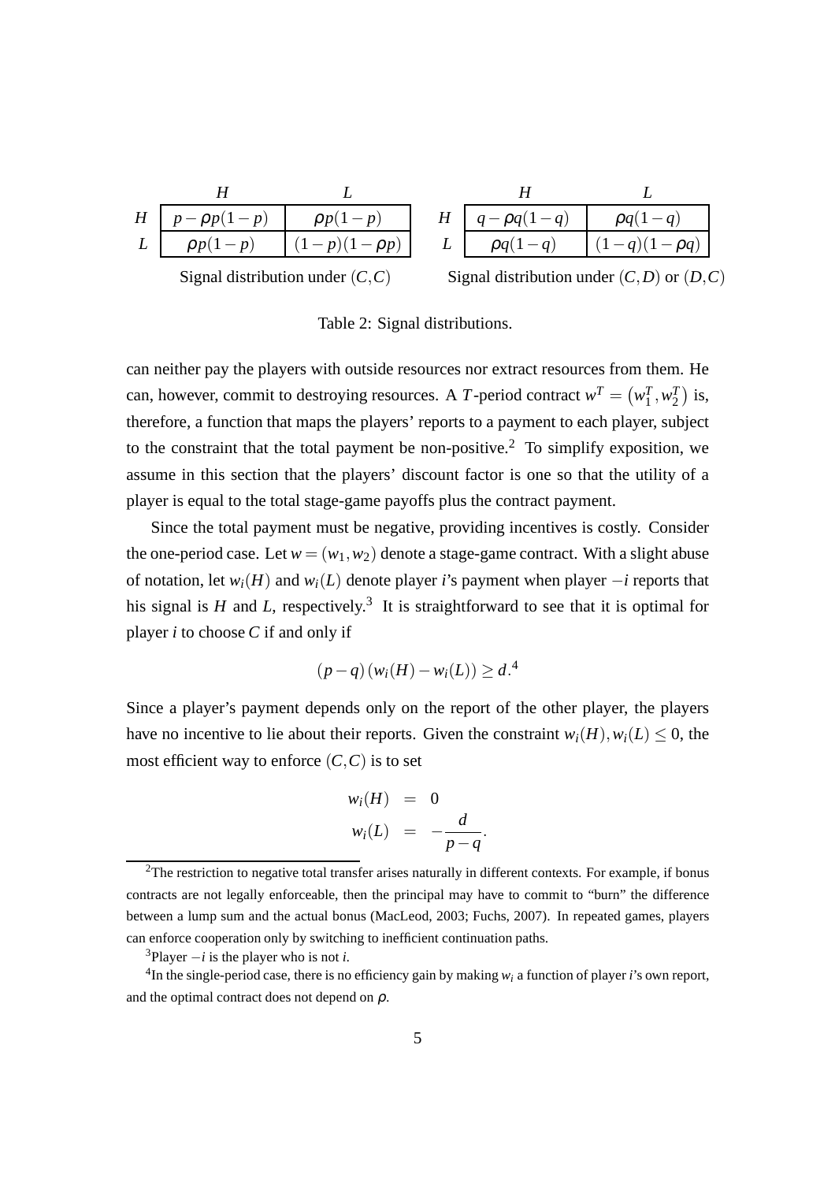|   | $H$ | $L$ |
|---|---|---|
| $H$ | $p-\rho p(1-p)$ | $\rho p(1-p)$ |
| $L$ | $\rho p(1-p)$ | $(1-p)(1-\rho p)$ |

Signal distribution under $(C,C)$

|   | $H$ | $L$ |
|---|---|---|
| $H$ | $q-\rho q(1-q)$ | $\rho q(1-q)$ |
| $L$ | $\rho q(1-q)$ | $(1-q)(1-\rho q)$ |

Signal distribution under $(C,D)$ or $(D,C)$

Table 2: Signal distributions.

can neither pay the players with outside resources nor extract resources from them. He can, however, commit to destroying resources. A $T$-period contract $w^T = \left(w_1^T, w_2^T\right)$ is, therefore, a function that maps the players' reports to a payment to each player, subject to the constraint that the total payment be non-positive.[2] To simplify exposition, we assume in this section that the players' discount factor is one so that the utility of a player is equal to the total stage-game payoffs plus the contract payment.

Since the total payment must be negative, providing incentives is costly. Consider the one-period case. Let $w = (w_1, w_2)$ denote a stage-game contract. With a slight abuse of notation, let $w_i(H)$ and $w_i(L)$ denote player $i$'s payment when player $-i$ reports that his signal is $H$ and $L$, respectively.[3] It is straightforward to see that it is optimal for player $i$ to choose $C$ if and only if

$$(p-q)\left(w_i(H) - w_i(L)\right) \geq d.^4$$

Since a player's payment depends only on the report of the other player, the players have no incentive to lie about their reports. Given the constraint $w_i(H), w_i(L) \leq 0$, the most efficient way to enforce $(C,C)$ is to set

$$\begin{aligned} w_i(H) &= 0 \\ w_i(L) &= -\frac{d}{p-q}. \end{aligned}$$

[2] The restriction to negative total transfer arises naturally in different contexts. For example, if bonus contracts are not legally enforceable, then the principal may have to commit to "burn" the difference between a lump sum and the actual bonus (MacLeod, 2003; Fuchs, 2007). In repeated games, players can enforce cooperation only by switching to inefficient continuation paths.

[3] Player $-i$ is the player who is not $i$.

[4] In the single-period case, there is no efficiency gain by making $w_i$ a function of player $i$'s own report, and the optimal contract does not depend on $\rho$.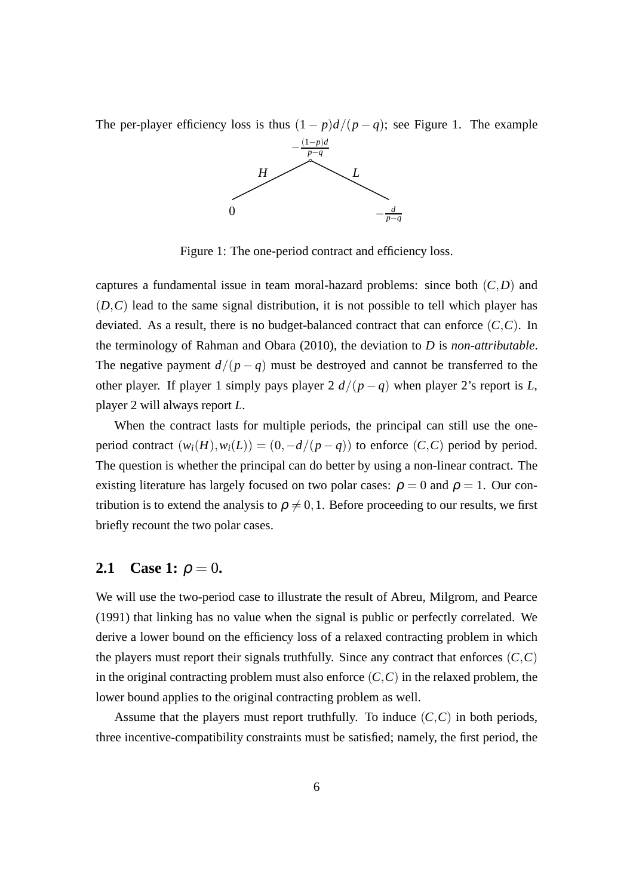The per-player efficiency loss is thus $(1-p)d/(p-q)$; see Figure 1. The example

Figure 1: The one-period contract and efficiency loss.

captures a fundamental issue in team moral-hazard problems: since both $(C,D)$ and $(D,C)$ lead to the same signal distribution, it is not possible to tell which player has deviated. As a result, there is no budget-balanced contract that can enforce $(C,C)$. In the terminology of Rahman and Obara (2010), the deviation to $D$ is *non-attributable*. The negative payment $d/(p-q)$ must be destroyed and cannot be transferred to the other player. If player 1 simply pays player 2 $d/(p-q)$ when player 2's report is $L$, player 2 will always report $L$.

When the contract lasts for multiple periods, the principal can still use the one-period contract $(w_i(H), w_i(L)) = (0, -d/(p-q))$ to enforce $(C,C)$ period by period. The question is whether the principal can do better by using a non-linear contract. The existing literature has largely focused on two polar cases: $\rho = 0$ and $\rho = 1$. Our contribution is to extend the analysis to $\rho \neq 0, 1$. Before proceeding to our results, we first briefly recount the two polar cases.

## 2.1 Case 1: $\rho = 0$.

We will use the two-period case to illustrate the result of Abreu, Milgrom, and Pearce (1991) that linking has no value when the signal is public or perfectly correlated. We derive a lower bound on the efficiency loss of a relaxed contracting problem in which the players must report their signals truthfully. Since any contract that enforces $(C,C)$ in the original contracting problem must also enforce $(C,C)$ in the relaxed problem, the lower bound applies to the original contracting problem as well.

Assume that the players must report truthfully. To induce $(C,C)$ in both periods, three incentive-compatibility constraints must be satisfied; namely, the first period, the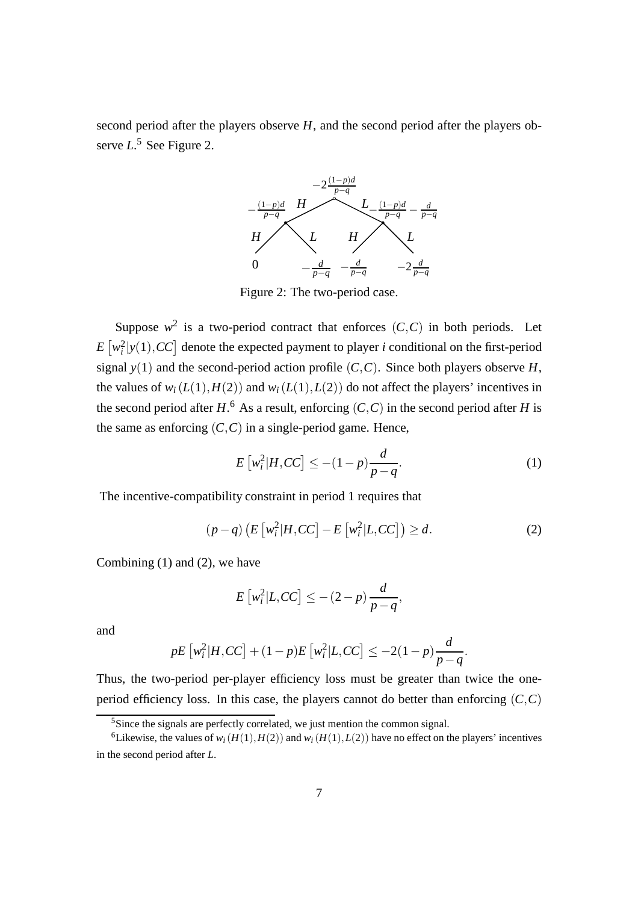second period after the players observe $H$, and the second period after the players observe $L$.[5] See Figure 2.

Figure 2: The two-period case.

Suppose $w^2$ is a two-period contract that enforces $(C,C)$ in both periods. Let $E\left[w_i^2|y(1),CC\right]$ denote the expected payment to player $i$ conditional on the first-period signal $y(1)$ and the second-period action profile $(C,C)$. Since both players observe $H$, the values of $w_i(L(1),H(2))$ and $w_i(L(1),L(2))$ do not affect the players' incentives in the second period after $H$.[6] As a result, enforcing $(C,C)$ in the second period after $H$ is the same as enforcing $(C,C)$ in a single-period game. Hence,

$$E\left[w_i^2|H,CC\right] \leq -(1-p)\frac{d}{p-q}. \tag{1}$$

The incentive-compatibility constraint in period 1 requires that

$$(p-q)\left(E\left[w_i^2|H,CC\right] - E\left[w_i^2|L,CC\right]\right) \geq d. \tag{2}$$

Combining (1) and (2), we have

$$E\left[w_i^2|L,CC\right] \leq -(2-p)\frac{d}{p-q},$$

and

$$pE\left[w_i^2|H,CC\right] + (1-p)E\left[w_i^2|L,CC\right] \leq -2(1-p)\frac{d}{p-q}.$$

Thus, the two-period per-player efficiency loss must be greater than twice the one-period efficiency loss. In this case, the players cannot do better than enforcing $(C,C)$

[5] Since the signals are perfectly correlated, we just mention the common signal.

[6] Likewise, the values of $w_i(H(1),H(2))$ and $w_i(H(1),L(2))$ have no effect on the players' incentives in the second period after $L$.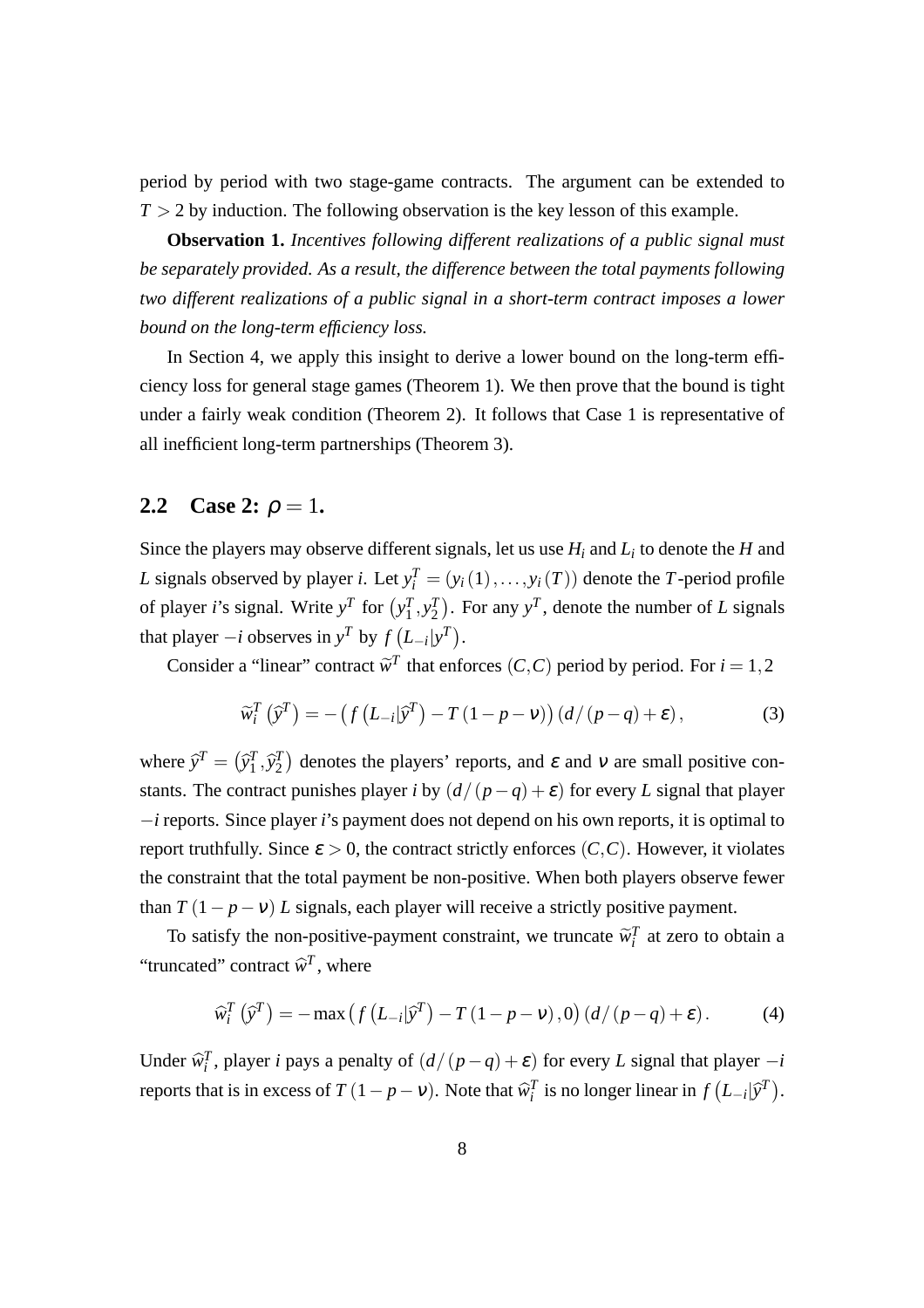period by period with two stage-game contracts. The argument can be extended to $T > 2$ by induction. The following observation is the key lesson of this example.

**Observation 1.** *Incentives following different realizations of a public signal must be separately provided. As a result, the difference between the total payments following two different realizations of a public signal in a short-term contract imposes a lower bound on the long-term efficiency loss.*

In Section 4, we apply this insight to derive a lower bound on the long-term efficiency loss for general stage games (Theorem 1). We then prove that the bound is tight under a fairly weak condition (Theorem 2). It follows that Case 1 is representative of all inefficient long-term partnerships (Theorem 3).

## 2.2 Case 2: $\rho = 1$.

Since the players may observe different signals, let us use $H_i$ and $L_i$ to denote the $H$ and $L$ signals observed by player $i$. Let $y_i^T = (y_i(1), \ldots, y_i(T))$ denote the $T$-period profile of player $i$'s signal. Write $y^T$ for $(y_1^T, y_2^T)$. For any $y^T$, denote the number of $L$ signals that player $-i$ observes in $y^T$ by $f(L_{-i}|y^T)$.

Consider a "linear" contract $\widetilde{w}^T$ that enforces $(C,C)$ period by period. For $i = 1, 2$

$$\widetilde{w}_i^T(\widehat{y}^T) = -\left(f(L_{-i}|\widehat{y}^T) - T(1-p-\nu)\right)(d/(p-q)+\varepsilon), \tag{3}$$

where $\widehat{y}^T = (\widehat{y}_1^T, \widehat{y}_2^T)$ denotes the players' reports, and $\varepsilon$ and $\nu$ are small positive constants. The contract punishes player $i$ by $(d/(p-q)+\varepsilon)$ for every $L$ signal that player $-i$ reports. Since player $i$'s payment does not depend on his own reports, it is optimal to report truthfully. Since $\varepsilon > 0$, the contract strictly enforces $(C,C)$. However, it violates the constraint that the total payment be non-positive. When both players observe fewer than $T(1-p-\nu)$ $L$ signals, each player will receive a strictly positive payment.

To satisfy the non-positive-payment constraint, we truncate $\widetilde{w}_i^T$ at zero to obtain a "truncated" contract $\widehat{w}^T$, where

$$\widehat{w}_i^T(\widehat{y}^T) = -\max\left(f(L_{-i}|\widehat{y}^T) - T(1-p-\nu), 0\right)(d/(p-q)+\varepsilon). \tag{4}$$

Under $\widehat{w}_i^T$, player $i$ pays a penalty of $(d/(p-q)+\varepsilon)$ for every $L$ signal that player $-i$ reports that is in excess of $T(1-p-\nu)$. Note that $\widehat{w}_i^T$ is no longer linear in $f(L_{-i}|\widehat{y}^T)$.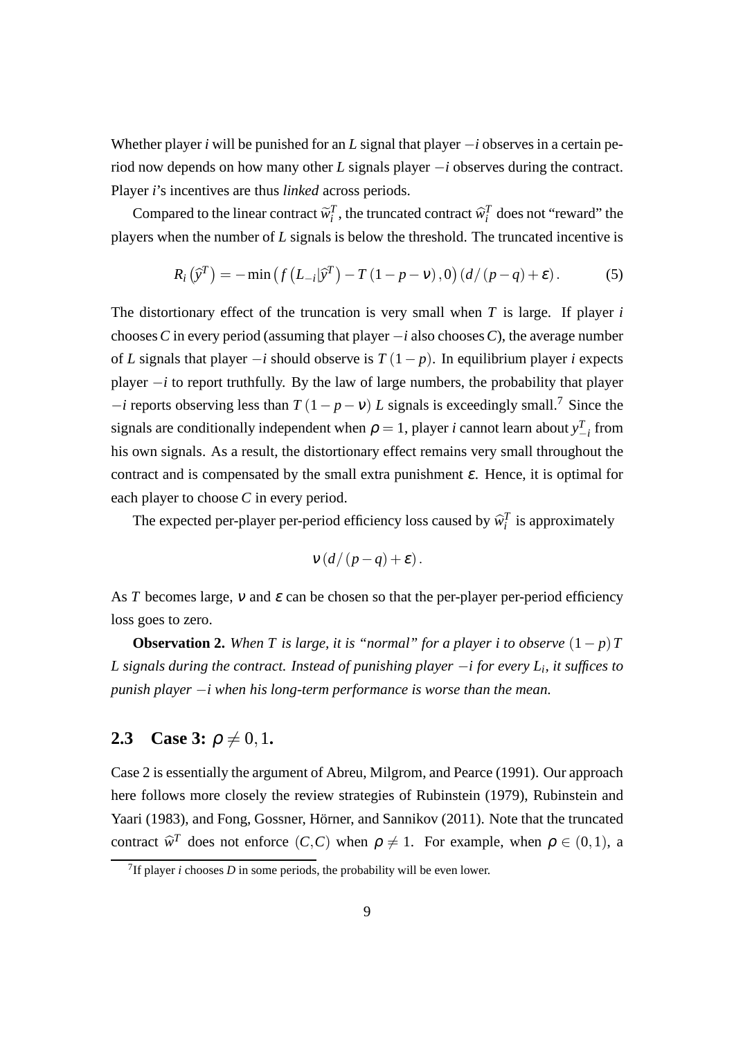Whether player $i$ will be punished for an $L$ signal that player $-i$ observes in a certain period now depends on how many other $L$ signals player $-i$ observes during the contract. Player $i$'s incentives are thus *linked* across periods.

Compared to the linear contract $\widetilde{w}_i^T$, the truncated contract $\widehat{w}_i^T$ does not "reward" the players when the number of $L$ signals is below the threshold. The truncated incentive is

$$R_i\left(\widehat{y}^T\right) = -\min\left(f\left(L_{-i}|\widehat{y}^T\right) - T\left(1-p-\nu\right), 0\right)\left(d/\left(p-q\right)+\varepsilon\right). \tag{5}$$

The distortionary effect of the truncation is very small when $T$ is large. If player $i$ chooses $C$ in every period (assuming that player $-i$ also chooses $C$), the average number of $L$ signals that player $-i$ should observe is $T(1-p)$. In equilibrium player $i$ expects player $-i$ to report truthfully. By the law of large numbers, the probability that player $-i$ reports observing less than $T(1-p-\nu)$ $L$ signals is exceedingly small.[7] Since the signals are conditionally independent when $\rho = 1$, player $i$ cannot learn about $y_{-i}^T$ from his own signals. As a result, the distortionary effect remains very small throughout the contract and is compensated by the small extra punishment $\varepsilon$. Hence, it is optimal for each player to choose $C$ in every period.

The expected per-player per-period efficiency loss caused by $\widehat{w}_i^T$ is approximately

$$\nu\left(d/\left(p-q\right)+\varepsilon\right).$$

As $T$ becomes large, $\nu$ and $\varepsilon$ can be chosen so that the per-player per-period efficiency loss goes to zero.

**Observation 2.** *When $T$ is large, it is "normal" for a player $i$ to observe $(1-p)T$ $L$ signals during the contract. Instead of punishing player $-i$ for every $L_i$, it suffices to punish player $-i$ when his long-term performance is worse than the mean.*

## 2.3 Case 3: $\rho \neq 0, 1$.

Case 2 is essentially the argument of Abreu, Milgrom, and Pearce (1991). Our approach here follows more closely the review strategies of Rubinstein (1979), Rubinstein and Yaari (1983), and Fong, Gossner, Hörner, and Sannikov (2011). Note that the truncated contract $\widehat{w}^T$ does not enforce $(C,C)$ when $\rho \neq 1$. For example, when $\rho \in (0,1)$, a

[7] If player $i$ chooses $D$ in some periods, the probability will be even lower.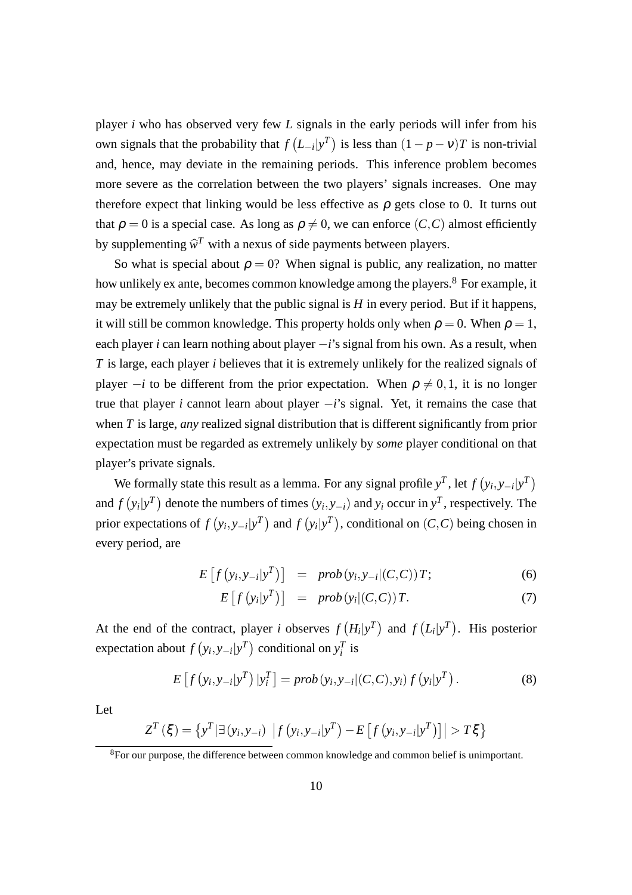player $i$ who has observed very few $L$ signals in the early periods will infer from his own signals that the probability that $f\left(L_{-i}|y^T\right)$ is less than $(1-p-\nu)T$ is non-trivial and, hence, may deviate in the remaining periods. This inference problem becomes more severe as the correlation between the two players' signals increases. One may therefore expect that linking would be less effective as $\rho$ gets close to 0. It turns out that $\rho = 0$ is a special case. As long as $\rho \neq 0$, we can enforce $(C,C)$ almost efficiently by supplementing $\widehat{w}^T$ with a nexus of side payments between players.

So what is special about $\rho = 0$? When signal is public, any realization, no matter how unlikely ex ante, becomes common knowledge among the players.[8] For example, it may be extremely unlikely that the public signal is $H$ in every period. But if it happens, it will still be common knowledge. This property holds only when $\rho = 0$. When $\rho = 1$, each player $i$ can learn nothing about player $-i$'s signal from his own. As a result, when $T$ is large, each player $i$ believes that it is extremely unlikely for the realized signals of player $-i$ to be different from the prior expectation. When $\rho \neq 0, 1$, it is no longer true that player $i$ cannot learn about player $-i$'s signal. Yet, it remains the case that when $T$ is large, *any* realized signal distribution that is different significantly from prior expectation must be regarded as extremely unlikely by *some* player conditional on that player's private signals.

We formally state this result as a lemma. For any signal profile $y^T$, let $f\left(y_i, y_{-i}|y^T\right)$ and $f\left(y_i|y^T\right)$ denote the numbers of times $(y_i, y_{-i})$ and $y_i$ occur in $y^T$, respectively. The prior expectations of $f\left(y_i, y_{-i}|y^T\right)$ and $f\left(y_i|y^T\right)$, conditional on $(C,C)$ being chosen in every period, are

$$E\left[f\left(y_i, y_{-i}|y^T\right)\right] = prob\left(y_i, y_{-i}|(C,C)\right)T; \tag{6}$$

$$E\left[f\left(y_i|y^T\right)\right] = prob\left(y_i|(C,C)\right)T. \tag{7}$$

At the end of the contract, player $i$ observes $f\left(H_i|y^T\right)$ and $f\left(L_i|y^T\right)$. His posterior expectation about $f\left(y_i, y_{-i}|y^T\right)$ conditional on $y_i^T$ is

$$E\left[f\left(y_i, y_{-i}|y^T\right)|y_i^T\right] = prob\left(y_{-i}|(C,C), y_i\right) f\left(y_i|y^T\right). \tag{8}$$

Let

$$Z^T(\xi) = \left\{y^T | \exists (y_i, y_{-i}) \ \left|f\left(y_i, y_{-i}|y^T\right) - E\left[f\left(y_i, y_{-i}|y^T\right)\right]\right| > T\xi\right\}$$

[8] For our purpose, the difference between common knowledge and common belief is unimportant.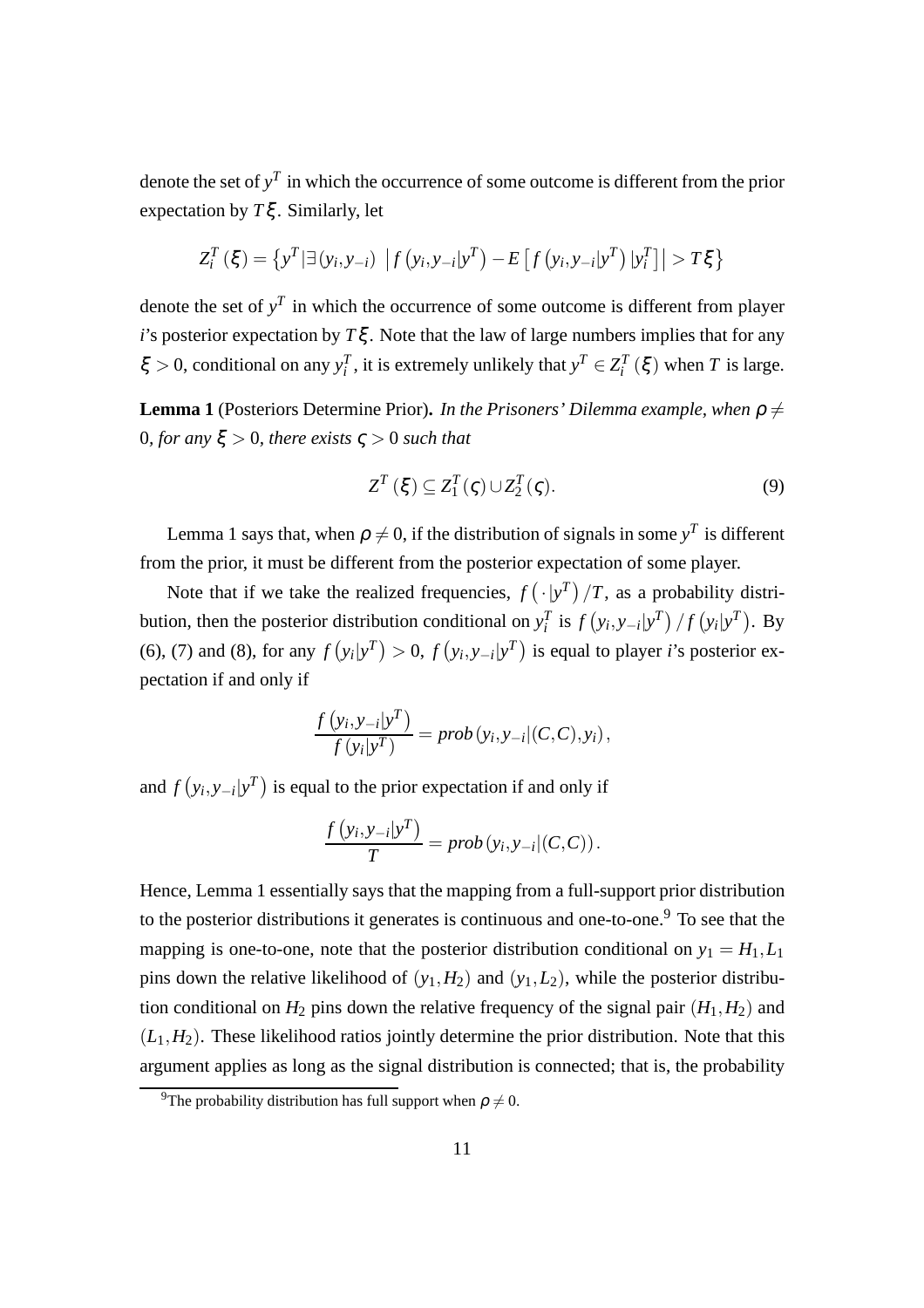denote the set of $y^T$ in which the occurrence of some outcome is different from the prior expectation by $T\xi$. Similarly, let

$$Z_i^T(\xi) = \left\{ y^T | \exists (y_i, y_{-i}) \ \left| f\left(y_i, y_{-i} | y^T\right) - E\left[ f\left(y_i, y_{-i} | y^T\right) | y_i^T \right] \right| > T\xi \right\}$$

denote the set of $y^T$ in which the occurrence of some outcome is different from player $i$'s posterior expectation by $T\xi$. Note that the law of large numbers implies that for any $\xi > 0$, conditional on any $y_i^T$, it is extremely unlikely that $y^T \in Z_i^T(\xi)$ when $T$ is large.

**Lemma 1** (Posteriors Determine Prior)**.** *In the Prisoners' Dilemma example, when $\rho \neq 0$, for any $\xi > 0$, there exists $\varsigma > 0$ such that*

$$Z^T(\xi) \subseteq Z_1^T(\varsigma) \cup Z_2^T(\varsigma). \tag{9}$$

Lemma 1 says that, when $\rho \neq 0$, if the distribution of signals in some $y^T$ is different from the prior, it must be different from the posterior expectation of some player.

Note that if we take the realized frequencies, $f\left(\cdot | y^T\right)/T$, as a probability distribution, then the posterior distribution conditional on $y_i^T$ is $f\left(y_i, y_{-i} | y^T\right)/f\left(y_i | y^T\right)$. By (6), (7) and (8), for any $f\left(y_i | y^T\right) > 0$, $f\left(y_i, y_{-i} | y^T\right)$ is equal to player $i$'s posterior expectation if and only if

$$\frac{f\left(y_i, y_{-i} | y^T\right)}{f\left(y_i | y^T\right)} = prob\left(y_i, y_{-i} | (C,C), y_i\right),$$

and $f\left(y_i, y_{-i} | y^T\right)$ is equal to the prior expectation if and only if

$$\frac{f\left(y_i, y_{-i} | y^T\right)}{T} = prob\left(y_i, y_{-i} | (C,C)\right).$$

Hence, Lemma 1 essentially says that the mapping from a full-support prior distribution to the posterior distributions it generates is continuous and one-to-one.[9] To see that the mapping is one-to-one, note that the posterior distribution conditional on $y_1 = H_1, L_1$ pins down the relative likelihood of $(y_1, H_2)$ and $(y_1, L_2)$, while the posterior distribution conditional on $H_2$ pins down the relative frequency of the signal pair $(H_1, H_2)$ and $(L_1, H_2)$. These likelihood ratios jointly determine the prior distribution. Note that this argument applies as long as the signal distribution is connected; that is, the probability

[9] The probability distribution has full support when $\rho \neq 0$.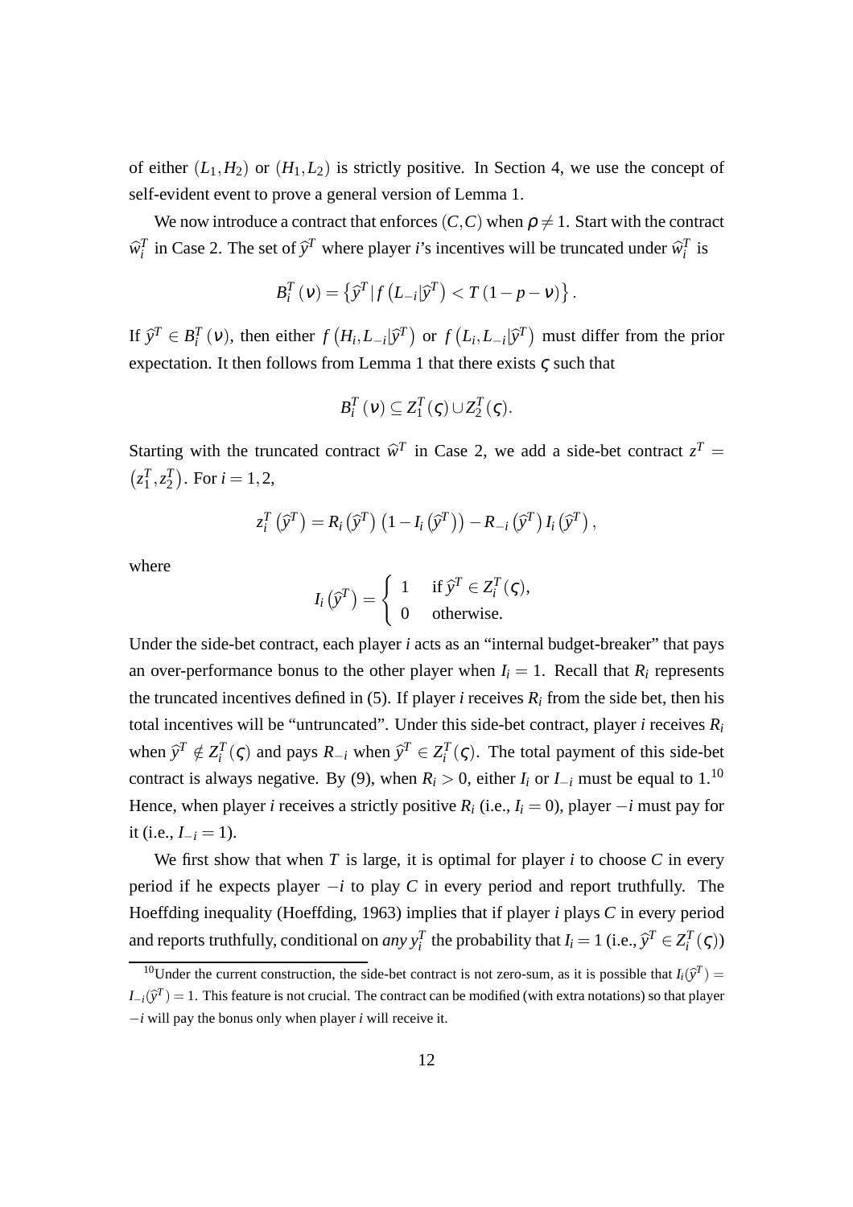of either $(L_1, H_2)$ or $(H_1, L_2)$ is strictly positive. In Section 4, we use the concept of self-evident event to prove a general version of Lemma 1.

We now introduce a contract that enforces $(C, C)$ when $\rho \neq 1$. Start with the contract $\widehat{w}_i^T$ in Case 2. The set of $\widehat{y}^T$ where player $i$'s incentives will be truncated under $\widehat{w}_i^T$ is

$$B_i^T(\nu) = \left\{ \widehat{y}^T \,|\, f\left(L_{-i}|\widehat{y}^T\right) < T\left(1 - p - \nu\right) \right\}.$$

If $\widehat{y}^T \in B_i^T(\nu)$, then either $f\left(H_i, L_{-i}|\widehat{y}^T\right)$ or $f\left(L_i, L_{-i}|\widehat{y}^T\right)$ must differ from the prior expectation. It then follows from Lemma 1 that there exists $\varsigma$ such that

$$B_i^T(\nu) \subseteq Z_1^T(\varsigma) \cup Z_2^T(\varsigma).$$

Starting with the truncated contract $\widehat{w}^T$ in Case 2, we add a side-bet contract $z^T = \left(z_1^T, z_2^T\right)$. For $i = 1, 2$,

$$z_i^T\left(\widehat{y}^T\right) = R_i\left(\widehat{y}^T\right)\left(1 - I_i\left(\widehat{y}^T\right)\right) - R_{-i}\left(\widehat{y}^T\right) I_i\left(\widehat{y}^T\right),$$

where

$$I_i\left(\widehat{y}^T\right) = \begin{cases} 1 & \text{if } \widehat{y}^T \in Z_i^T(\varsigma), \\ 0 & \text{otherwise.} \end{cases}$$

Under the side-bet contract, each player $i$ acts as an "internal budget-breaker" that pays an over-performance bonus to the other player when $I_i = 1$. Recall that $R_i$ represents the truncated incentives defined in (5). If player $i$ receives $R_i$ from the side bet, then his total incentives will be "untruncated". Under this side-bet contract, player $i$ receives $R_i$ when $\widehat{y}^T \notin Z_i^T(\varsigma)$ and pays $R_{-i}$ when $\widehat{y}^T \in Z_i^T(\varsigma)$. The total payment of this side-bet contract is always negative. By (9), when $R_i > 0$, either $I_i$ or $I_{-i}$ must be equal to 1.[10] Hence, when player $i$ receives a strictly positive $R_i$ (i.e., $I_i = 0$), player $-i$ must pay for it (i.e., $I_{-i} = 1$).

We first show that when $T$ is large, it is optimal for player $i$ to choose $C$ in every period if he expects player $-i$ to play $C$ in every period and report truthfully. The Hoeffding inequality (Hoeffding, 1963) implies that if player $i$ plays $C$ in every period and reports truthfully, conditional on *any* $y_i^T$ the probability that $I_i = 1$ (i.e., $\widehat{y}^T \in Z_i^T(\varsigma)$)

[10] Under the current construction, the side-bet contract is not zero-sum, as it is possible that $I_i(\widehat{y}^T) = I_{-i}(\widehat{y}^T) = 1$. This feature is not crucial. The contract can be modified (with extra notations) so that player $-i$ will pay the bonus only when player $i$ will receive it.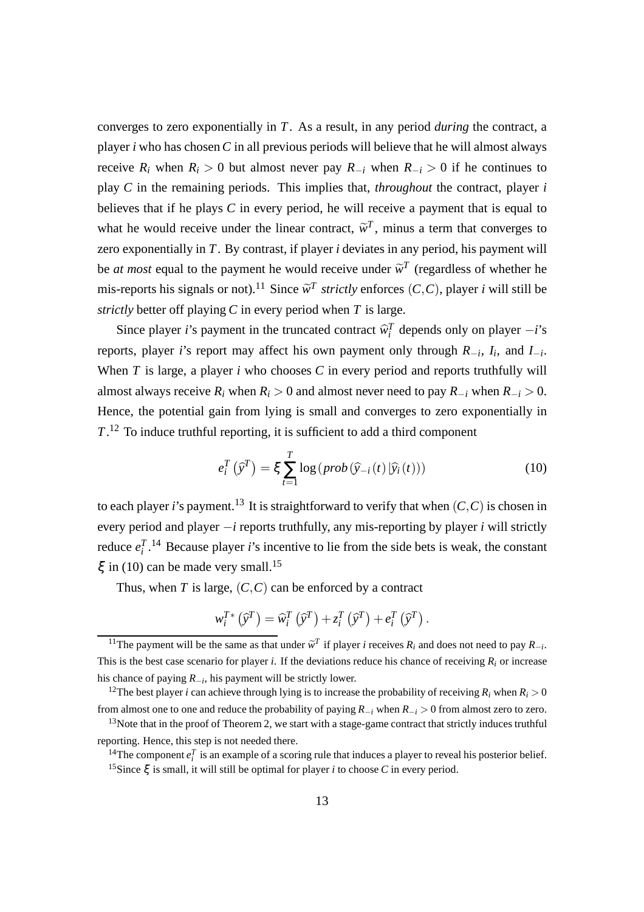converges to zero exponentially in $T$. As a result, in any period *during* the contract, a player $i$ who has chosen $C$ in all previous periods will believe that he will almost always receive $R_i$ when $R_i > 0$ but almost never pay $R_{-i}$ when $R_{-i} > 0$ if he continues to play $C$ in the remaining periods. This implies that, *throughout* the contract, player $i$ believes that if he plays $C$ in every period, he will receive a payment that is equal to what he would receive under the linear contract, $\widetilde{w}^T$, minus a term that converges to zero exponentially in $T$. By contrast, if player $i$ deviates in any period, his payment will be *at most* equal to the payment he would receive under $\widetilde{w}^T$ (regardless of whether he mis-reports his signals or not).[11] Since $\widetilde{w}^T$ *strictly* enforces $(C,C)$, player $i$ will still be *strictly* better off playing $C$ in every period when $T$ is large.

Since player $i$'s payment in the truncated contract $\widehat{w}_i^T$ depends only on player $-i$'s reports, player $i$'s report may affect his own payment only through $R_{-i}$, $I_i$, and $I_{-i}$. When $T$ is large, a player $i$ who chooses $C$ in every period and reports truthfully will almost always receive $R_i$ when $R_i > 0$ and almost never need to pay $R_{-i}$ when $R_{-i} > 0$. Hence, the potential gain from lying is small and converges to zero exponentially in $T$.[12] To induce truthful reporting, it is sufficient to add a third component

$$e_i^T\left(\widehat{y}^T\right) = \xi \sum_{t=1}^{T} \log\left(prob\left(\widehat{y}_{-i}(t)\,|\widehat{y}_i(t)\right)\right) \tag{10}$$

to each player $i$'s payment.[13] It is straightforward to verify that when $(C,C)$ is chosen in every period and player $-i$ reports truthfully, any mis-reporting by player $i$ will strictly reduce $e_i^T$.[14] Because player $i$'s incentive to lie from the side bets is weak, the constant $\xi$ in (10) can be made very small.[15]

Thus, when $T$ is large, $(C,C)$ can be enforced by a contract

$$w_i^{T*}\left(\widehat{y}^T\right) = \widehat{w}_i^T\left(\widehat{y}^T\right) + z_i^T\left(\widehat{y}^T\right) + e_i^T\left(\widehat{y}^T\right).$$

---

[11] The payment will be the same as that under $\widetilde{w}^T$ if player $i$ receives $R_i$ and does not need to pay $R_{-i}$. This is the best case scenario for player $i$. If the deviations reduce his chance of receiving $R_i$ or increase his chance of paying $R_{-i}$, his payment will be strictly lower.

[12] The best player $i$ can achieve through lying is to increase the probability of receiving $R_i$ when $R_i > 0$ from almost one to one and reduce the probability of paying $R_{-i}$ when $R_{-i} > 0$ from almost zero to zero.

[13] Note that in the proof of Theorem 2, we start with a stage-game contract that strictly induces truthful reporting. Hence, this step is not needed there.

[14] The component $e_i^T$ is an example of a scoring rule that induces a player to reveal his posterior belief.

[15] Since $\xi$ is small, it will still be optimal for player $i$ to choose $C$ in every period.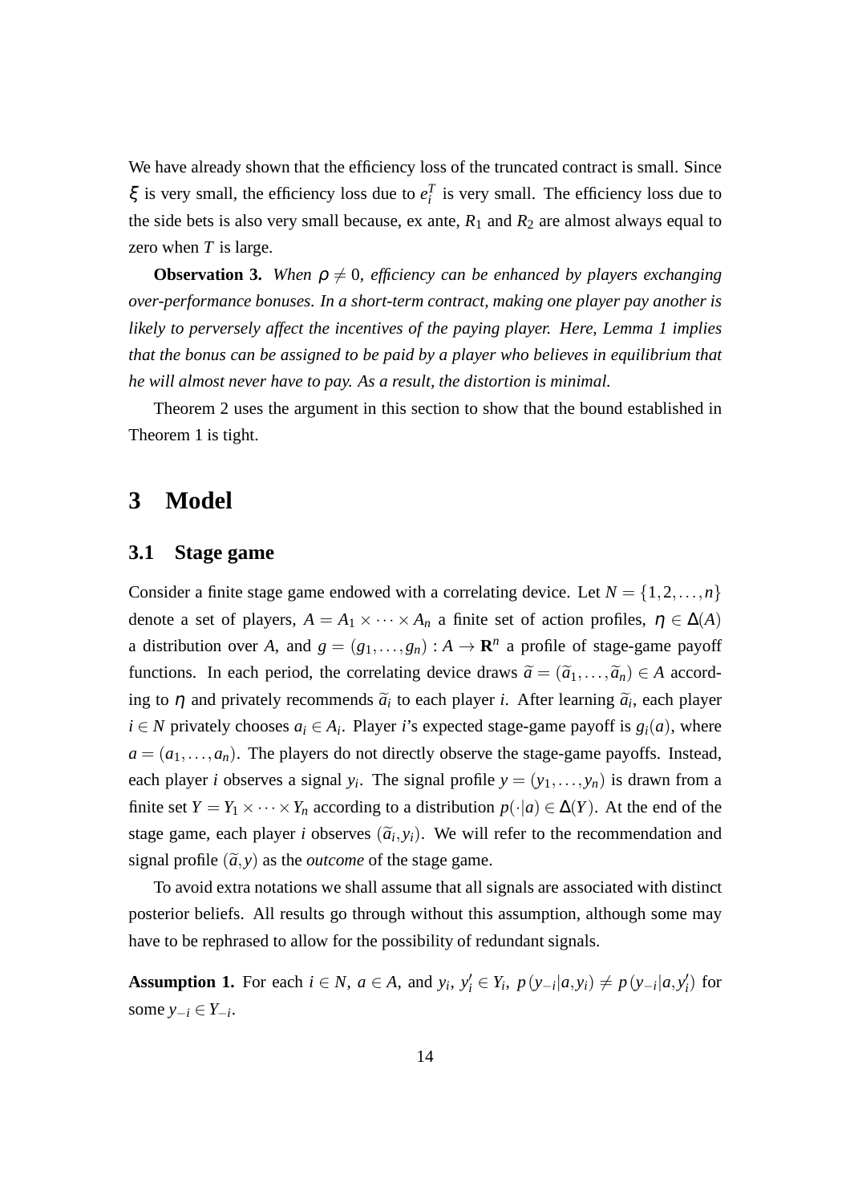We have already shown that the efficiency loss of the truncated contract is small. Since $\xi$ is very small, the efficiency loss due to $e_i^T$ is very small. The efficiency loss due to the side bets is also very small because, ex ante, $R_1$ and $R_2$ are almost always equal to zero when $T$ is large.

**Observation 3.** *When $\rho \neq 0$, efficiency can be enhanced by players exchanging over-performance bonuses. In a short-term contract, making one player pay another is likely to perversely affect the incentives of the paying player. Here, Lemma 1 implies that the bonus can be assigned to be paid by a player who believes in equilibrium that he will almost never have to pay. As a result, the distortion is minimal.*

Theorem 2 uses the argument in this section to show that the bound established in Theorem 1 is tight.

# 3 Model

## 3.1 Stage game

Consider a finite stage game endowed with a correlating device. Let $N = \{1, 2, \ldots, n\}$ denote a set of players, $A = A_1 \times \cdots \times A_n$ a finite set of action profiles, $\eta \in \Delta(A)$ a distribution over $A$, and $g = (g_1, \ldots, g_n) : A \to \mathbf{R}^n$ a profile of stage-game payoff functions. In each period, the correlating device draws $\widetilde{a} = (\widetilde{a}_1, \ldots, \widetilde{a}_n) \in A$ according to $\eta$ and privately recommends $\widetilde{a}_i$ to each player $i$. After learning $\widetilde{a}_i$, each player $i \in N$ privately chooses $a_i \in A_i$. Player $i$'s expected stage-game payoff is $g_i(a)$, where $a = (a_1, \ldots, a_n)$. The players do not directly observe the stage-game payoffs. Instead, each player $i$ observes a signal $y_i$. The signal profile $y = (y_1, \ldots, y_n)$ is drawn from a finite set $Y = Y_1 \times \cdots \times Y_n$ according to a distribution $p(\cdot|a) \in \Delta(Y)$. At the end of the stage game, each player $i$ observes $(\widetilde{a}_i, y_i)$. We will refer to the recommendation and signal profile $(\widetilde{a}, y)$ as the *outcome* of the stage game.

To avoid extra notations we shall assume that all signals are associated with distinct posterior beliefs. All results go through without this assumption, although some may have to be rephrased to allow for the possibility of redundant signals.

**Assumption 1.** For each $i \in N$, $a \in A$, and $y_i$, $y_i' \in Y_i$, $p(y_{-i}|a, y_i) \neq p(y_{-i}|a, y_i')$ for some $y_{-i} \in Y_{-i}$.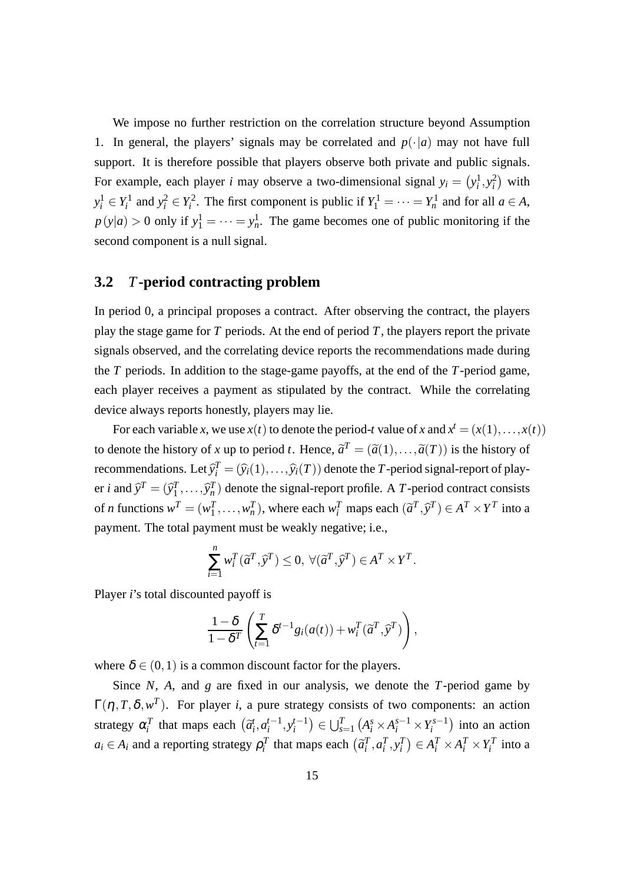We impose no further restriction on the correlation structure beyond Assumption 1. In general, the players' signals may be correlated and $p(\cdot|a)$ may not have full support. It is therefore possible that players observe both private and public signals. For example, each player $i$ may observe a two-dimensional signal $y_i = \left(y_i^1, y_i^2\right)$ with $y_i^1 \in Y_i^1$ and $y_i^2 \in Y_i^2$. The first component is public if $Y_1^1 = \cdots = Y_n^1$ and for all $a \in A$, $p(y|a) > 0$ only if $y_1^1 = \cdots = y_n^1$. The game becomes one of public monitoring if the second component is a null signal.

### 3.2 $T$-period contracting problem

In period 0, a principal proposes a contract. After observing the contract, the players play the stage game for $T$ periods. At the end of period $T$, the players report the private signals observed, and the correlating device reports the recommendations made during the $T$ periods. In addition to the stage-game payoffs, at the end of the $T$-period game, each player receives a payment as stipulated by the contract. While the correlating device always reports honestly, players may lie.

For each variable $x$, we use $x(t)$ to denote the period-$t$ value of $x$ and $x^t = (x(1), \ldots, x(t))$ to denote the history of $x$ up to period $t$. Hence, $\widetilde{a}^T = (\widetilde{a}(1), \ldots, \widetilde{a}(T))$ is the history of recommendations. Let $\widehat{y}_i^T = (\widehat{y}_i(1), \ldots, \widehat{y}_i(T))$ denote the $T$-period signal-report of player $i$ and $\widehat{y}^T = (\widehat{y}_1^T, \ldots, \widehat{y}_n^T)$ denote the signal-report profile. A $T$-period contract consists of $n$ functions $w^T = (w_1^T, \ldots, w_n^T)$, where each $w_i^T$ maps each $(\widetilde{a}^T, \widehat{y}^T) \in A^T \times Y^T$ into a payment. The total payment must be weakly negative; i.e.,

$$\sum_{i=1}^{n} w_i^T(\widetilde{a}^T, \widehat{y}^T) \leq 0, \ \forall (\widetilde{a}^T, \widehat{y}^T) \in A^T \times Y^T.$$

Player $i$'s total discounted payoff is

$$\frac{1-\delta}{1-\delta^T} \left( \sum_{t=1}^{T} \delta^{t-1} g_i(a(t)) + w_i^T(\widetilde{a}^T, \widehat{y}^T) \right),$$

where $\delta \in (0,1)$ is a common discount factor for the players.

Since $N$, $A$, and $g$ are fixed in our analysis, we denote the $T$-period game by $\Gamma(\eta, T, \delta, w^T)$. For player $i$, a pure strategy consists of two components: an action strategy $\alpha_i^T$ that maps each $\left(\widetilde{a}_i^t, a_i^{t-1}, y_i^{t-1}\right) \in \bigcup_{s=1}^{T} \left(A_i^s \times A_i^{s-1} \times Y_i^{s-1}\right)$ into an action $a_i \in A_i$ and a reporting strategy $\rho_i^T$ that maps each $\left(\widetilde{a}_i^T, a_i^T, y_i^T\right) \in A_i^T \times A_i^T \times Y_i^T$ into a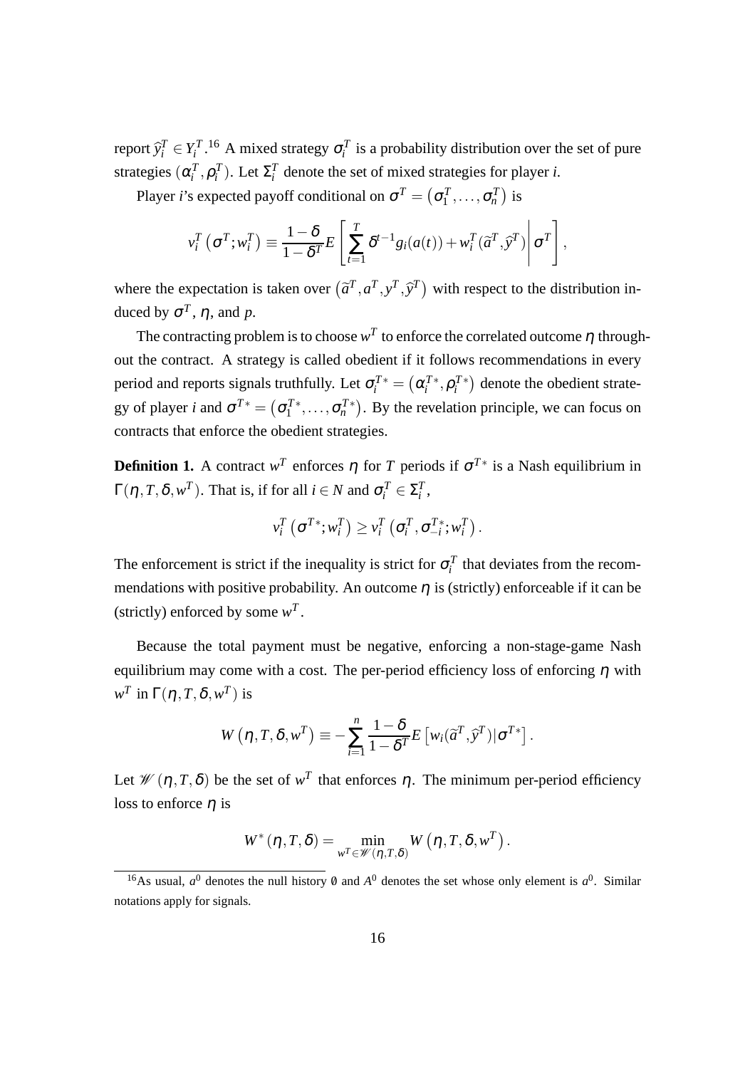report $\widehat{y}_i^T \in Y_i^T$.[16] A mixed strategy $\sigma_i^T$ is a probability distribution over the set of pure strategies $(\alpha_i^T, \rho_i^T)$. Let $\Sigma_i^T$ denote the set of mixed strategies for player $i$.

Player $i$'s expected payoff conditional on $\sigma^T = (\sigma_1^T, \ldots, \sigma_n^T)$ is

$$v_i^T(\sigma^T; w_i^T) \equiv \frac{1-\delta}{1-\delta^T} E\left[\sum_{t=1}^{T} \delta^{t-1} g_i(a(t)) + w_i^T(\widetilde{a}^T, \widehat{y}^T) \middle| \sigma^T\right],$$

where the expectation is taken over $(\widetilde{a}^T, a^T, y^T, \widehat{y}^T)$ with respect to the distribution induced by $\sigma^T$, $\eta$, and $p$.

The contracting problem is to choose $w^T$ to enforce the correlated outcome $\eta$ throughout the contract. A strategy is called obedient if it follows recommendations in every period and reports signals truthfully. Let $\sigma_i^{T*} = (\alpha_i^{T*}, \rho_i^{T*})$ denote the obedient strategy of player $i$ and $\sigma^{T*} = (\sigma_1^{T*}, \ldots, \sigma_n^{T*})$. By the revelation principle, we can focus on contracts that enforce the obedient strategies.

**Definition 1.** A contract $w^T$ enforces $\eta$ for $T$ periods if $\sigma^{T*}$ is a Nash equilibrium in $\Gamma(\eta, T, \delta, w^T)$. That is, if for all $i \in N$ and $\sigma_i^T \in \Sigma_i^T$,

$$v_i^T(\sigma^{T*}; w_i^T) \geq v_i^T(\sigma_i^T, \sigma_{-i}^{T*}; w_i^T).$$

The enforcement is strict if the inequality is strict for $\sigma_i^T$ that deviates from the recommendations with positive probability. An outcome $\eta$ is (strictly) enforceable if it can be (strictly) enforced by some $w^T$.

Because the total payment must be negative, enforcing a non-stage-game Nash equilibrium may come with a cost. The per-period efficiency loss of enforcing $\eta$ with $w^T$ in $\Gamma(\eta, T, \delta, w^T)$ is

$$W(\eta, T, \delta, w^T) \equiv -\sum_{i=1}^{n} \frac{1-\delta}{1-\delta^T} E\left[w_i(\widetilde{a}^T, \widehat{y}^T) | \sigma^{T*}\right].$$

Let $\mathscr{W}(\eta, T, \delta)$ be the set of $w^T$ that enforces $\eta$. The minimum per-period efficiency loss to enforce $\eta$ is

$$W^*(\eta, T, \delta) = \min_{w^T \in \mathscr{W}(\eta, T, \delta)} W(\eta, T, \delta, w^T).$$

[16] As usual, $a^0$ denotes the null history $\emptyset$ and $A^0$ denotes the set whose only element is $a^0$. Similar notations apply for signals.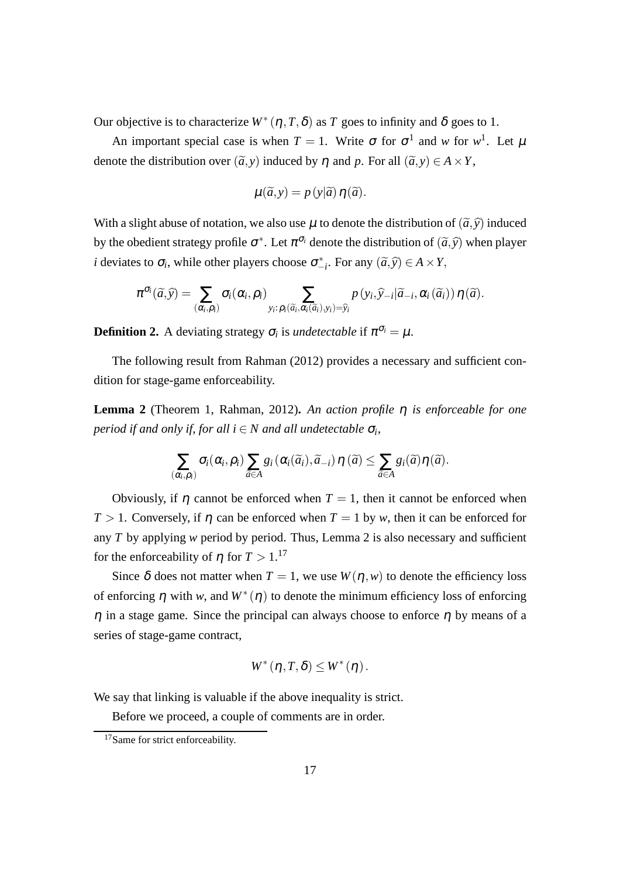Our objective is to characterize $W^*(\eta, T, \delta)$ as $T$ goes to infinity and $\delta$ goes to 1.

An important special case is when $T = 1$. Write $\sigma$ for $\sigma^1$ and $w$ for $w^1$. Let $\mu$ denote the distribution over $(\widetilde{a}, y)$ induced by $\eta$ and $p$. For all $(\widetilde{a}, y) \in A \times Y$,

$$\mu(\widetilde{a}, y) = p(y|\widetilde{a})\,\eta(\widetilde{a}).$$

With a slight abuse of notation, we also use $\mu$ to denote the distribution of $(\widetilde{a}, \widehat{y})$ induced by the obedient strategy profile $\sigma^*$. Let $\pi^{\sigma_i}$ denote the distribution of $(\widetilde{a}, \widehat{y})$ when player $i$ deviates to $\sigma_i$, while other players choose $\sigma^*_{-i}$. For any $(\widetilde{a}, \widehat{y}) \in A \times Y$,

$$\pi^{\sigma_i}(\widetilde{a}, \widehat{y}) = \sum_{(\alpha_i, \rho_i)} \sigma_i(\alpha_i, \rho_i) \sum_{y_i: \rho_i(\widetilde{a}_i, \alpha_i(\widetilde{a}_i), y_i) = \widehat{y}_i} p\left(y_i, \widehat{y}_{-i} | \widetilde{a}_{-i}, \alpha_i(\widetilde{a}_i)\right) \eta(\widetilde{a}).$$

**Definition 2.** A deviating strategy $\sigma_i$ is *undetectable* if $\pi^{\sigma_i} = \mu$.

The following result from Rahman (2012) provides a necessary and sufficient condition for stage-game enforceability.

**Lemma 2** (Theorem 1, Rahman, 2012)**.** *An action profile $\eta$ is enforceable for one period if and only if, for all $i \in N$ and all undetectable $\sigma_i$,*

$$\sum_{(\alpha_i, \rho_i)} \sigma_i(\alpha_i, \rho_i) \sum_{\widetilde{a} \in A} g_i\left(\alpha_i(\widetilde{a}_i), \widetilde{a}_{-i}\right) \eta(\widetilde{a}) \leq \sum_{\widetilde{a} \in A} g_i(\widetilde{a}) \eta(\widetilde{a}).$$

Obviously, if $\eta$ cannot be enforced when $T = 1$, then it cannot be enforced when $T > 1$. Conversely, if $\eta$ can be enforced when $T = 1$ by $w$, then it can be enforced for any $T$ by applying $w$ period by period. Thus, Lemma 2 is also necessary and sufficient for the enforceability of $\eta$ for $T > 1$.[17]

Since $\delta$ does not matter when $T = 1$, we use $W(\eta, w)$ to denote the efficiency loss of enforcing $\eta$ with $w$, and $W^*(\eta)$ to denote the minimum efficiency loss of enforcing $\eta$ in a stage game. Since the principal can always choose to enforce $\eta$ by means of a series of stage-game contract,

$$W^*(\eta, T, \delta) \leq W^*(\eta).$$

We say that linking is valuable if the above inequality is strict.

Before we proceed, a couple of comments are in order.

[17] Same for strict enforceability.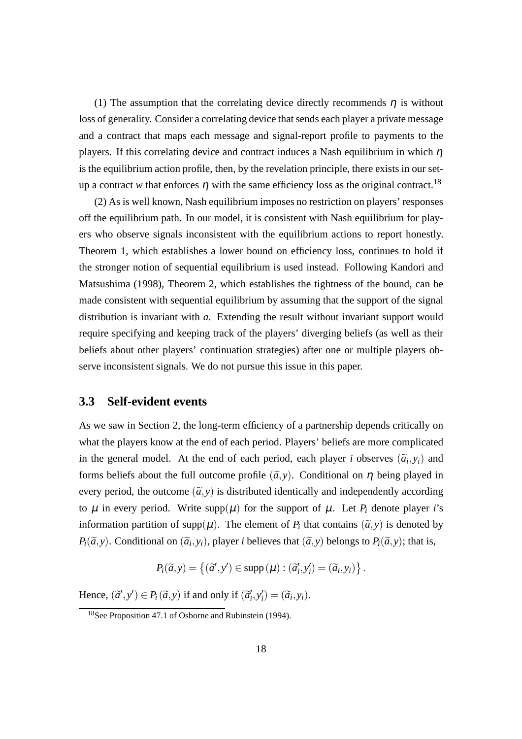(1) The assumption that the correlating device directly recommends $\eta$ is without loss of generality. Consider a correlating device that sends each player a private message and a contract that maps each message and signal-report profile to payments to the players. If this correlating device and contract induces a Nash equilibrium in which $\eta$ is the equilibrium action profile, then, by the revelation principle, there exists in our set-up a contract $w$ that enforces $\eta$ with the same efficiency loss as the original contract.[18]

(2) As is well known, Nash equilibrium imposes no restriction on players' responses off the equilibrium path. In our model, it is consistent with Nash equilibrium for players who observe signals inconsistent with the equilibrium actions to report honestly. Theorem 1, which establishes a lower bound on efficiency loss, continues to hold if the stronger notion of sequential equilibrium is used instead. Following Kandori and Matsushima (1998), Theorem 2, which establishes the tightness of the bound, can be made consistent with sequential equilibrium by assuming that the support of the signal distribution is invariant with $a$. Extending the result without invariant support would require specifying and keeping track of the players' diverging beliefs (as well as their beliefs about other players' continuation strategies) after one or multiple players observe inconsistent signals. We do not pursue this issue in this paper.

## 3.3 Self-evident events

As we saw in Section 2, the long-term efficiency of a partnership depends critically on what the players know at the end of each period. Players' beliefs are more complicated in the general model. At the end of each period, each player $i$ observes $(\widetilde{a}_i, y_i)$ and forms beliefs about the full outcome profile $(\widetilde{a}, y)$. Conditional on $\eta$ being played in every period, the outcome $(\widetilde{a}, y)$ is distributed identically and independently according to $\mu$ in every period. Write $\text{supp}(\mu)$ for the support of $\mu$. Let $P_i$ denote player $i$'s information partition of $\text{supp}(\mu)$. The element of $P_i$ that contains $(\widetilde{a}, y)$ is denoted by $P_i(\widetilde{a}, y)$. Conditional on $(\widetilde{a}_i, y_i)$, player $i$ believes that $(\widetilde{a}, y)$ belongs to $P_i(\widetilde{a}, y)$; that is,

$$P_i(\widetilde{a}, y) = \left\{ (\widetilde{a}', y') \in \text{supp}(\mu) : (\widetilde{a}'_i, y'_i) = (\widetilde{a}_i, y_i) \right\}.$$

Hence, $(\widetilde{a}', y') \in P_i(\widetilde{a}, y)$ if and only if $(\widetilde{a}'_i, y'_i) = (\widetilde{a}_i, y_i)$.

[18] See Proposition 47.1 of Osborne and Rubinstein (1994).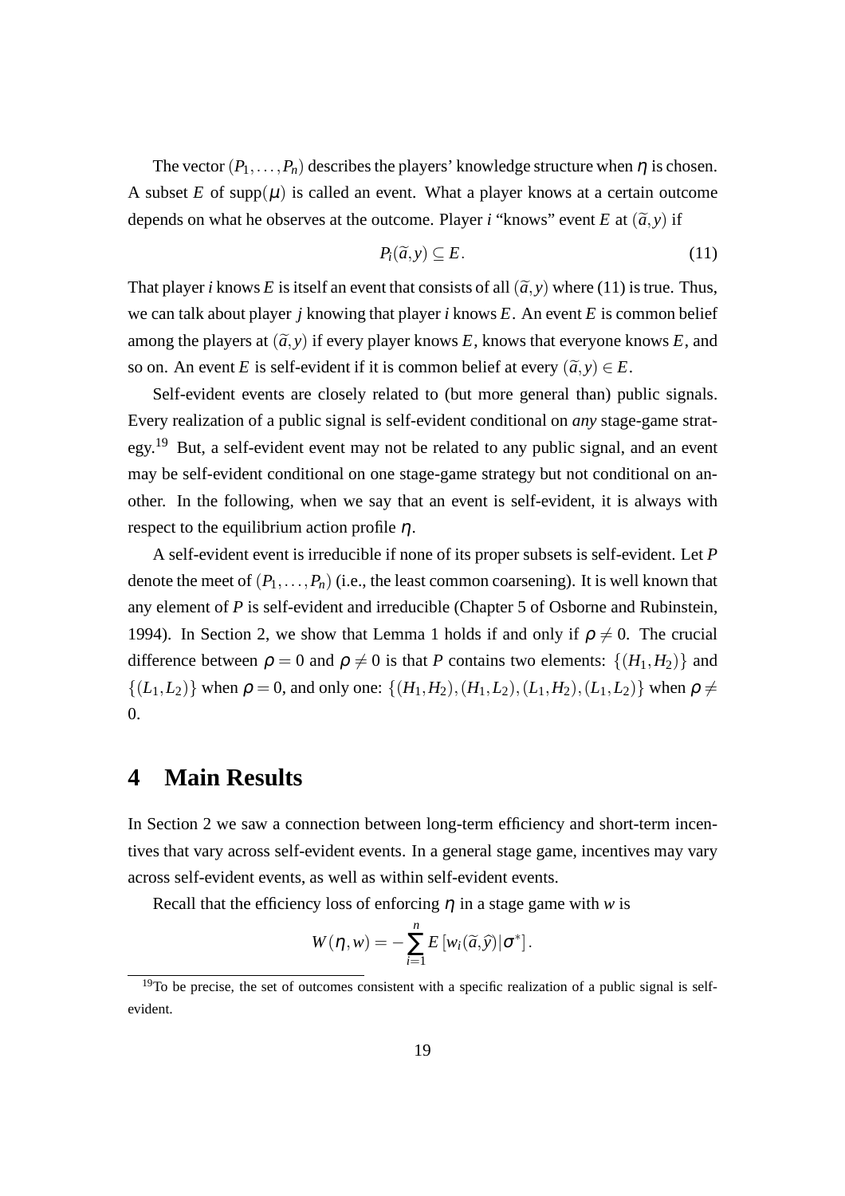The vector $(P_1, \ldots, P_n)$ describes the players' knowledge structure when $\eta$ is chosen. A subset $E$ of $\text{supp}(\mu)$ is called an event. What a player knows at a certain outcome depends on what he observes at the outcome. Player $i$ "knows" event $E$ at $(\widetilde{a}, y)$ if

$$P_i(\widetilde{a}, y) \subseteq E. \tag{11}$$

That player $i$ knows $E$ is itself an event that consists of all $(\widetilde{a}, y)$ where (11) is true. Thus, we can talk about player $j$ knowing that player $i$ knows $E$. An event $E$ is common belief among the players at $(\widetilde{a}, y)$ if every player knows $E$, knows that everyone knows $E$, and so on. An event $E$ is self-evident if it is common belief at every $(\widetilde{a}, y) \in E$.

Self-evident events are closely related to (but more general than) public signals. Every realization of a public signal is self-evident conditional on *any* stage-game strategy.[19] But, a self-evident event may not be related to any public signal, and an event may be self-evident conditional on one stage-game strategy but not conditional on another. In the following, when we say that an event is self-evident, it is always with respect to the equilibrium action profile $\eta$.

A self-evident event is irreducible if none of its proper subsets is self-evident. Let $P$ denote the meet of $(P_1, \ldots, P_n)$ (i.e., the least common coarsening). It is well known that any element of $P$ is self-evident and irreducible (Chapter 5 of Osborne and Rubinstein, 1994). In Section 2, we show that Lemma 1 holds if and only if $\rho \neq 0$. The crucial difference between $\rho = 0$ and $\rho \neq 0$ is that $P$ contains two elements: $\{(H_1, H_2)\}$ and $\{(L_1, L_2)\}$ when $\rho = 0$, and only one: $\{(H_1, H_2), (H_1, L_2), (L_1, H_2), (L_1, L_2)\}$ when $\rho \neq 0$.

# 4 Main Results

In Section 2 we saw a connection between long-term efficiency and short-term incentives that vary across self-evident events. In a general stage game, incentives may vary across self-evident events, as well as within self-evident events.

Recall that the efficiency loss of enforcing $\eta$ in a stage game with $w$ is

$$W(\eta, w) = -\sum_{i=1}^{n} E\left[w_i(\widetilde{a}, \widehat{y}) | \sigma^*\right].$$

[19] To be precise, the set of outcomes consistent with a specific realization of a public signal is self-evident.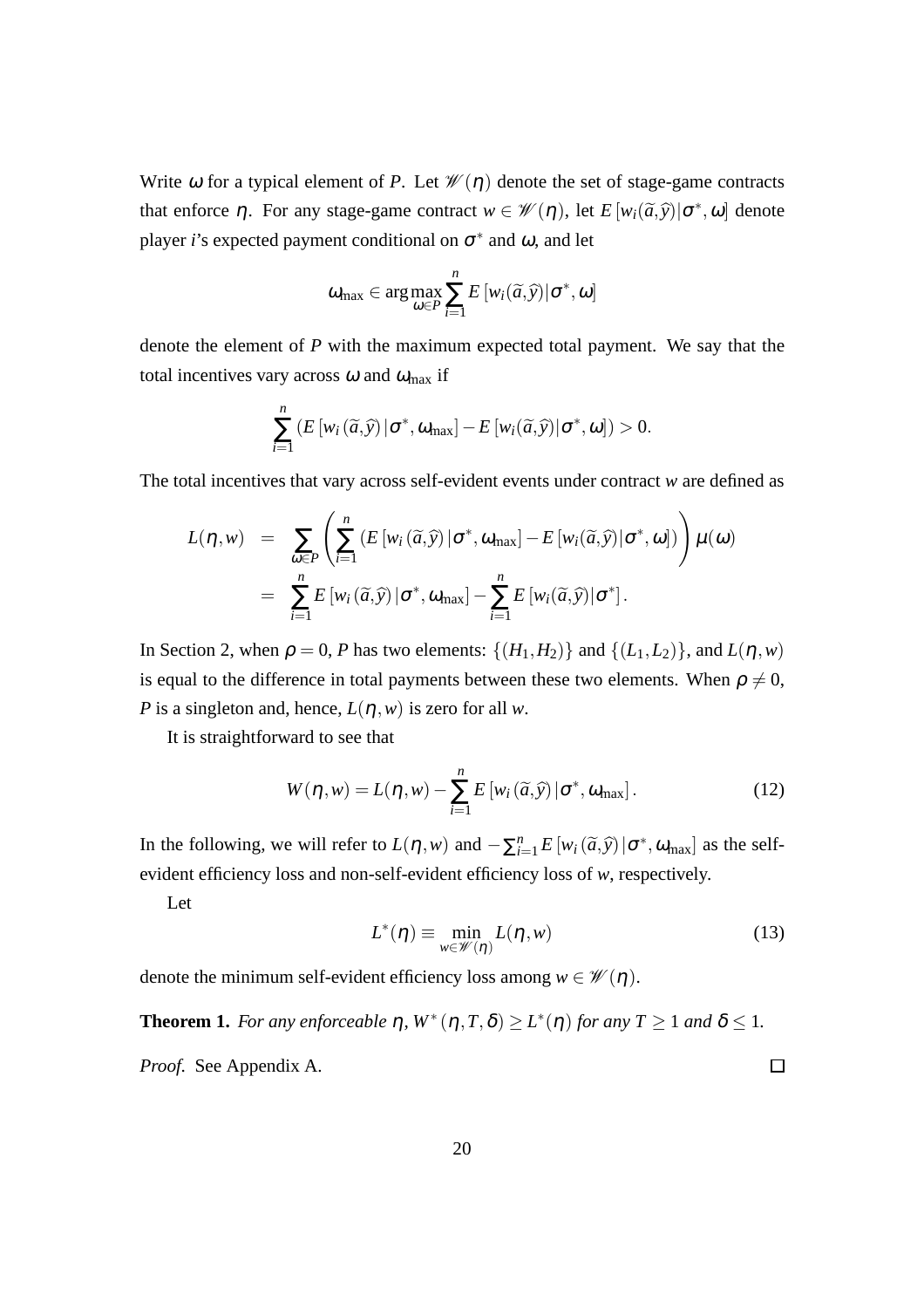Write $\omega$ for a typical element of $P$. Let $\mathscr{W}(\eta)$ denote the set of stage-game contracts that enforce $\eta$. For any stage-game contract $w \in \mathscr{W}(\eta)$, let $E[w_i(\widetilde{a},\widehat{y})|\sigma^*,\omega]$ denote player $i$'s expected payment conditional on $\sigma^*$ and $\omega$, and let

$$\omega_{\max} \in \arg\max_{\omega \in P} \sum_{i=1}^{n} E[w_i(\widetilde{a},\widehat{y})|\sigma^*,\omega]$$

denote the element of $P$ with the maximum expected total payment. We say that the total incentives vary across $\omega$ and $\omega_{\max}$ if

$$\sum_{i=1}^{n} \left(E[w_i(\widetilde{a},\widehat{y})|\sigma^*,\omega_{\max}] - E[w_i(\widetilde{a},\widehat{y})|\sigma^*,\omega]\right) > 0.$$

The total incentives that vary across self-evident events under contract $w$ are defined as

$$\begin{aligned}
L(\eta,w) &= \sum_{\omega \in P} \left( \sum_{i=1}^{n} \left(E[w_i(\widetilde{a},\widehat{y})|\sigma^*,\omega_{\max}] - E[w_i(\widetilde{a},\widehat{y})|\sigma^*,\omega]\right) \right) \mu(\omega) \\
&= \sum_{i=1}^{n} E[w_i(\widetilde{a},\widehat{y})|\sigma^*,\omega_{\max}] - \sum_{i=1}^{n} E[w_i(\widetilde{a},\widehat{y})|\sigma^*].
\end{aligned}$$

In Section 2, when $\rho = 0$, $P$ has two elements: $\{(H_1,H_2)\}$ and $\{(L_1,L_2)\}$, and $L(\eta,w)$ is equal to the difference in total payments between these two elements. When $\rho \neq 0$, $P$ is a singleton and, hence, $L(\eta,w)$ is zero for all $w$.

It is straightforward to see that

$$W(\eta,w) = L(\eta,w) - \sum_{i=1}^{n} E[w_i(\widetilde{a},\widehat{y})|\sigma^*,\omega_{\max}]. \tag{12}$$

In the following, we will refer to $L(\eta,w)$ and $-\sum_{i=1}^{n} E[w_i(\widetilde{a},\widehat{y})|\sigma^*,\omega_{\max}]$ as the self-evident efficiency loss and non-self-evident efficiency loss of $w$, respectively.

Let

$$L^*(\eta) \equiv \min_{w \in \mathscr{W}(\eta)} L(\eta,w) \tag{13}$$

denote the minimum self-evident efficiency loss among $w \in \mathscr{W}(\eta)$.

**Theorem 1.** *For any enforceable $\eta$, $W^*(\eta,T,\delta) \geq L^*(\eta)$ for any $T \geq 1$ and $\delta \leq 1$.*

*Proof.* See Appendix A. □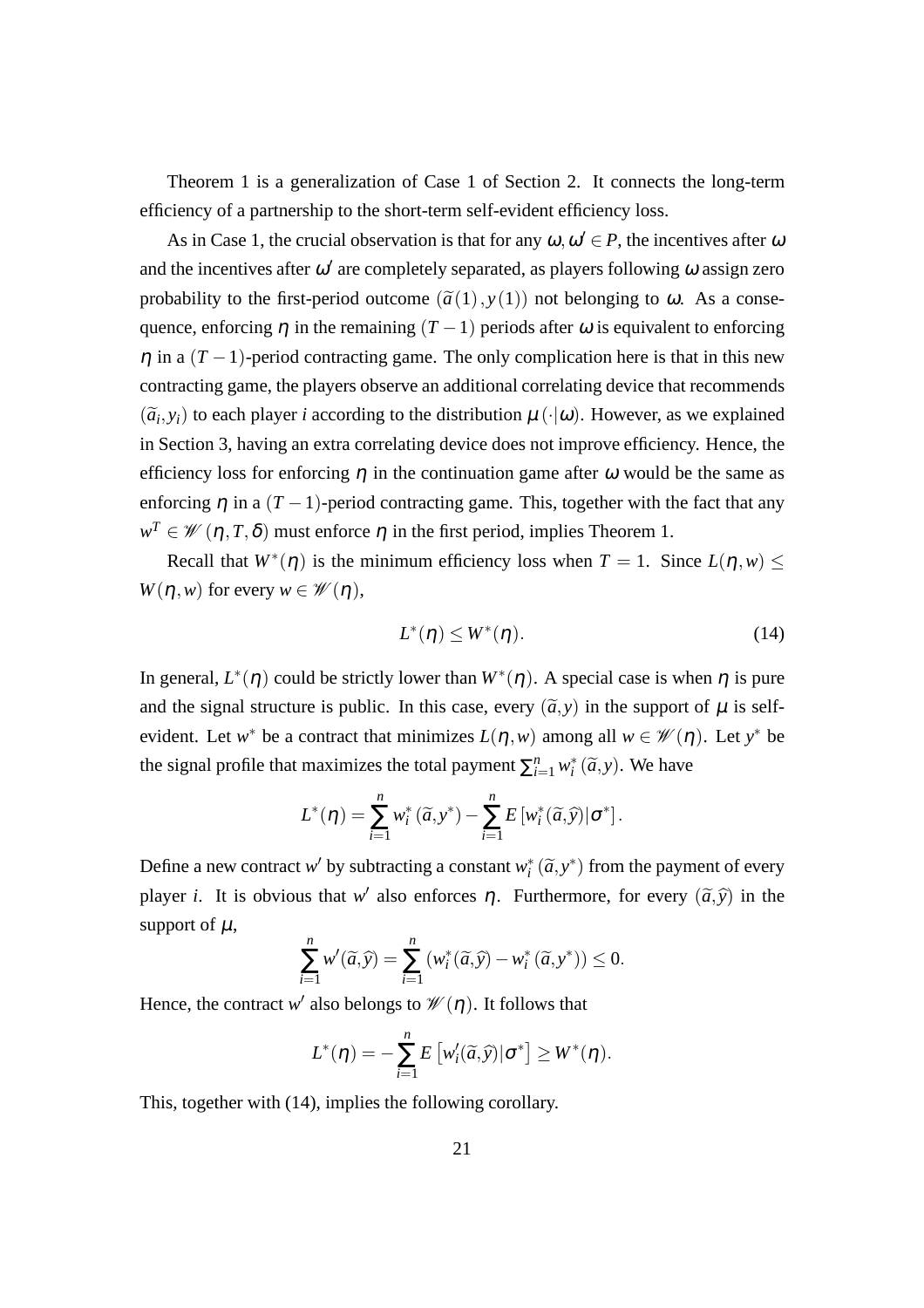Theorem 1 is a generalization of Case 1 of Section 2. It connects the long-term efficiency of a partnership to the short-term self-evident efficiency loss.

As in Case 1, the crucial observation is that for any $\omega, \omega' \in P$, the incentives after $\omega$ and the incentives after $\omega'$ are completely separated, as players following $\omega$ assign zero probability to the first-period outcome $(\widetilde{a}(1), y(1))$ not belonging to $\omega$. As a consequence, enforcing $\eta$ in the remaining $(T-1)$ periods after $\omega$ is equivalent to enforcing $\eta$ in a $(T-1)$-period contracting game. The only complication here is that in this new contracting game, the players observe an additional correlating device that recommends $(\widetilde{a}_i, y_i)$ to each player $i$ according to the distribution $\mu(\cdot|\omega)$. However, as we explained in Section 3, having an extra correlating device does not improve efficiency. Hence, the efficiency loss for enforcing $\eta$ in the continuation game after $\omega$ would be the same as enforcing $\eta$ in a $(T-1)$-period contracting game. This, together with the fact that any $w^T \in \mathscr{W}(\eta, T, \delta)$ must enforce $\eta$ in the first period, implies Theorem 1.

Recall that $W^*(\eta)$ is the minimum efficiency loss when $T = 1$. Since $L(\eta, w) \leq W(\eta, w)$ for every $w \in \mathscr{W}(\eta)$,

$$L^*(\eta) \leq W^*(\eta). \tag{14}$$

In general, $L^*(\eta)$ could be strictly lower than $W^*(\eta)$. A special case is when $\eta$ is pure and the signal structure is public. In this case, every $(\widetilde{a}, y)$ in the support of $\mu$ is self-evident. Let $w^*$ be a contract that minimizes $L(\eta, w)$ among all $w \in \mathscr{W}(\eta)$. Let $y^*$ be the signal profile that maximizes the total payment $\sum_{i=1}^n w_i^*(\widetilde{a}, y)$. We have

$$L^*(\eta) = \sum_{i=1}^n w_i^*(\widetilde{a}, y^*) - \sum_{i=1}^n E\left[w_i^*(\widetilde{a}, \widehat{y})|\sigma^*\right].$$

Define a new contract $w'$ by subtracting a constant $w_i^*(\widetilde{a}, y^*)$ from the payment of every player $i$. It is obvious that $w'$ also enforces $\eta$. Furthermore, for every $(\widetilde{a}, \widehat{y})$ in the support of $\mu$,

$$\sum_{i=1}^n w'(\widetilde{a}, \widehat{y}) = \sum_{i=1}^n \left(w_i^*(\widetilde{a}, \widehat{y}) - w_i^*(\widetilde{a}, y^*)\right) \leq 0.$$

Hence, the contract $w'$ also belongs to $\mathscr{W}(\eta)$. It follows that

$$L^*(\eta) = -\sum_{i=1}^n E\left[w_i'(\widetilde{a}, \widehat{y})|\sigma^*\right] \geq W^*(\eta).$$

This, together with (14), implies the following corollary.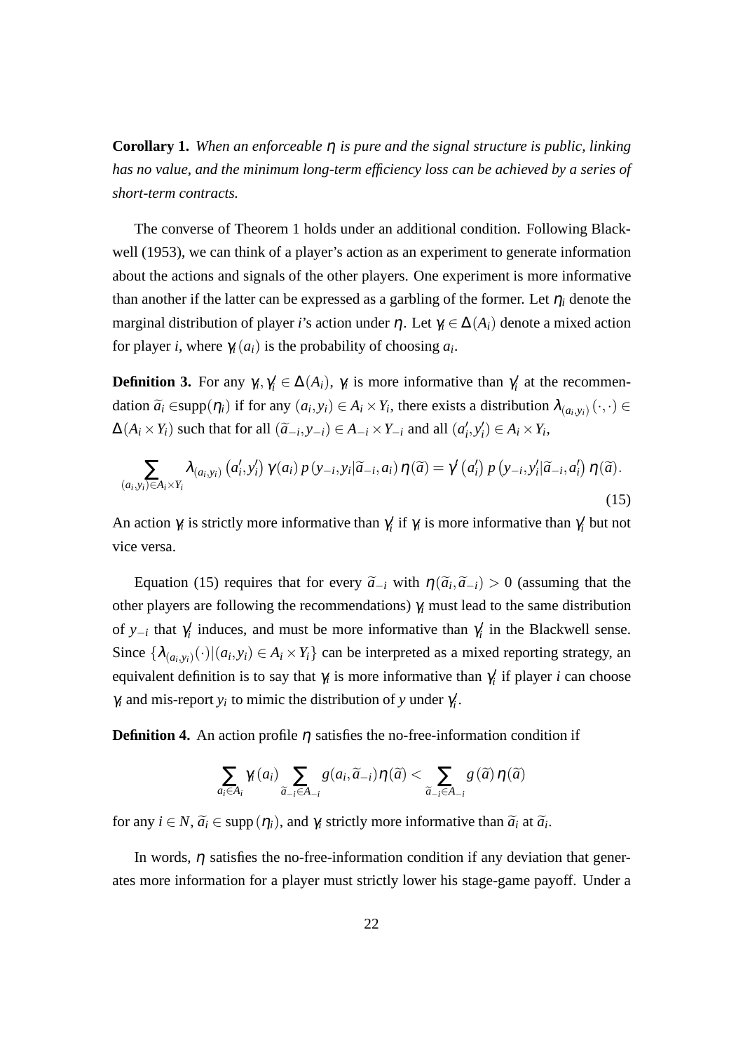**Corollary 1.** *When an enforceable $\eta$ is pure and the signal structure is public, linking has no value, and the minimum long-term efficiency loss can be achieved by a series of short-term contracts.*

The converse of Theorem 1 holds under an additional condition. Following Blackwell (1953), we can think of a player's action as an experiment to generate information about the actions and signals of the other players. One experiment is more informative than another if the latter can be expressed as a garbling of the former. Let $\eta_i$ denote the marginal distribution of player $i$'s action under $\eta$. Let $\gamma_i \in \Delta(A_i)$ denote a mixed action for player $i$, where $\gamma_i(a_i)$ is the probability of choosing $a_i$.

**Definition 3.** For any $\gamma_i, \gamma_i' \in \Delta(A_i)$, $\gamma_i$ is more informative than $\gamma_i'$ at the recommendation $\widetilde{a}_i \in$supp$(\eta_i)$ if for any $(a_i, y_i) \in A_i \times Y_i$, there exists a distribution $\lambda_{(a_i,y_i)}(\cdot,\cdot) \in \Delta(A_i \times Y_i)$ such that for all $(\widetilde{a}_{-i}, y_{-i}) \in A_{-i} \times Y_{-i}$ and all $(a_i', y_i') \in A_i \times Y_i$,

$$\sum_{(a_i,y_i)\in A_i\times Y_i} \lambda_{(a_i,y_i)}\left(a_i', y_i'\right) \gamma(a_i)\, p\left(y_{-i}, y_i | \widetilde{a}_{-i}, a_i\right) \eta(\widetilde{a}) = \gamma'\left(a_i'\right) p\left(y_{-i}, y_i' | \widetilde{a}_{-i}, a_i'\right) \eta(\widetilde{a}). \tag{15}$$

An action $\gamma_i$ is strictly more informative than $\gamma_i'$ if $\gamma_i$ is more informative than $\gamma_i'$ but not vice versa.

Equation (15) requires that for every $\widetilde{a}_{-i}$ with $\eta(\widetilde{a}_i, \widetilde{a}_{-i}) > 0$ (assuming that the other players are following the recommendations) $\gamma_i$ must lead to the same distribution of $y_{-i}$ that $\gamma_i'$ induces, and must be more informative than $\gamma_i'$ in the Blackwell sense. Since $\{\lambda_{(a_i,y_i)}(\cdot) | (a_i, y_i) \in A_i \times Y_i\}$ can be interpreted as a mixed reporting strategy, an equivalent definition is to say that $\gamma_i$ is more informative than $\gamma_i'$ if player $i$ can choose $\gamma_i$ and mis-report $y_i$ to mimic the distribution of $y$ under $\gamma_i'$.

**Definition 4.** An action profile $\eta$ satisfies the no-free-information condition if

$$\sum_{a_i\in A_i} \gamma_i(a_i) \sum_{\widetilde{a}_{-i}\in A_{-i}} g(a_i, \widetilde{a}_{-i})\eta(\widetilde{a}) < \sum_{\widetilde{a}_{-i}\in A_{-i}} g(\widetilde{a})\, \eta(\widetilde{a})$$

for any $i \in N$, $\widetilde{a}_i \in \text{supp}(\eta_i)$, and $\gamma_i$ strictly more informative than $\widetilde{a}_i$ at $\widetilde{a}_i$.

In words, $\eta$ satisfies the no-free-information condition if any deviation that generates more information for a player must strictly lower his stage-game payoff. Under a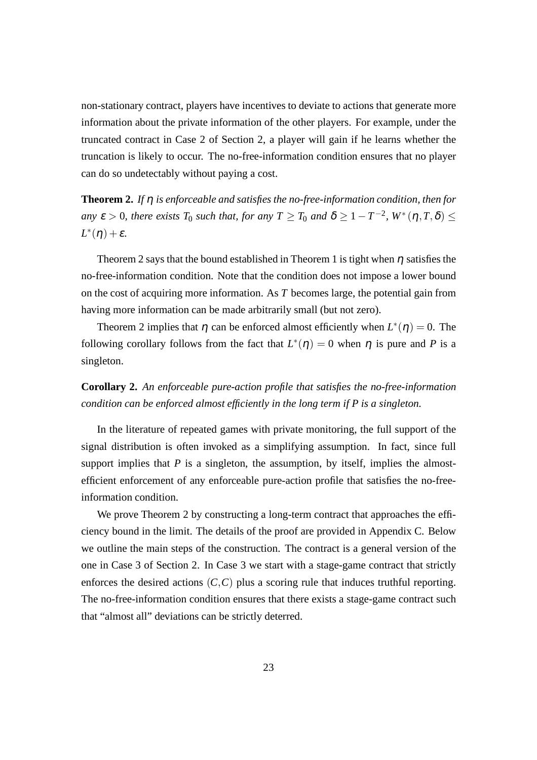non-stationary contract, players have incentives to deviate to actions that generate more information about the private information of the other players. For example, under the truncated contract in Case 2 of Section 2, a player will gain if he learns whether the truncation is likely to occur. The no-free-information condition ensures that no player can do so undetectably without paying a cost.

**Theorem 2.** *If $\eta$ is enforceable and satisfies the no-free-information condition, then for any $\varepsilon > 0$, there exists $T_0$ such that, for any $T \geq T_0$ and $\delta \geq 1 - T^{-2}$, $W^*(\eta, T, \delta) \leq L^*(\eta) + \varepsilon$.*

Theorem 2 says that the bound established in Theorem 1 is tight when $\eta$ satisfies the no-free-information condition. Note that the condition does not impose a lower bound on the cost of acquiring more information. As $T$ becomes large, the potential gain from having more information can be made arbitrarily small (but not zero).

Theorem 2 implies that $\eta$ can be enforced almost efficiently when $L^*(\eta) = 0$. The following corollary follows from the fact that $L^*(\eta) = 0$ when $\eta$ is pure and $P$ is a singleton.

**Corollary 2.** *An enforceable pure-action profile that satisfies the no-free-information condition can be enforced almost efficiently in the long term if $P$ is a singleton.*

In the literature of repeated games with private monitoring, the full support of the signal distribution is often invoked as a simplifying assumption. In fact, since full support implies that $P$ is a singleton, the assumption, by itself, implies the almost-efficient enforcement of any enforceable pure-action profile that satisfies the no-free-information condition.

We prove Theorem 2 by constructing a long-term contract that approaches the efficiency bound in the limit. The details of the proof are provided in Appendix C. Below we outline the main steps of the construction. The contract is a general version of the one in Case 3 of Section 2. In Case 3 we start with a stage-game contract that strictly enforces the desired actions $(C, C)$ plus a scoring rule that induces truthful reporting. The no-free-information condition ensures that there exists a stage-game contract such that "almost all" deviations can be strictly deterred.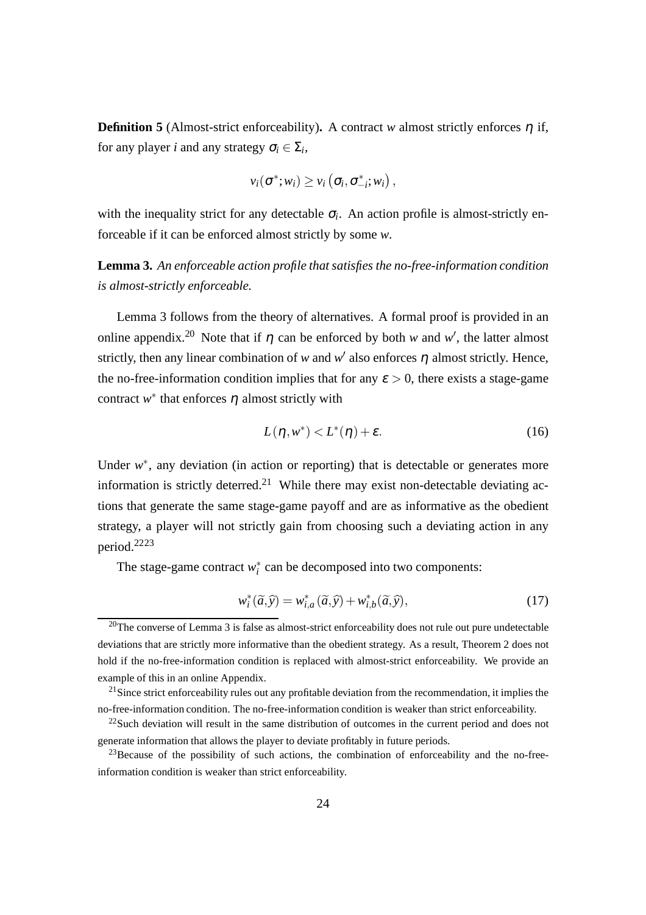**Definition 5** (Almost-strict enforceability)**.** A contract $w$ almost strictly enforces $\eta$ if, for any player $i$ and any strategy $\sigma_i \in \Sigma_i$,

$$v_i(\sigma^*; w_i) \geq v_i\left(\sigma_i, \sigma^*_{-i}; w_i\right),$$

with the inequality strict for any detectable $\sigma_i$. An action profile is almost-strictly enforceable if it can be enforced almost strictly by some $w$.

**Lemma 3.** *An enforceable action profile that satisfies the no-free-information condition is almost-strictly enforceable.*

Lemma 3 follows from the theory of alternatives. A formal proof is provided in an online appendix.[20] Note that if $\eta$ can be enforced by both $w$ and $w'$, the latter almost strictly, then any linear combination of $w$ and $w'$ also enforces $\eta$ almost strictly. Hence, the no-free-information condition implies that for any $\varepsilon > 0$, there exists a stage-game contract $w^*$ that enforces $\eta$ almost strictly with

$$L(\eta, w^*) < L^*(\eta) + \varepsilon. \tag{16}$$

Under $w^*$, any deviation (in action or reporting) that is detectable or generates more information is strictly deterred.[21] While there may exist non-detectable deviating actions that generate the same stage-game payoff and are as informative as the obedient strategy, a player will not strictly gain from choosing such a deviating action in any period.[22][23]

The stage-game contract $w^*_i$ can be decomposed into two components:

$$w^*_i(\widetilde{a}, \widehat{y}) = w^*_{i,a}(\widetilde{a}, \widehat{y}) + w^*_{i,b}(\widetilde{a}, \widehat{y}), \tag{17}$$

[20] The converse of Lemma 3 is false as almost-strict enforceability does not rule out pure undetectable deviations that are strictly more informative than the obedient strategy. As a result, Theorem 2 does not hold if the no-free-information condition is replaced with almost-strict enforceability. We provide an example of this in an online Appendix.

[21] Since strict enforceability rules out any profitable deviation from the recommendation, it implies the no-free-information condition. The no-free-information condition is weaker than strict enforceability.

[22] Such deviation will result in the same distribution of outcomes in the current period and does not generate information that allows the player to deviate profitably in future periods.

[23] Because of the possibility of such actions, the combination of enforceability and the no-free-information condition is weaker than strict enforceability.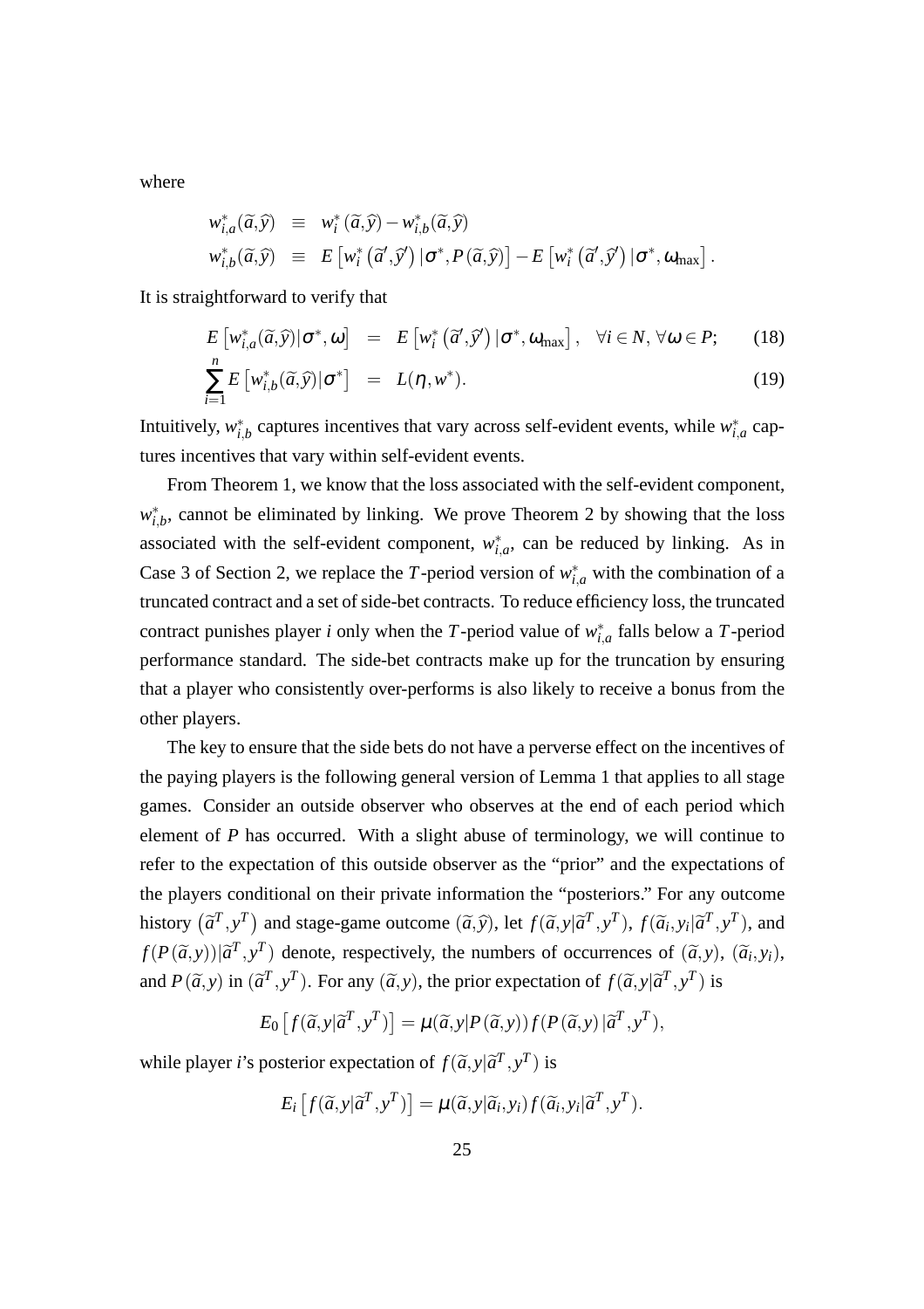where

$$
\begin{aligned}
w_{i,a}^{*}(\widetilde{a},\widehat{y}) &\equiv w_{i}^{*}(\widetilde{a},\widehat{y}) - w_{i,b}^{*}(\widetilde{a},\widehat{y}) \\
w_{i,b}^{*}(\widetilde{a},\widehat{y}) &\equiv E\left[w_{i}^{*}\left(\widetilde{a}',\widehat{y}'\right)|\sigma^{*},P(\widetilde{a},\widehat{y})\right] - E\left[w_{i}^{*}\left(\widetilde{a}',\widehat{y}'\right)|\sigma^{*},\omega_{\max}\right].
\end{aligned}
$$

It is straightforward to verify that

$$
E\left[w_{i,a}^{*}(\widetilde{a},\widehat{y})|\sigma^{*},\omega\right] = E\left[w_{i}^{*}\left(\widetilde{a}',\widehat{y}'\right)|\sigma^{*},\omega_{\max}\right], \quad \forall i \in N, \forall \omega \in P; \tag{18}
$$

$$
\sum_{i=1}^{n} E\left[w_{i,b}^{*}(\widetilde{a},\widehat{y})|\sigma^{*}\right] = L(\eta, w^{*}). \tag{19}
$$

Intuitively, $w_{i,b}^{*}$ captures incentives that vary across self-evident events, while $w_{i,a}^{*}$ captures incentives that vary within self-evident events.

From Theorem 1, we know that the loss associated with the self-evident component, $w_{i,b}^{*}$, cannot be eliminated by linking. We prove Theorem 2 by showing that the loss associated with the self-evident component, $w_{i,a}^{*}$, can be reduced by linking. As in Case 3 of Section 2, we replace the $T$-period version of $w_{i,a}^{*}$ with the combination of a truncated contract and a set of side-bet contracts. To reduce efficiency loss, the truncated contract punishes player $i$ only when the $T$-period value of $w_{i,a}^{*}$ falls below a $T$-period performance standard. The side-bet contracts make up for the truncation by ensuring that a player who consistently over-performs is also likely to receive a bonus from the other players.

The key to ensure that the side bets do not have a perverse effect on the incentives of the paying players is the following general version of Lemma 1 that applies to all stage games. Consider an outside observer who observes at the end of each period which element of $P$ has occurred. With a slight abuse of terminology, we will continue to refer to the expectation of this outside observer as the "prior" and the expectations of the players conditional on their private information the "posteriors." For any outcome history $\left(\widetilde{a}^{T},y^{T}\right)$ and stage-game outcome $(\widetilde{a},\widehat{y})$, let $f(\widetilde{a},y|\widetilde{a}^{T},y^{T})$, $f(\widetilde{a}_{i},y_{i}|\widetilde{a}^{T},y^{T})$, and $f(P(\widetilde{a},y))|\widetilde{a}^{T},y^{T})$ denote, respectively, the numbers of occurrences of $(\widetilde{a},y)$, $(\widetilde{a}_{i},y_{i})$, and $P(\widetilde{a},y)$ in $(\widetilde{a}^{T},y^{T})$. For any $(\widetilde{a},y)$, the prior expectation of $f(\widetilde{a},y|\widetilde{a}^{T},y^{T})$ is

$$
E_{0}\left[f(\widetilde{a},y|\widetilde{a}^{T},y^{T})\right] = \mu(\widetilde{a},y|P(\widetilde{a},y))\,f(P(\widetilde{a},y)\,|\widetilde{a}^{T},y^{T}),
$$

while player $i$'s posterior expectation of $f(\widetilde{a},y|\widetilde{a}^{T},y^{T})$ is

$$
E_{i}\left[f(\widetilde{a},y|\widetilde{a}^{T},y^{T})\right] = \mu(\widetilde{a},y|\widetilde{a}_{i},y_{i})\,f(\widetilde{a}_{i},y_{i}|\widetilde{a}^{T},y^{T}).
$$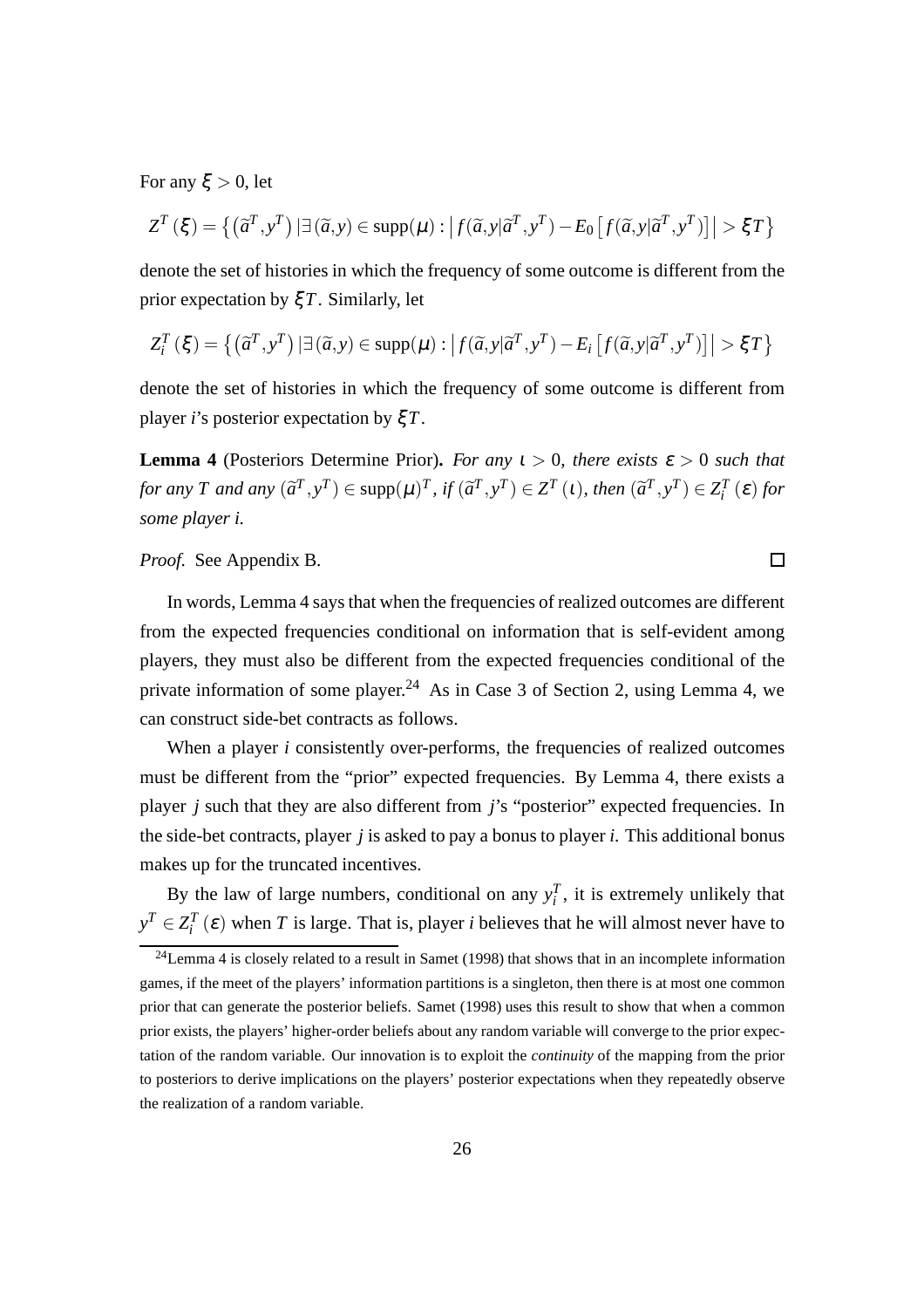For any $\xi > 0$, let

$$Z^T(\xi) = \left\{ \left(\widetilde{a}^T, y^T\right) | \exists (\widetilde{a}, y) \in \operatorname{supp}(\mu) : \left| f(\widetilde{a}, y | \widetilde{a}^T, y^T) - E_0\left[ f(\widetilde{a}, y | \widetilde{a}^T, y^T)\right] \right| > \xi T \right\}$$

denote the set of histories in which the frequency of some outcome is different from the prior expectation by $\xi T$. Similarly, let

$$Z_i^T(\xi) = \left\{ \left(\widetilde{a}^T, y^T\right) | \exists (\widetilde{a}, y) \in \operatorname{supp}(\mu) : \left| f(\widetilde{a}, y | \widetilde{a}^T, y^T) - E_i\left[ f(\widetilde{a}, y | \widetilde{a}^T, y^T)\right] \right| > \xi T \right\}$$

denote the set of histories in which the frequency of some outcome is different from player $i$'s posterior expectation by $\xi T$.

**Lemma 4** (Posteriors Determine Prior)**.** *For any $\iota > 0$, there exists $\varepsilon > 0$ such that for any $T$ and any $(\widetilde{a}^T, y^T) \in \operatorname{supp}(\mu)^T$, if $(\widetilde{a}^T, y^T) \in Z^T(\iota)$, then $(\widetilde{a}^T, y^T) \in Z_i^T(\varepsilon)$ for some player $i$.*

*Proof.* See Appendix B. □

In words, Lemma 4 says that when the frequencies of realized outcomes are different from the expected frequencies conditional on information that is self-evident among players, they must also be different from the expected frequencies conditional of the private information of some player.[24] As in Case 3 of Section 2, using Lemma 4, we can construct side-bet contracts as follows.

When a player $i$ consistently over-performs, the frequencies of realized outcomes must be different from the "prior" expected frequencies. By Lemma 4, there exists a player $j$ such that they are also different from $j$'s "posterior" expected frequencies. In the side-bet contracts, player $j$ is asked to pay a bonus to player $i$. This additional bonus makes up for the truncated incentives.

By the law of large numbers, conditional on any $y_i^T$, it is extremely unlikely that $y^T \in Z_i^T(\varepsilon)$ when $T$ is large. That is, player $i$ believes that he will almost never have to

[24]Lemma 4 is closely related to a result in Samet (1998) that shows that in an incomplete information games, if the meet of the players' information partitions is a singleton, then there is at most one common prior that can generate the posterior beliefs. Samet (1998) uses this result to show that when a common prior exists, the players' higher-order beliefs about any random variable will converge to the prior expectation of the random variable. Our innovation is to exploit the *continuity* of the mapping from the prior to posteriors to derive implications on the players' posterior expectations when they repeatedly observe the realization of a random variable.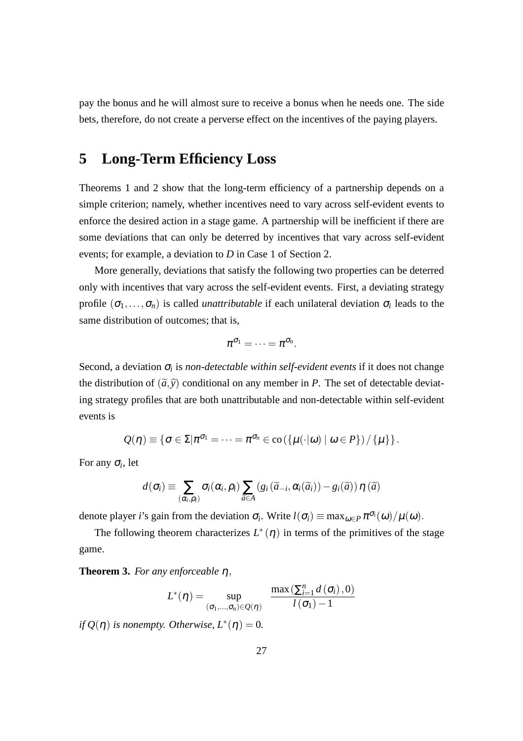pay the bonus and he will almost sure to receive a bonus when he needs one. The side bets, therefore, do not create a perverse effect on the incentives of the paying players.

# 5 Long-Term Efficiency Loss

Theorems 1 and 2 show that the long-term efficiency of a partnership depends on a simple criterion; namely, whether incentives need to vary across self-evident events to enforce the desired action in a stage game. A partnership will be inefficient if there are some deviations that can only be deterred by incentives that vary across self-evident events; for example, a deviation to $D$ in Case 1 of Section 2.

More generally, deviations that satisfy the following two properties can be deterred only with incentives that vary across the self-evident events. First, a deviating strategy profile $(\sigma_1, \ldots, \sigma_n)$ is called *unattributable* if each unilateral deviation $\sigma_i$ leads to the same distribution of outcomes; that is,

$$\pi^{\sigma_1} = \cdots = \pi^{\sigma_n}.$$

Second, a deviation $\sigma_i$ is *non-detectable within self-evident events* if it does not change the distribution of $(\widetilde{a}, \widehat{y})$ conditional on any member in $P$. The set of detectable deviating strategy profiles that are both unattributable and non-detectable within self-evident events is

$$Q(\eta) \equiv \{\sigma \in \Sigma | \pi^{\sigma_1} = \cdots = \pi^{\sigma_n} \in \mathrm{co}\left(\{\mu(\cdot|\omega) \mid \omega \in P\}\right) / \{\mu\}\}.$$

For any $\sigma_i$, let

$$d(\sigma_i) \equiv \sum_{(\alpha_i, \rho_i)} \sigma_i(\alpha_i, \rho_i) \sum_{\widetilde{a} \in A} \left(g_i\left(\widetilde{a}_{-i}, \alpha_i(\widetilde{a}_i)\right) - g_i(\widetilde{a})\right) \eta\left(\widetilde{a}\right)$$

denote player $i$'s gain from the deviation $\sigma_i$. Write $l(\sigma_i) \equiv \max_{\omega \in P} \pi^{\sigma_i}(\omega)/\mu(\omega)$.

The following theorem characterizes $L^*(\eta)$ in terms of the primitives of the stage game.

**Theorem 3.** *For any enforceable* $\eta$,

$$L^*(\eta) = \sup_{(\sigma_1, \ldots, \sigma_n) \in Q(\eta)} \frac{\max\left(\sum_{i=1}^n d\left(\sigma_i\right), 0\right)}{l\left(\sigma_1\right) - 1}$$

*if* $Q(\eta)$ *is nonempty. Otherwise,* $L^*(\eta) = 0$.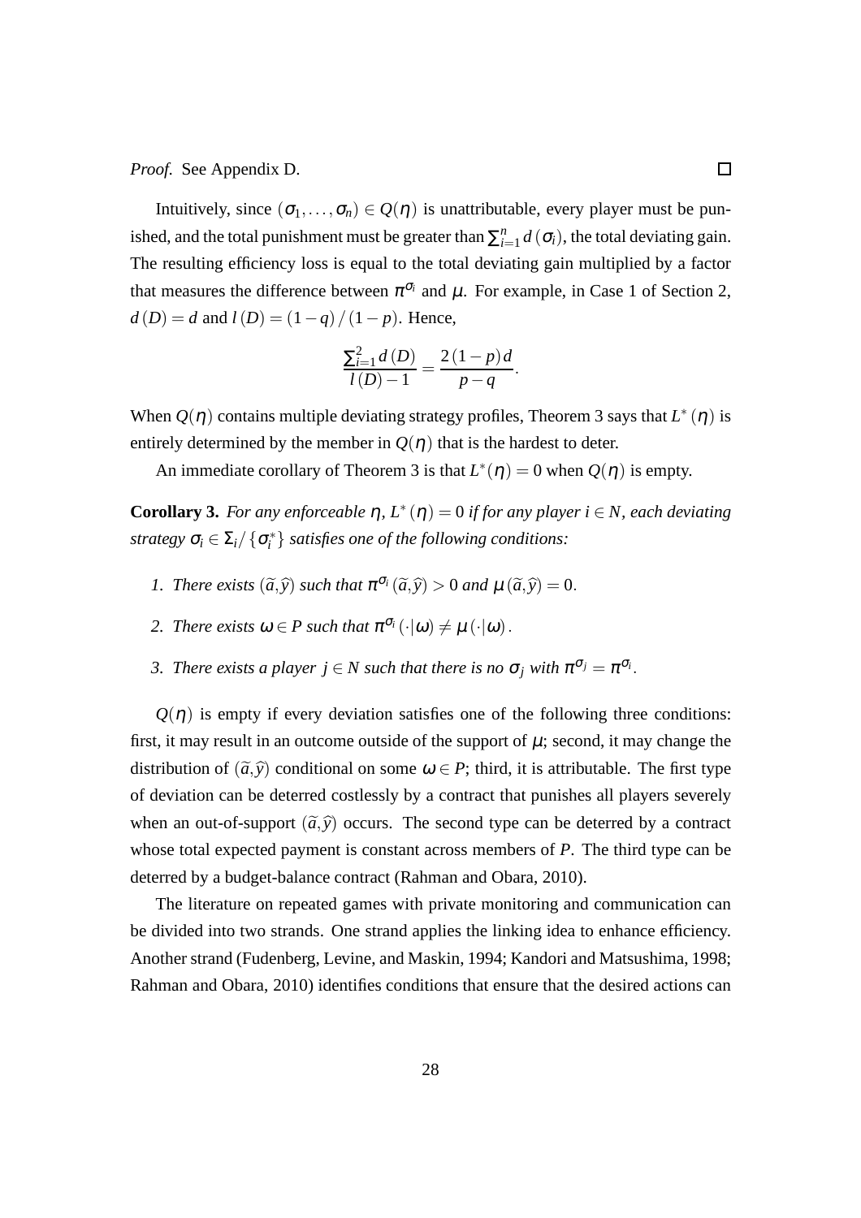*Proof.* See Appendix D. $\square$

Intuitively, since $(\sigma_1, \ldots, \sigma_n) \in Q(\eta)$ is unattributable, every player must be punished, and the total punishment must be greater than $\sum_{i=1}^{n} d(\sigma_i)$, the total deviating gain. The resulting efficiency loss is equal to the total deviating gain multiplied by a factor that measures the difference between $\pi^{\sigma_i}$ and $\mu$. For example, in Case 1 of Section 2, $d(D) = d$ and $l(D) = (1-q)/(1-p)$. Hence,

$$\frac{\sum_{i=1}^{2} d(D)}{l(D) - 1} = \frac{2(1-p)d}{p-q}.$$

When $Q(\eta)$ contains multiple deviating strategy profiles, Theorem 3 says that $L^*(\eta)$ is entirely determined by the member in $Q(\eta)$ that is the hardest to deter.

An immediate corollary of Theorem 3 is that $L^*(\eta) = 0$ when $Q(\eta)$ is empty.

**Corollary 3.** *For any enforceable $\eta$, $L^*(\eta) = 0$ if for any player $i \in N$, each deviating strategy $\sigma_i \in \Sigma_i / \{\sigma_i^*\}$ satisfies one of the following conditions:*

1. *There exists $(\widetilde{a}, \widehat{y})$ such that $\pi^{\sigma_i}(\widetilde{a}, \widehat{y}) > 0$ and $\mu(\widetilde{a}, \widehat{y}) = 0$.*
2. *There exists $\omega \in P$ such that $\pi^{\sigma_i}(\cdot|\omega) \neq \mu(\cdot|\omega)$.*
3. *There exists a player $j \in N$ such that there is no $\sigma_j$ with $\pi^{\sigma_j} = \pi^{\sigma_i}$.*

$Q(\eta)$ is empty if every deviation satisfies one of the following three conditions: first, it may result in an outcome outside of the support of $\mu$; second, it may change the distribution of $(\widetilde{a}, \widehat{y})$ conditional on some $\omega \in P$; third, it is attributable. The first type of deviation can be deterred costlessly by a contract that punishes all players severely when an out-of-support $(\widetilde{a}, \widehat{y})$ occurs. The second type can be deterred by a contract whose total expected payment is constant across members of $P$. The third type can be deterred by a budget-balance contract (Rahman and Obara, 2010).

The literature on repeated games with private monitoring and communication can be divided into two strands. One strand applies the linking idea to enhance efficiency. Another strand (Fudenberg, Levine, and Maskin, 1994; Kandori and Matsushima, 1998; Rahman and Obara, 2010) identifies conditions that ensure that the desired actions can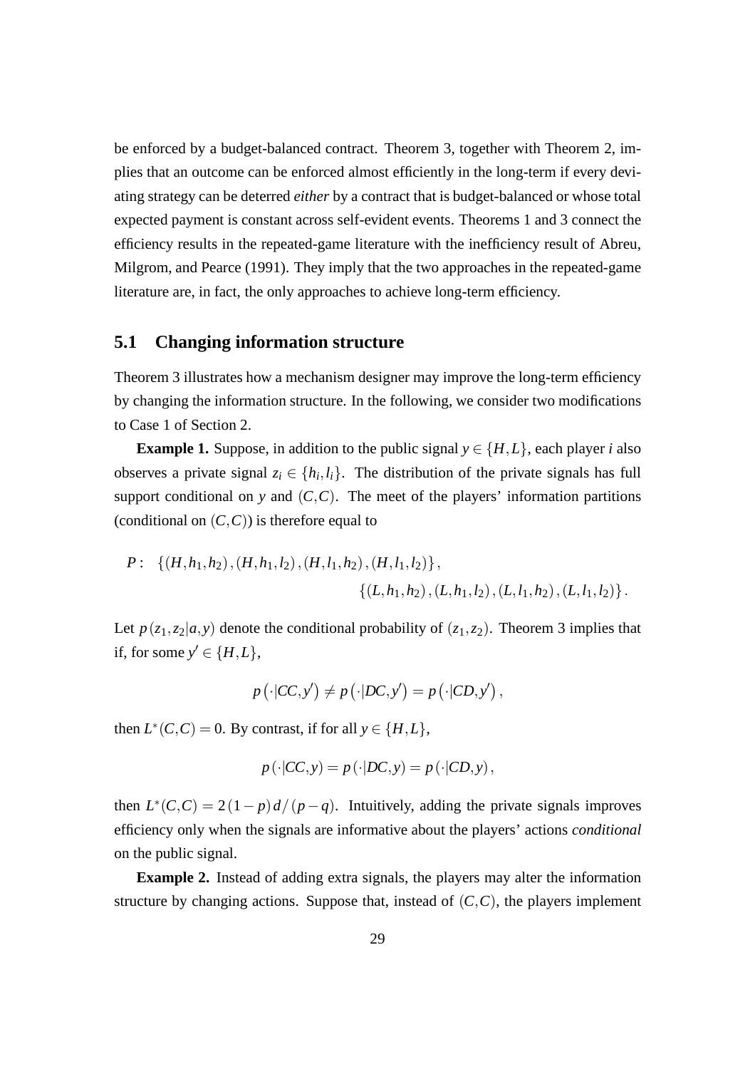be enforced by a budget-balanced contract. Theorem 3, together with Theorem 2, implies that an outcome can be enforced almost efficiently in the long-term if every deviating strategy can be deterred *either* by a contract that is budget-balanced or whose total expected payment is constant across self-evident events. Theorems 1 and 3 connect the efficiency results in the repeated-game literature with the inefficiency result of Abreu, Milgrom, and Pearce (1991). They imply that the two approaches in the repeated-game literature are, in fact, the only approaches to achieve long-term efficiency.

## 5.1 Changing information structure

Theorem 3 illustrates how a mechanism designer may improve the long-term efficiency by changing the information structure. In the following, we consider two modifications to Case 1 of Section 2.

**Example 1.** Suppose, in addition to the public signal $y \in \{H, L\}$, each player $i$ also observes a private signal $z_i \in \{h_i, l_i\}$. The distribution of the private signals has full support conditional on $y$ and $(C, C)$. The meet of the players' information partitions (conditional on $(C, C)$) is therefore equal to

$$P: \quad \{(H, h_1, h_2), (H, h_1, l_2), (H, l_1, h_2), (H, l_1, l_2)\},$$
$$\{(L, h_1, h_2), (L, h_1, l_2), (L, l_1, h_2), (L, l_1, l_2)\}.$$

Let $p(z_1, z_2|a, y)$ denote the conditional probability of $(z_1, z_2)$. Theorem 3 implies that if, for some $y' \in \{H, L\}$,

$$p(\cdot|CC, y') \neq p(\cdot|DC, y') = p(\cdot|CD, y'),$$

then $L^*(C, C) = 0$. By contrast, if for all $y \in \{H, L\}$,

$$p(\cdot|CC, y) = p(\cdot|DC, y) = p(\cdot|CD, y),$$

then $L^*(C, C) = 2(1-p)d/(p-q)$. Intuitively, adding the private signals improves efficiency only when the signals are informative about the players' actions *conditional* on the public signal.

**Example 2.** Instead of adding extra signals, the players may alter the information structure by changing actions. Suppose that, instead of $(C, C)$, the players implement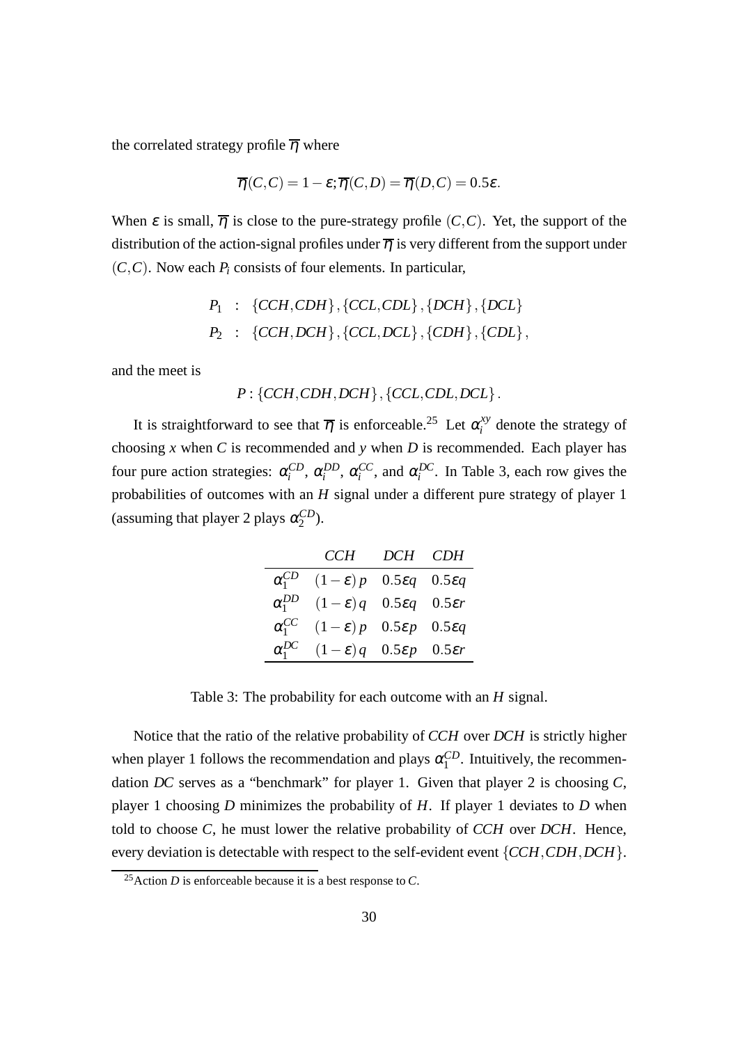the correlated strategy profile $\overline{\eta}$ where

$$\overline{\eta}(C,C) = 1-\varepsilon; \overline{\eta}(C,D) = \overline{\eta}(D,C) = 0.5\varepsilon.$$

When $\varepsilon$ is small, $\overline{\eta}$ is close to the pure-strategy profile $(C,C)$. Yet, the support of the distribution of the action-signal profiles under $\overline{\eta}$ is very different from the support under $(C,C)$. Now each $P_i$ consists of four elements. In particular,

$$\begin{aligned} P_1 &: \{CCH, CDH\}, \{CCL, CDL\}, \{DCH\}, \{DCL\} \\ P_2 &: \{CCH, DCH\}, \{CCL, DCL\}, \{CDH\}, \{CDL\}, \end{aligned}$$

and the meet is

$$P : \{CCH, CDH, DCH\}, \{CCL, CDL, DCL\}.$$

It is straightforward to see that $\overline{\eta}$ is enforceable.[25] Let $\alpha_i^{xy}$ denote the strategy of choosing $x$ when $C$ is recommended and $y$ when $D$ is recommended. Each player has four pure action strategies: $\alpha_i^{CD}$, $\alpha_i^{DD}$, $\alpha_i^{CC}$, and $\alpha_i^{DC}$. In Table 3, each row gives the probabilities of outcomes with an $H$ signal under a different pure strategy of player 1 (assuming that player 2 plays $\alpha_2^{CD}$).

| | $CCH$ | $DCH$ | $CDH$ |
|---|---|---|---|
| $\alpha_1^{CD}$ | $(1-\varepsilon)p$ | $0.5\varepsilon q$ | $0.5\varepsilon q$ |
| $\alpha_1^{DD}$ | $(1-\varepsilon)q$ | $0.5\varepsilon q$ | $0.5\varepsilon r$ |
| $\alpha_1^{CC}$ | $(1-\varepsilon)p$ | $0.5\varepsilon p$ | $0.5\varepsilon q$ |
| $\alpha_1^{DC}$ | $(1-\varepsilon)q$ | $0.5\varepsilon p$ | $0.5\varepsilon r$ |

Table 3: The probability for each outcome with an $H$ signal.

Notice that the ratio of the relative probability of $CCH$ over $DCH$ is strictly higher when player 1 follows the recommendation and plays $\alpha_1^{CD}$. Intuitively, the recommendation $DC$ serves as a "benchmark" for player 1. Given that player 2 is choosing $C$, player 1 choosing $D$ minimizes the probability of $H$. If player 1 deviates to $D$ when told to choose $C$, he must lower the relative probability of $CCH$ over $DCH$. Hence, every deviation is detectable with respect to the self-evident event $\{CCH, CDH, DCH\}$.

[25] Action $D$ is enforceable because it is a best response to $C$.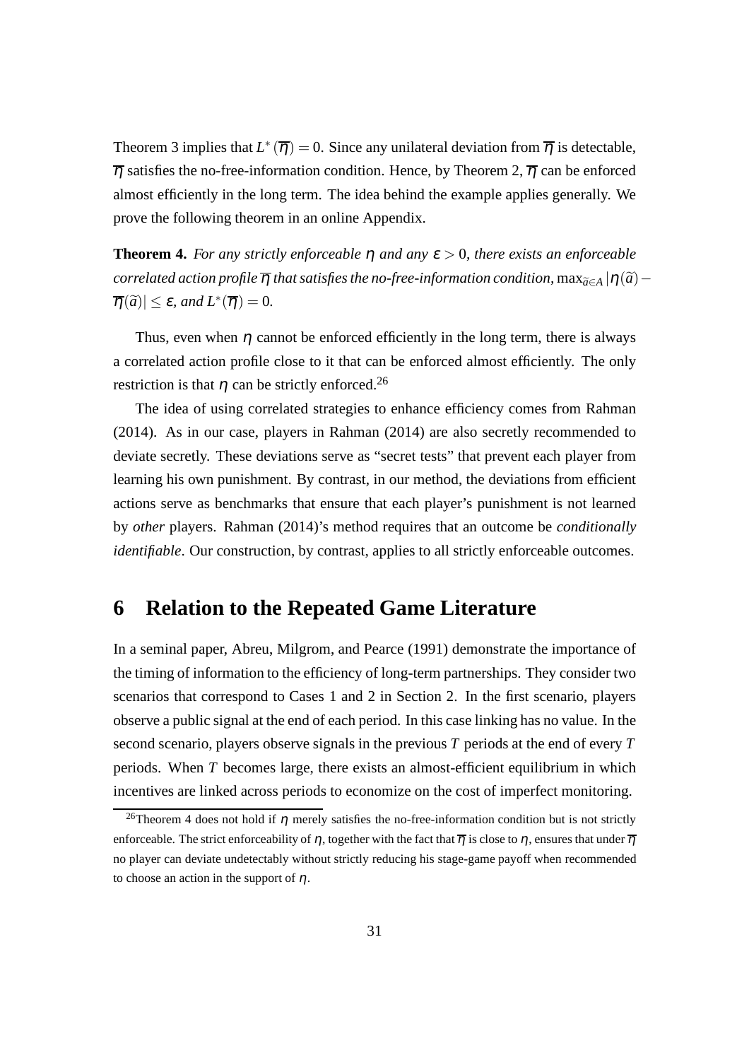Theorem 3 implies that $L^*(\overline{\eta}) = 0$. Since any unilateral deviation from $\overline{\eta}$ is detectable, $\overline{\eta}$ satisfies the no-free-information condition. Hence, by Theorem 2, $\overline{\eta}$ can be enforced almost efficiently in the long term. The idea behind the example applies generally. We prove the following theorem in an online Appendix.

**Theorem 4.** *For any strictly enforceable* $\eta$ *and any* $\varepsilon > 0$*, there exists an enforceable correlated action profile* $\overline{\eta}$ *that satisfies the no-free-information condition,* $\max_{\widetilde{a}\in A} |\eta(\widetilde{a}) - \overline{\eta}(\widetilde{a})| \leq \varepsilon$*, and* $L^*(\overline{\eta}) = 0$*.*

Thus, even when $\eta$ cannot be enforced efficiently in the long term, there is always a correlated action profile close to it that can be enforced almost efficiently. The only restriction is that $\eta$ can be strictly enforced.[26]

The idea of using correlated strategies to enhance efficiency comes from Rahman (2014). As in our case, players in Rahman (2014) are also secretly recommended to deviate secretly. These deviations serve as "secret tests" that prevent each player from learning his own punishment. By contrast, in our method, the deviations from efficient actions serve as benchmarks that ensure that each player's punishment is not learned by *other* players. Rahman (2014)'s method requires that an outcome be *conditionally identifiable*. Our construction, by contrast, applies to all strictly enforceable outcomes.

# 6 Relation to the Repeated Game Literature

In a seminal paper, Abreu, Milgrom, and Pearce (1991) demonstrate the importance of the timing of information to the efficiency of long-term partnerships. They consider two scenarios that correspond to Cases 1 and 2 in Section 2. In the first scenario, players observe a public signal at the end of each period. In this case linking has no value. In the second scenario, players observe signals in the previous $T$ periods at the end of every $T$ periods. When $T$ becomes large, there exists an almost-efficient equilibrium in which incentives are linked across periods to economize on the cost of imperfect monitoring.

[26] Theorem 4 does not hold if $\eta$ merely satisfies the no-free-information condition but is not strictly enforceable. The strict enforceability of $\eta$, together with the fact that $\overline{\eta}$ is close to $\eta$, ensures that under $\overline{\eta}$ no player can deviate undetectably without strictly reducing his stage-game payoff when recommended to choose an action in the support of $\eta$.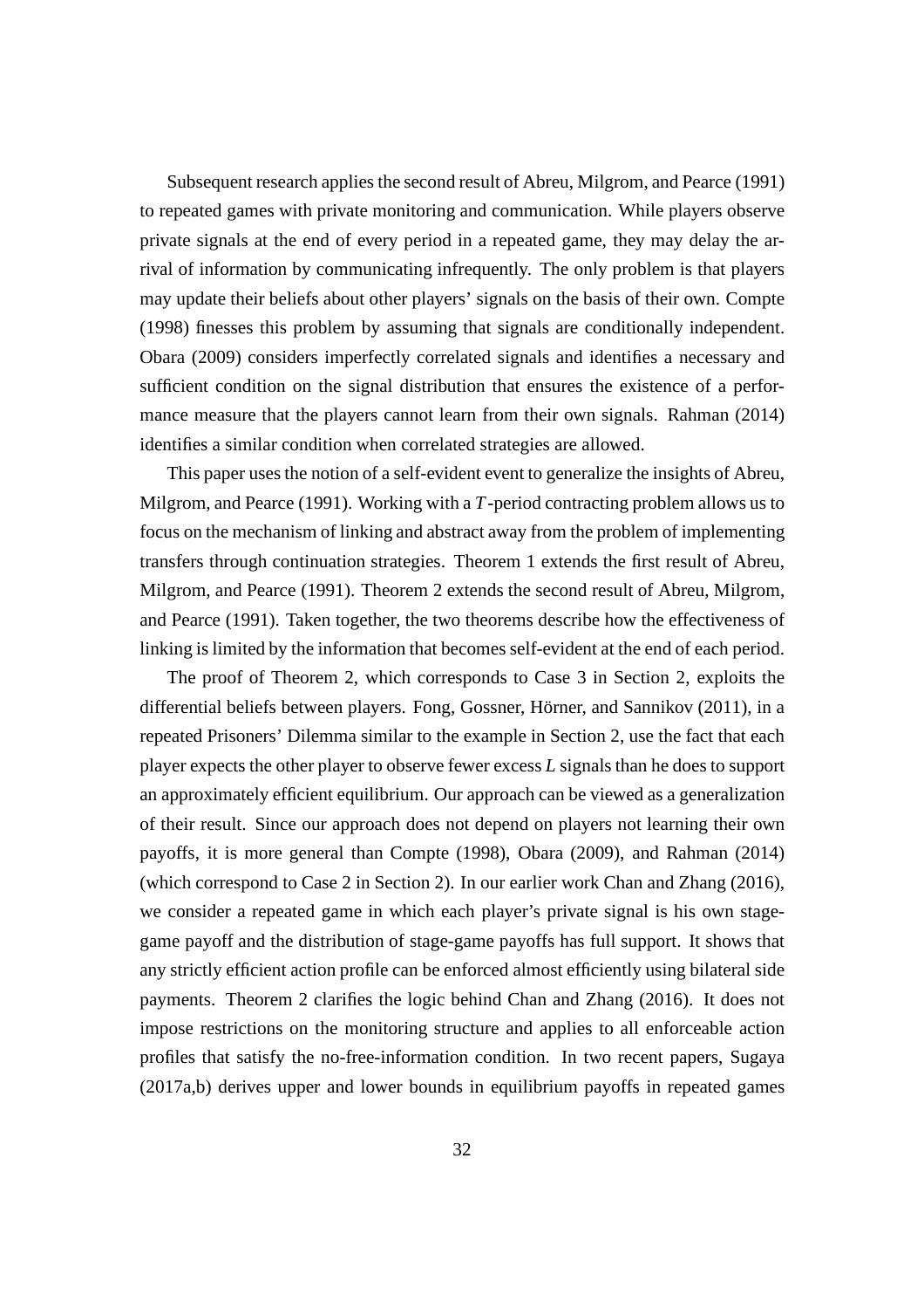Subsequent research applies the second result of Abreu, Milgrom, and Pearce (1991) to repeated games with private monitoring and communication. While players observe private signals at the end of every period in a repeated game, they may delay the arrival of information by communicating infrequently. The only problem is that players may update their beliefs about other players' signals on the basis of their own. Compte (1998) finesses this problem by assuming that signals are conditionally independent. Obara (2009) considers imperfectly correlated signals and identifies a necessary and sufficient condition on the signal distribution that ensures the existence of a performance measure that the players cannot learn from their own signals. Rahman (2014) identifies a similar condition when correlated strategies are allowed.

This paper uses the notion of a self-evident event to generalize the insights of Abreu, Milgrom, and Pearce (1991). Working with a $T$-period contracting problem allows us to focus on the mechanism of linking and abstract away from the problem of implementing transfers through continuation strategies. Theorem 1 extends the first result of Abreu, Milgrom, and Pearce (1991). Theorem 2 extends the second result of Abreu, Milgrom, and Pearce (1991). Taken together, the two theorems describe how the effectiveness of linking is limited by the information that becomes self-evident at the end of each period.

The proof of Theorem 2, which corresponds to Case 3 in Section 2, exploits the differential beliefs between players. Fong, Gossner, Hörner, and Sannikov (2011), in a repeated Prisoners' Dilemma similar to the example in Section 2, use the fact that each player expects the other player to observe fewer excess $L$ signals than he does to support an approximately efficient equilibrium. Our approach can be viewed as a generalization of their result. Since our approach does not depend on players not learning their own payoffs, it is more general than Compte (1998), Obara (2009), and Rahman (2014) (which correspond to Case 2 in Section 2). In our earlier work Chan and Zhang (2016), we consider a repeated game in which each player's private signal is his own stage-game payoff and the distribution of stage-game payoffs has full support. It shows that any strictly efficient action profile can be enforced almost efficiently using bilateral side payments. Theorem 2 clarifies the logic behind Chan and Zhang (2016). It does not impose restrictions on the monitoring structure and applies to all enforceable action profiles that satisfy the no-free-information condition. In two recent papers, Sugaya (2017a,b) derives upper and lower bounds in equilibrium payoffs in repeated games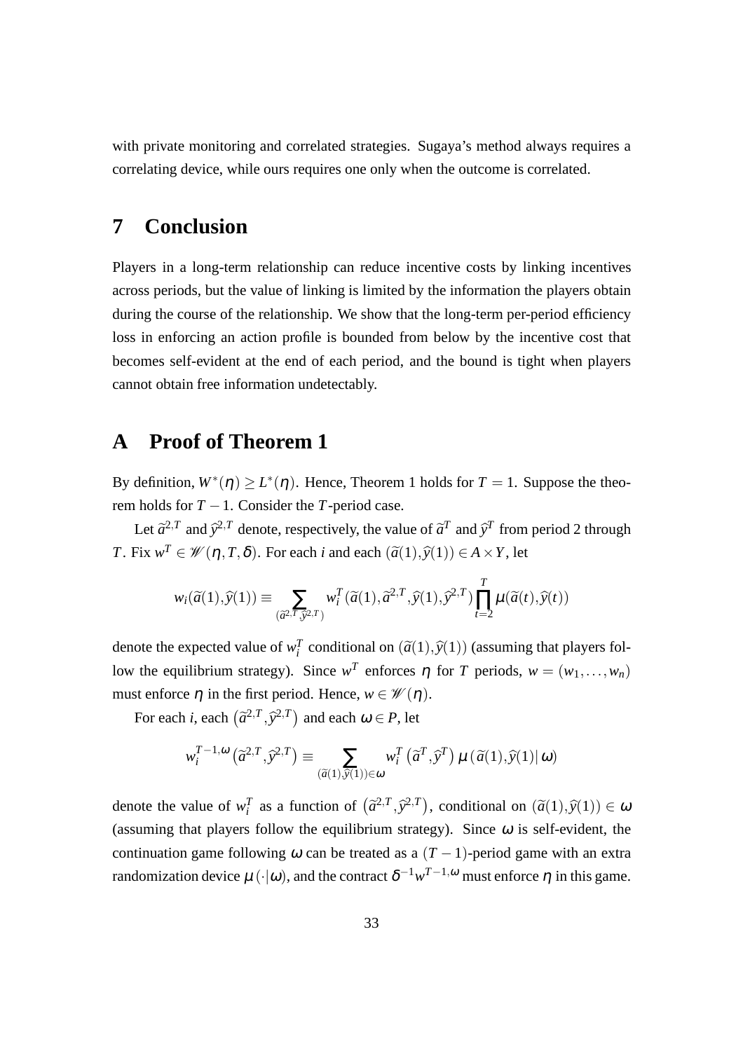with private monitoring and correlated strategies. Sugaya's method always requires a correlating device, while ours requires one only when the outcome is correlated.

# 7 Conclusion

Players in a long-term relationship can reduce incentive costs by linking incentives across periods, but the value of linking is limited by the information the players obtain during the course of the relationship. We show that the long-term per-period efficiency loss in enforcing an action profile is bounded from below by the incentive cost that becomes self-evident at the end of each period, and the bound is tight when players cannot obtain free information undetectably.

# A Proof of Theorem 1

By definition, $W^*(\eta) \geq L^*(\eta)$. Hence, Theorem 1 holds for $T = 1$. Suppose the theorem holds for $T-1$. Consider the $T$-period case.

Let $\widetilde{a}^{2,T}$ and $\widehat{y}^{2,T}$ denote, respectively, the value of $\widetilde{a}^T$ and $\widehat{y}^T$ from period 2 through $T$. Fix $w^T \in \mathscr{W}(\eta, T, \delta)$. For each $i$ and each $(\widetilde{a}(1), \widehat{y}(1)) \in A \times Y$, let

$$w_i(\widetilde{a}(1), \widehat{y}(1)) \equiv \sum_{(\widetilde{a}^{2,T}, \widehat{y}^{2,T})} w_i^T(\widetilde{a}(1), \widetilde{a}^{2,T}, \widehat{y}(1), \widehat{y}^{2,T}) \prod_{t=2}^{T} \mu(\widetilde{a}(t), \widehat{y}(t))$$

denote the expected value of $w_i^T$ conditional on $(\widetilde{a}(1), \widehat{y}(1))$ (assuming that players follow the equilibrium strategy). Since $w^T$ enforces $\eta$ for $T$ periods, $w = (w_1, \ldots, w_n)$ must enforce $\eta$ in the first period. Hence, $w \in \mathscr{W}(\eta)$.

For each $i$, each $\left(\widetilde{a}^{2,T}, \widehat{y}^{2,T}\right)$ and each $\omega \in P$, let

$$w_i^{T-1,\omega}\left(\widetilde{a}^{2,T}, \widehat{y}^{2,T}\right) \equiv \sum_{(\widetilde{a}(1), \widehat{y}(1)) \in \omega} w_i^T\left(\widetilde{a}^T, \widehat{y}^T\right) \mu\left(\widetilde{a}(1), \widehat{y}(1) | \, \omega\right)$$

denote the value of $w_i^T$ as a function of $\left(\widetilde{a}^{2,T}, \widehat{y}^{2,T}\right)$, conditional on $(\widetilde{a}(1), \widehat{y}(1)) \in \omega$ (assuming that players follow the equilibrium strategy). Since $\omega$ is self-evident, the continuation game following $\omega$ can be treated as a $(T-1)$-period game with an extra randomization device $\mu(\cdot|\omega)$, and the contract $\delta^{-1} w^{T-1,\omega}$ must enforce $\eta$ in this game.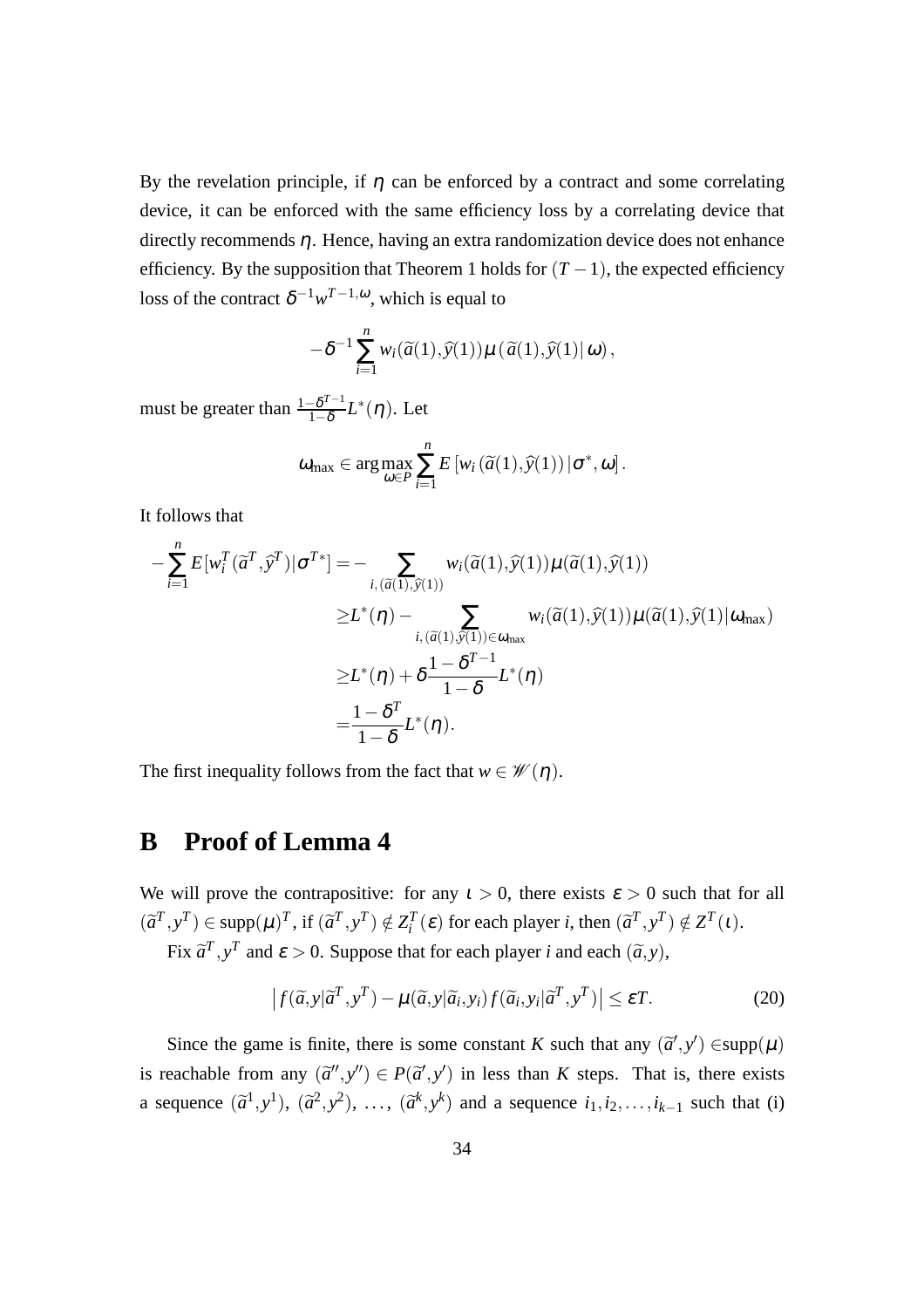By the revelation principle, if $\eta$ can be enforced by a contract and some correlating device, it can be enforced with the same efficiency loss by a correlating device that directly recommends $\eta$. Hence, having an extra randomization device does not enhance efficiency. By the supposition that Theorem 1 holds for $(T-1)$, the expected efficiency loss of the contract $\delta^{-1}w^{T-1,\omega}$, which is equal to

$$-\delta^{-1}\sum_{i=1}^{n} w_i(\widetilde{a}(1),\widehat{y}(1))\mu(\widetilde{a}(1),\widehat{y}(1)|\,\omega),$$

must be greater than $\frac{1-\delta^{T-1}}{1-\delta}L^*(\eta)$. Let

$$\omega_{\max}\in\arg\max_{\omega\in P}\sum_{i=1}^{n}E\left[w_i\left(\widetilde{a}(1),\widehat{y}(1)\right)|\sigma^*,\omega\right].$$

It follows that

$$\begin{aligned}
-\sum_{i=1}^{n}E[w_i^T(\widetilde{a}^T,\widehat{y}^T)|\sigma^{T*}] &= -\sum_{i,(\widetilde{a}(1),\widehat{y}(1))} w_i(\widetilde{a}(1),\widehat{y}(1))\mu(\widetilde{a}(1),\widehat{y}(1)) \\
&\geq L^*(\eta)-\sum_{i,(\widetilde{a}(1),\widehat{y}(1))\in\omega_{\max}} w_i(\widetilde{a}(1),\widehat{y}(1))\mu(\widetilde{a}(1),\widehat{y}(1)|\omega_{\max}) \\
&\geq L^*(\eta)+\delta\frac{1-\delta^{T-1}}{1-\delta}L^*(\eta) \\
&= \frac{1-\delta^T}{1-\delta}L^*(\eta).
\end{aligned}$$

The first inequality follows from the fact that $w\in\mathscr{W}(\eta)$.

## B Proof of Lemma 4

We will prove the contrapositive: for any $\iota>0$, there exists $\varepsilon>0$ such that for all $(\widetilde{a}^T,y^T)\in\text{supp}(\mu)^T$, if $(\widetilde{a}^T,y^T)\notin Z_i^T(\varepsilon)$ for each player $i$, then $(\widetilde{a}^T,y^T)\notin Z^T(\iota)$.

Fix $\widetilde{a}^T,y^T$ and $\varepsilon>0$. Suppose that for each player $i$ and each $(\widetilde{a},y)$,

$$\left|f(\widetilde{a},y|\widetilde{a}^T,y^T)-\mu(\widetilde{a},y|\widetilde{a}_i,y_i)f(\widetilde{a}_i,y_i|\widetilde{a}^T,y^T)\right|\leq\varepsilon T. \tag{20}$$

Since the game is finite, there is some constant $K$ such that any $(\widetilde{a}',y')\in$supp$(\mu)$ is reachable from any $(\widetilde{a}'',y'')\in P(\widetilde{a}',y')$ in less than $K$ steps. That is, there exists a sequence $(\widetilde{a}^1,y^1)$, $(\widetilde{a}^2,y^2)$, $\ldots$, $(\widetilde{a}^k,y^k)$ and a sequence $i_1,i_2,\ldots,i_{k-1}$ such that (i)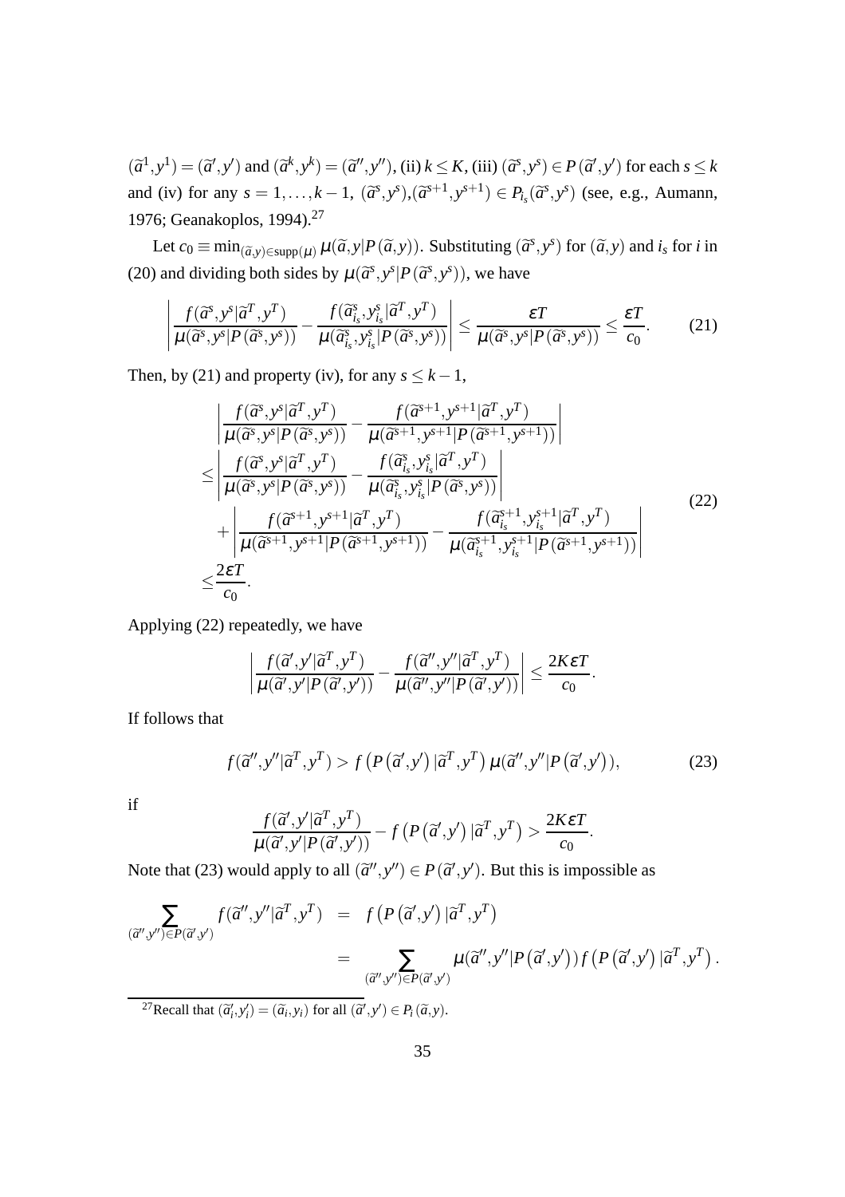$(\widetilde{a}^1, y^1) = (\widetilde{a}', y')$ and $(\widetilde{a}^k, y^k) = (\widetilde{a}'', y'')$, (ii) $k \leq K$, (iii) $(\widetilde{a}^s, y^s) \in P(\widetilde{a}', y')$ for each $s \leq k$ and (iv) for any $s = 1, \ldots, k-1$, $(\widetilde{a}^s, y^s), (\widetilde{a}^{s+1}, y^{s+1}) \in P_{i_s}(\widetilde{a}^s, y^s)$ (see, e.g., Aumann, 1976; Geanakoplos, 1994).[27]

Let $c_0 \equiv \min_{(\widetilde{a}, y) \in \text{supp}(\mu)} \mu(\widetilde{a}, y | P(\widetilde{a}, y))$. Substituting $(\widetilde{a}^s, y^s)$ for $(\widetilde{a}, y)$ and $i_s$ for $i$ in (20) and dividing both sides by $\mu(\widetilde{a}^s, y^s | P(\widetilde{a}^s, y^s))$, we have

$$\left| \frac{f(\widetilde{a}^s, y^s | \widetilde{a}^T, y^T)}{\mu(\widetilde{a}^s, y^s | P(\widetilde{a}^s, y^s))} - \frac{f(\widetilde{a}^s_{i_s}, y^s_{i_s} | \widetilde{a}^T, y^T)}{\mu(\widetilde{a}^s_{i_s}, y^s_{i_s} | P(\widetilde{a}^s, y^s))} \right| \leq \frac{\varepsilon T}{\mu(\widetilde{a}^s, y^s | P(\widetilde{a}^s, y^s))} \leq \frac{\varepsilon T}{c_0}. \tag{21}$$

Then, by (21) and property (iv), for any $s \leq k-1$,

$$\begin{aligned}
&\left| \frac{f(\widetilde{a}^s, y^s | \widetilde{a}^T, y^T)}{\mu(\widetilde{a}^s, y^s | P(\widetilde{a}^s, y^s))} - \frac{f(\widetilde{a}^{s+1}, y^{s+1} | \widetilde{a}^T, y^T)}{\mu(\widetilde{a}^{s+1}, y^{s+1} | P(\widetilde{a}^{s+1}, y^{s+1}))} \right| \\
\leq &\left| \frac{f(\widetilde{a}^s, y^s | \widetilde{a}^T, y^T)}{\mu(\widetilde{a}^s, y^s | P(\widetilde{a}^s, y^s))} - \frac{f(\widetilde{a}^s_{i_s}, y^s_{i_s} | \widetilde{a}^T, y^T)}{\mu(\widetilde{a}^s_{i_s}, y^s_{i_s} | P(\widetilde{a}^s, y^s))} \right| \\
&+ \left| \frac{f(\widetilde{a}^{s+1}, y^{s+1} | \widetilde{a}^T, y^T)}{\mu(\widetilde{a}^{s+1}, y^{s+1} | P(\widetilde{a}^{s+1}, y^{s+1}))} - \frac{f(\widetilde{a}^{s+1}_{i_s}, y^{s+1}_{i_s} | \widetilde{a}^T, y^T)}{\mu(\widetilde{a}^{s+1}_{i_s}, y^{s+1}_{i_s} | P(\widetilde{a}^{s+1}, y^{s+1}))} \right| \\
\leq &\frac{2\varepsilon T}{c_0}.
\end{aligned} \tag{22}$$

Applying (22) repeatedly, we have

$$\left| \frac{f(\widetilde{a}', y' | \widetilde{a}^T, y^T)}{\mu(\widetilde{a}', y' | P(\widetilde{a}', y'))} - \frac{f(\widetilde{a}'', y'' | \widetilde{a}^T, y^T)}{\mu(\widetilde{a}'', y'' | P(\widetilde{a}', y'))} \right| \leq \frac{2K\varepsilon T}{c_0}.$$

If follows that

$$f(\widetilde{a}'', y'' | \widetilde{a}^T, y^T) > f\left(P(\widetilde{a}', y') | \widetilde{a}^T, y^T\right) \mu(\widetilde{a}'', y'' | P(\widetilde{a}', y')), \tag{23}$$

if

$$\frac{f(\widetilde{a}', y' | \widetilde{a}^T, y^T)}{\mu(\widetilde{a}', y' | P(\widetilde{a}', y'))} - f\left(P(\widetilde{a}', y') | \widetilde{a}^T, y^T\right) > \frac{2K\varepsilon T}{c_0}.$$

Note that (23) would apply to all $(\widetilde{a}'', y'') \in P(\widetilde{a}', y')$. But this is impossible as

$$\begin{aligned}
\sum_{(\widetilde{a}'', y'') \in P(\widetilde{a}', y')} f(\widetilde{a}'', y'' | \widetilde{a}^T, y^T) &= f\left(P(\widetilde{a}', y') | \widetilde{a}^T, y^T\right) \\
&= \sum_{(\widetilde{a}'', y'') \in P(\widetilde{a}', y')} \mu(\widetilde{a}'', y'' | P(\widetilde{a}', y')) f\left(P(\widetilde{a}', y') | \widetilde{a}^T, y^T\right).
\end{aligned}$$

[27] Recall that $(\widetilde{a}'_i, y'_i) = (\widetilde{a}_i, y_i)$ for all $(\widetilde{a}', y') \in P_i(\widetilde{a}, y)$.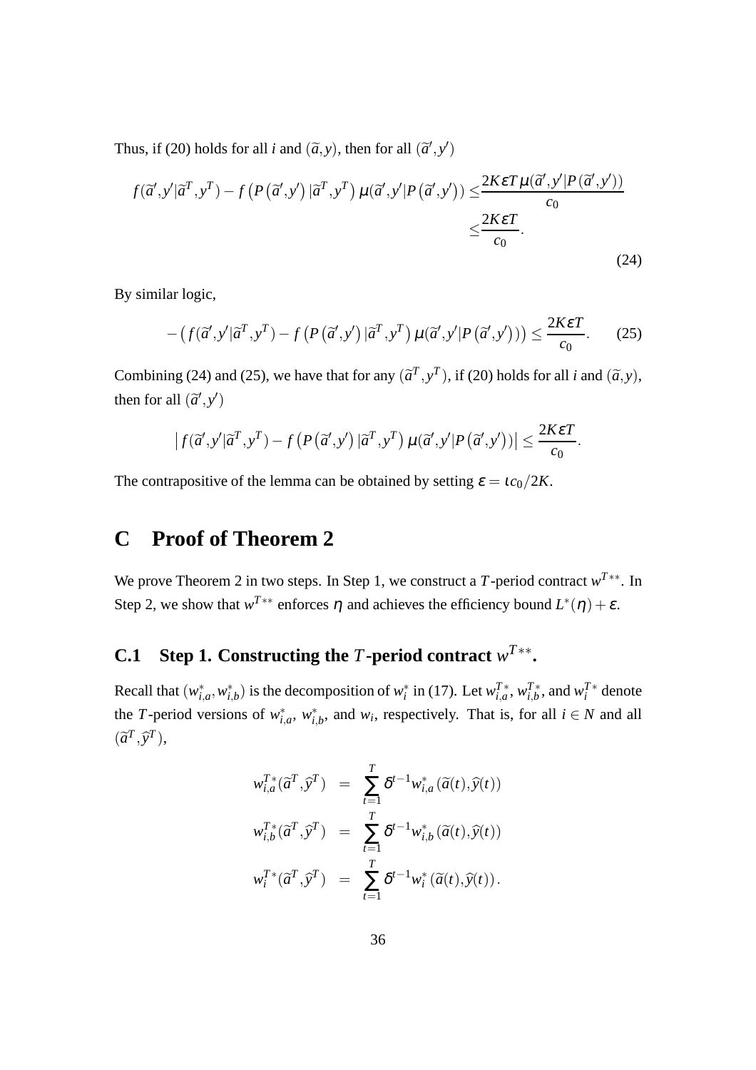Thus, if (20) holds for all $i$ and $(\widetilde{a},y)$, then for all $(\widetilde{a}',y')$

$$
\begin{aligned}
f(\widetilde{a}',y'|\widetilde{a}^T,y^T) - f\left(P\left(\widetilde{a}',y'\right)|\widetilde{a}^T,y^T\right)\mu(\widetilde{a}',y'|P\left(\widetilde{a}',y'\right)) \leq & \frac{2K\varepsilon T\mu(\widetilde{a}',y'|P\left(\widetilde{a}',y'\right))}{c_0} \\
\leq & \frac{2K\varepsilon T}{c_0}.
\end{aligned}
\tag{24}
$$

By similar logic,

$$
-\left(f(\widetilde{a}',y'|\widetilde{a}^T,y^T) - f\left(P\left(\widetilde{a}',y'\right)|\widetilde{a}^T,y^T\right)\mu(\widetilde{a}',y'|P\left(\widetilde{a}',y'\right))\right) \leq \frac{2K\varepsilon T}{c_0}. \tag{25}
$$

Combining (24) and (25), we have that for any $(\widetilde{a}^T,y^T)$, if (20) holds for all $i$ and $(\widetilde{a},y)$, then for all $(\widetilde{a}',y')$

$$
\left|f(\widetilde{a}',y'|\widetilde{a}^T,y^T) - f\left(P\left(\widetilde{a}',y'\right)|\widetilde{a}^T,y^T\right)\mu(\widetilde{a}',y'|P\left(\widetilde{a}',y'\right))\right| \leq \frac{2K\varepsilon T}{c_0}.
$$

The contrapositive of the lemma can be obtained by setting $\varepsilon = \iota c_0/2K$.

# C Proof of Theorem 2

We prove Theorem 2 in two steps. In Step 1, we construct a $T$-period contract $w^{T**}$. In Step 2, we show that $w^{T**}$ enforces $\eta$ and achieves the efficiency bound $L^*(\eta)+\varepsilon$.

## C.1 Step 1. Constructing the $T$-period contract $w^{T**}$.

Recall that $(w^*_{i,a},w^*_{i,b})$ is the decomposition of $w^*_i$ in (17). Let $w^{T*}_{i,a}$, $w^{T*}_{i,b}$, and $w^{T*}_i$ denote the $T$-period versions of $w^*_{i,a}$, $w^*_{i,b}$, and $w_i$, respectively. That is, for all $i\in N$ and all $(\widetilde{a}^T,\widehat{y}^T)$,

$$
\begin{aligned}
w^{T*}_{i,a}(\widetilde{a}^T,\widehat{y}^T) &= \sum_{t=1}^{T}\delta^{t-1}w^*_{i,a}(\widetilde{a}(t),\widehat{y}(t)) \\
w^{T*}_{i,b}(\widetilde{a}^T,\widehat{y}^T) &= \sum_{t=1}^{T}\delta^{t-1}w^*_{i,b}(\widetilde{a}(t),\widehat{y}(t)) \\
w^{T*}_{i}(\widetilde{a}^T,\widehat{y}^T) &= \sum_{t=1}^{T}\delta^{t-1}w^*_{i}(\widetilde{a}(t),\widehat{y}(t)).
\end{aligned}
$$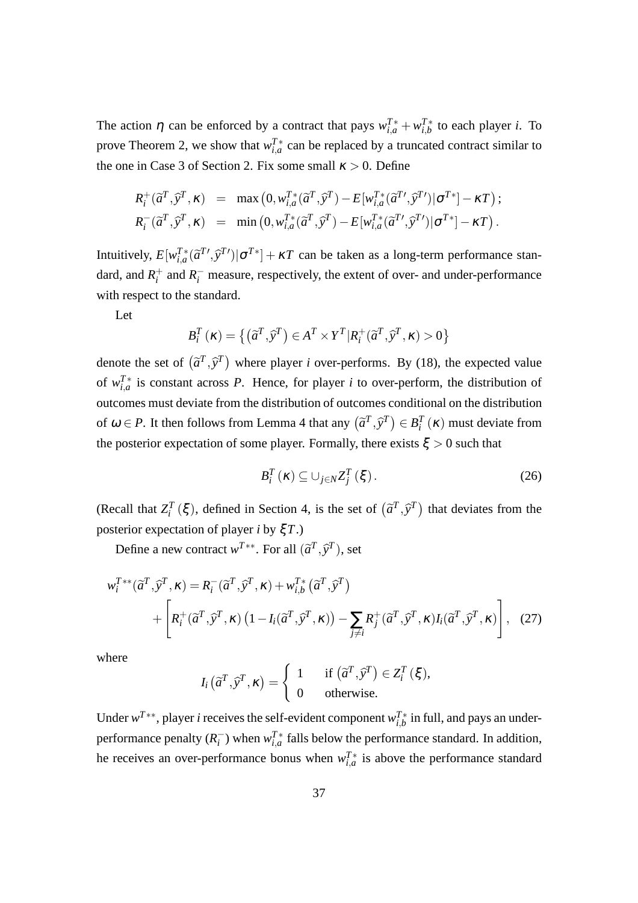The action $\eta$ can be enforced by a contract that pays $w_{i,a}^{T*} + w_{i,b}^{T*}$ to each player $i$. To prove Theorem 2, we show that $w_{i,a}^{T*}$ can be replaced by a truncated contract similar to the one in Case 3 of Section 2. Fix some small $\kappa > 0$. Define

$$
\begin{aligned}
R_i^+(\widetilde{a}^T, \widehat{y}^T, \kappa) &= \max\left(0, w_{i,a}^{T*}(\widetilde{a}^T, \widehat{y}^T) - E[w_{i,a}^{T*}(\widetilde{a}^{T\prime}, \widehat{y}^{T\prime})|\sigma^{T*}] - \kappa T\right); \\
R_i^-(\widetilde{a}^T, \widehat{y}^T, \kappa) &= \min\left(0, w_{i,a}^{T*}(\widetilde{a}^T, \widehat{y}^T) - E[w_{i,a}^{T*}(\widetilde{a}^{T\prime}, \widehat{y}^{T\prime})|\sigma^{T*}] - \kappa T\right).
\end{aligned}
$$

Intuitively, $E[w_{i,a}^{T*}(\widetilde{a}^{T\prime}, \widehat{y}^{T\prime})|\sigma^{T*}] + \kappa T$ can be taken as a long-term performance standard, and $R_i^+$ and $R_i^-$ measure, respectively, the extent of over- and under-performance with respect to the standard.

Let

$$
B_i^T(\kappa) = \left\{ \left(\widetilde{a}^T, \widehat{y}^T\right) \in A^T \times Y^T | R_i^+(\widetilde{a}^T, \widehat{y}^T, \kappa) > 0 \right\}
$$

denote the set of $\left(\widetilde{a}^T, \widehat{y}^T\right)$ where player $i$ over-performs. By (18), the expected value of $w_{i,a}^{T*}$ is constant across $P$. Hence, for player $i$ to over-perform, the distribution of outcomes must deviate from the distribution of outcomes conditional on the distribution of $\omega \in P$. It then follows from Lemma 4 that any $\left(\widetilde{a}^T, \widehat{y}^T\right) \in B_i^T(\kappa)$ must deviate from the posterior expectation of some player. Formally, there exists $\xi > 0$ such that

$$
B_i^T(\kappa) \subseteq \cup_{j \in N} Z_j^T(\xi). \tag{26}
$$

(Recall that $Z_i^T(\xi)$, defined in Section 4, is the set of $\left(\widetilde{a}^T, \widehat{y}^T\right)$ that deviates from the posterior expectation of player $i$ by $\xi T$.)

Define a new contract $w^{T**}$. For all $(\widetilde{a}^T, \widehat{y}^T)$, set

$$
\begin{aligned}
w_i^{T**}(\widetilde{a}^T, \widehat{y}^T, \kappa) = R_i^-(\widetilde{a}^T, \widehat{y}^T, \kappa) + w_{i,b}^{T*}\left(\widetilde{a}^T, \widehat{y}^T\right) \\
+ \left[ R_i^+(\widetilde{a}^T, \widehat{y}^T, \kappa)\left(1 - I_i(\widetilde{a}^T, \widehat{y}^T, \kappa)\right) - \sum_{j \neq i} R_j^+(\widetilde{a}^T, \widehat{y}^T, \kappa) I_i(\widetilde{a}^T, \widehat{y}^T, \kappa) \right],
\end{aligned} \tag{27}
$$

where

$$
I_i\left(\widetilde{a}^T, \widehat{y}^T, \kappa\right) = \begin{cases} 1 & \text{if } \left(\widetilde{a}^T, \widehat{y}^T\right) \in Z_i^T(\xi), \\ 0 & \text{otherwise.} \end{cases}
$$

Under $w^{T**}$, player $i$ receives the self-evident component $w_{i,b}^{T*}$ in full, and pays an under-performance penalty ($R_i^-$) when $w_{i,a}^{T*}$ falls below the performance standard. In addition, he receives an over-performance bonus when $w_{i,a}^{T*}$ is above the performance standard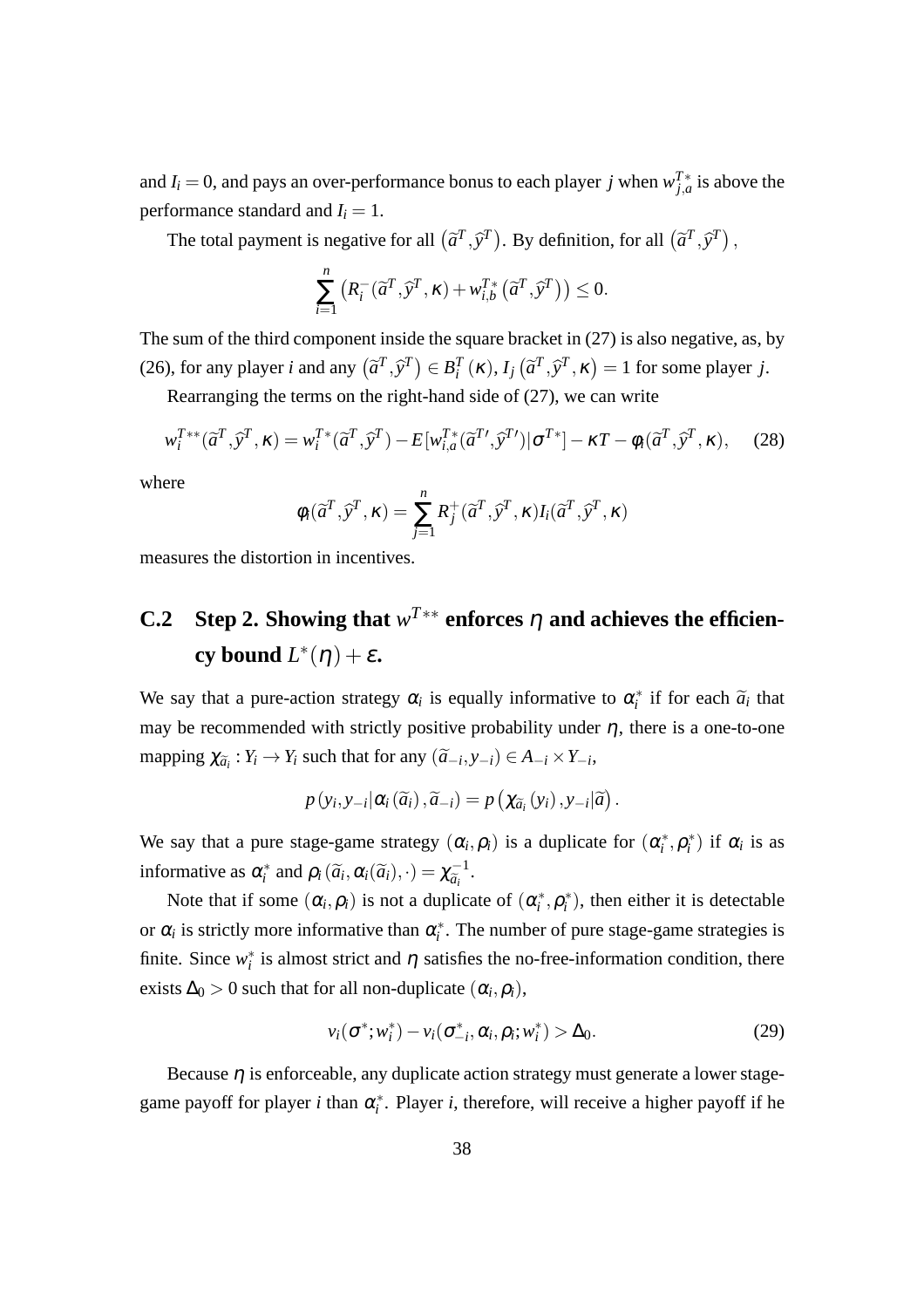and $I_i = 0$, and pays an over-performance bonus to each player $j$ when $w_{j,a}^{T*}$ is above the performance standard and $I_i = 1$.

The total payment is negative for all $\left(\widetilde{a}^T, \widehat{y}^T\right)$. By definition, for all $\left(\widetilde{a}^T, \widehat{y}^T\right)$,

$$\sum_{i=1}^{n} \left(R_i^-(\widetilde{a}^T, \widehat{y}^T, \kappa) + w_{i,b}^{T*}\left(\widetilde{a}^T, \widehat{y}^T\right)\right) \leq 0.$$

The sum of the third component inside the square bracket in (27) is also negative, as, by (26), for any player $i$ and any $\left(\widetilde{a}^T, \widehat{y}^T\right) \in B_i^T(\kappa)$, $I_j\left(\widetilde{a}^T, \widehat{y}^T, \kappa\right) = 1$ for some player $j$.

Rearranging the terms on the right-hand side of (27), we can write

$$w_i^{T**}(\widetilde{a}^T, \widehat{y}^T, \kappa) = w_i^{T*}(\widetilde{a}^T, \widehat{y}^T) - E[w_{i,a}^{T*}(\widetilde{a}^{T\prime}, \widehat{y}^{T\prime})|\sigma^{T*}] - \kappa T - \phi_i(\widetilde{a}^T, \widehat{y}^T, \kappa), \quad (28)$$

where

$$\phi_i(\widetilde{a}^T, \widehat{y}^T, \kappa) = \sum_{j=1}^{n} R_j^+(\widetilde{a}^T, \widehat{y}^T, \kappa) I_i(\widetilde{a}^T, \widehat{y}^T, \kappa)$$

measures the distortion in incentives.

## C.2 Step 2. Showing that $w^{T**}$ enforces $\eta$ and achieves the efficiency bound $L^*(\eta) + \varepsilon$.

We say that a pure-action strategy $\alpha_i$ is equally informative to $\alpha_i^*$ if for each $\widetilde{a}_i$ that may be recommended with strictly positive probability under $\eta$, there is a one-to-one mapping $\chi_{\widetilde{a}_i} : Y_i \to Y_i$ such that for any $(\widetilde{a}_{-i}, y_{-i}) \in A_{-i} \times Y_{-i}$,

$$p\left(y_i, y_{-i} | \alpha_i\left(\widetilde{a}_i\right), \widetilde{a}_{-i}\right) = p\left(\chi_{\widetilde{a}_i}\left(y_i\right), y_{-i} | \widetilde{a}\right).$$

We say that a pure stage-game strategy $(\alpha_i, \rho_i)$ is a duplicate for $(\alpha_i^*, \rho_i^*)$ if $\alpha_i$ is as informative as $\alpha_i^*$ and $\rho_i\left(\widetilde{a}_i, \alpha_i(\widetilde{a}_i), \cdot\right) = \chi_{\widetilde{a}_i}^{-1}$.

Note that if some $(\alpha_i, \rho_i)$ is not a duplicate of $(\alpha_i^*, \rho_i^*)$, then either it is detectable or $\alpha_i$ is strictly more informative than $\alpha_i^*$. The number of pure stage-game strategies is finite. Since $w_i^*$ is almost strict and $\eta$ satisfies the no-free-information condition, there exists $\Delta_0 > 0$ such that for all non-duplicate $(\alpha_i, \rho_i)$,

$$v_i(\sigma^*; w_i^*) - v_i(\sigma_{-i}^*, \alpha_i, \rho_i; w_i^*) > \Delta_0. \quad (29)$$

Because $\eta$ is enforceable, any duplicate action strategy must generate a lower stage-game payoff for player $i$ than $\alpha_i^*$. Player $i$, therefore, will receive a higher payoff if he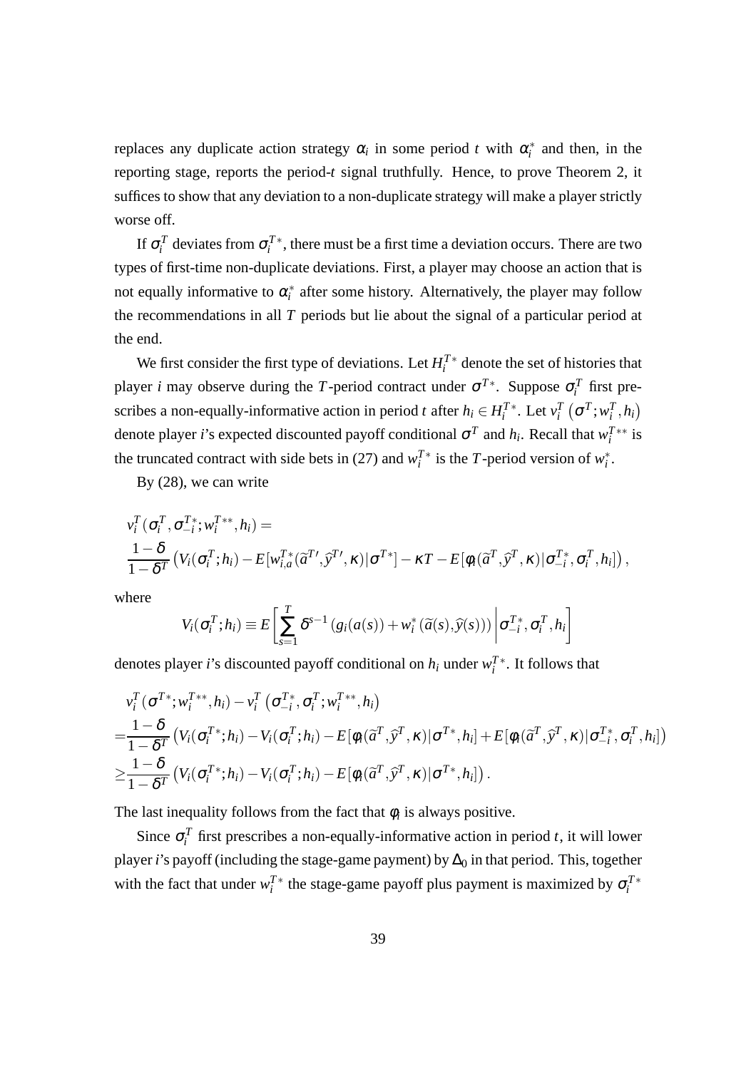replaces any duplicate action strategy $\alpha_i$ in some period $t$ with $\alpha_i^*$ and then, in the reporting stage, reports the period-$t$ signal truthfully. Hence, to prove Theorem 2, it suffices to show that any deviation to a non-duplicate strategy will make a player strictly worse off.

If $\sigma_i^T$ deviates from $\sigma_i^{T*}$, there must be a first time a deviation occurs. There are two types of first-time non-duplicate deviations. First, a player may choose an action that is not equally informative to $\alpha_i^*$ after some history. Alternatively, the player may follow the recommendations in all $T$ periods but lie about the signal of a particular period at the end.

We first consider the first type of deviations. Let $H_i^{T*}$ denote the set of histories that player $i$ may observe during the $T$-period contract under $\sigma^{T*}$. Suppose $\sigma_i^T$ first prescribes a non-equally-informative action in period $t$ after $h_i \in H_i^{T*}$. Let $v_i^T\left(\sigma^T; w_i^T, h_i\right)$ denote player $i$'s expected discounted payoff conditional $\sigma^T$ and $h_i$. Recall that $w_i^{T**}$ is the truncated contract with side bets in (27) and $w_i^{T*}$ is the $T$-period version of $w_i^*$.

By (28), we can write

$$
\begin{aligned}
& v_i^T(\sigma_i^T, \sigma_{-i}^{T*}; w_i^{T**}, h_i) = \\
& \frac{1-\delta}{1-\delta^T}\left(V_i(\sigma_i^T; h_i) - E[w_{i,a}^{T*}(\widetilde{a}^{T\prime}, \widehat{y}^{T\prime}, \kappa)|\sigma^{T*}] - \kappa T - E[\phi_i(\widetilde{a}^T, \widehat{y}^T, \kappa)|\sigma_{-i}^{T*}, \sigma_i^T, h_i]\right),
\end{aligned}
$$

where

$$
V_i(\sigma_i^T; h_i) \equiv E\left[\sum_{s=1}^{T} \delta^{s-1}\left(g_i(a(s)) + w_i^*(\widetilde{a}(s), \widehat{y}(s))\right)\middle| \sigma_{-i}^{T*}, \sigma_i^T, h_i\right]
$$

denotes player $i$'s discounted payoff conditional on $h_i$ under $w_i^{T*}$. It follows that

$$
\begin{aligned}
& v_i^T(\sigma^{T*}; w_i^{T**}, h_i) - v_i^T\left(\sigma_{-i}^{T*}, \sigma_i^T; w_i^{T**}, h_i\right) \\
=& \frac{1-\delta}{1-\delta^T}\left(V_i(\sigma_i^{T*}; h_i) - V_i(\sigma_i^T; h_i) - E[\phi_i(\widetilde{a}^T, \widehat{y}^T, \kappa)|\sigma^{T*}, h_i] + E[\phi_i(\widetilde{a}^T, \widehat{y}^T, \kappa)|\sigma_{-i}^{T*}, \sigma_i^T, h_i]\right) \\
\geq & \frac{1-\delta}{1-\delta^T}\left(V_i(\sigma_i^{T*}; h_i) - V_i(\sigma_i^T; h_i) - E[\phi_i(\widetilde{a}^T, \widehat{y}^T, \kappa)|\sigma^{T*}, h_i]\right).
\end{aligned}
$$

The last inequality follows from the fact that $\phi_i$ is always positive.

Since $\sigma_i^T$ first prescribes a non-equally-informative action in period $t$, it will lower player $i$'s payoff (including the stage-game payment) by $\Delta_0$ in that period. This, together with the fact that under $w_i^{T*}$ the stage-game payoff plus payment is maximized by $\sigma_i^{T*}$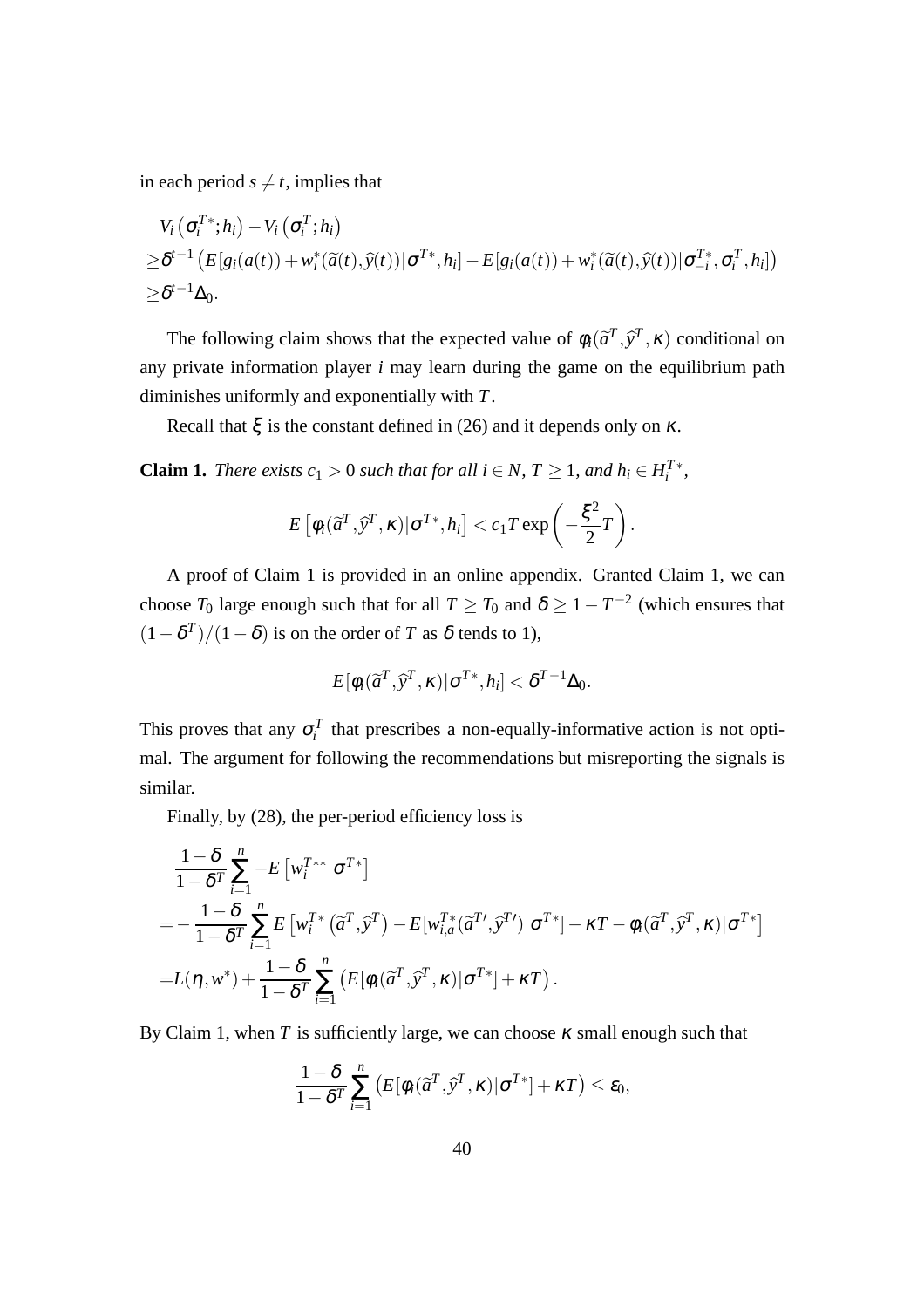in each period $s \neq t$, implies that

$$
\begin{aligned}
& V_i\left(\sigma_i^{T*};h_i\right) - V_i\left(\sigma_i^{T};h_i\right) \\
\geq & \delta^{t-1}\left(E[g_i(a(t)) + w_i^*(\widetilde{a}(t),\widehat{y}(t))|\sigma^{T*},h_i] - E[g_i(a(t)) + w_i^*(\widetilde{a}(t),\widehat{y}(t))|\sigma_{-i}^{T*},\sigma_i^{T},h_i]\right) \\
\geq & \delta^{t-1}\Delta_0.
\end{aligned}
$$

The following claim shows that the expected value of $\phi_i(\widetilde{a}^T,\widehat{y}^T,\kappa)$ conditional on any private information player $i$ may learn during the game on the equilibrium path diminishes uniformly and exponentially with $T$.

Recall that $\xi$ is the constant defined in (26) and it depends only on $\kappa$.

**Claim 1.** *There exists $c_1 > 0$ such that for all $i \in N$, $T \geq 1$, and $h_i \in H_i^{T*}$,*

$$
E\left[\phi_i(\widetilde{a}^T,\widehat{y}^T,\kappa)|\sigma^{T*},h_i\right] < c_1 T \exp\left(-\frac{\xi^2}{2}T\right).
$$

A proof of Claim 1 is provided in an online appendix. Granted Claim 1, we can choose $T_0$ large enough such that for all $T \geq T_0$ and $\delta \geq 1 - T^{-2}$ (which ensures that $(1-\delta^T)/(1-\delta)$ is on the order of $T$ as $\delta$ tends to 1),

$$
E[\phi_i(\widetilde{a}^T,\widehat{y}^T,\kappa)|\sigma^{T*},h_i] < \delta^{T-1}\Delta_0.
$$

This proves that any $\sigma_i^T$ that prescribes a non-equally-informative action is not optimal. The argument for following the recommendations but misreporting the signals is similar.

Finally, by (28), the per-period efficiency loss is

$$
\begin{aligned}
& \frac{1-\delta}{1-\delta^T}\sum_{i=1}^{n} -E\left[w_i^{T**}|\sigma^{T*}\right] \\
= & -\frac{1-\delta}{1-\delta^T}\sum_{i=1}^{n} E\left[w_i^{T*}\left(\widetilde{a}^T,\widehat{y}^T\right) - E[w_{i,a}^{T*}(\widetilde{a}^{T\prime},\widehat{y}^{T\prime})|\sigma^{T*}] - \kappa T - \phi_i(\widetilde{a}^T,\widehat{y}^T,\kappa)|\sigma^{T*}\right] \\
= & L(\eta,w^*) + \frac{1-\delta}{1-\delta^T}\sum_{i=1}^{n}\left(E[\phi_i(\widetilde{a}^T,\widehat{y}^T,\kappa)|\sigma^{T*}] + \kappa T\right).
\end{aligned}
$$

By Claim 1, when $T$ is sufficiently large, we can choose $\kappa$ small enough such that

$$
\frac{1-\delta}{1-\delta^T}\sum_{i=1}^{n}\left(E[\phi_i(\widetilde{a}^T,\widehat{y}^T,\kappa)|\sigma^{T*}] + \kappa T\right) \leq \varepsilon_0,
$$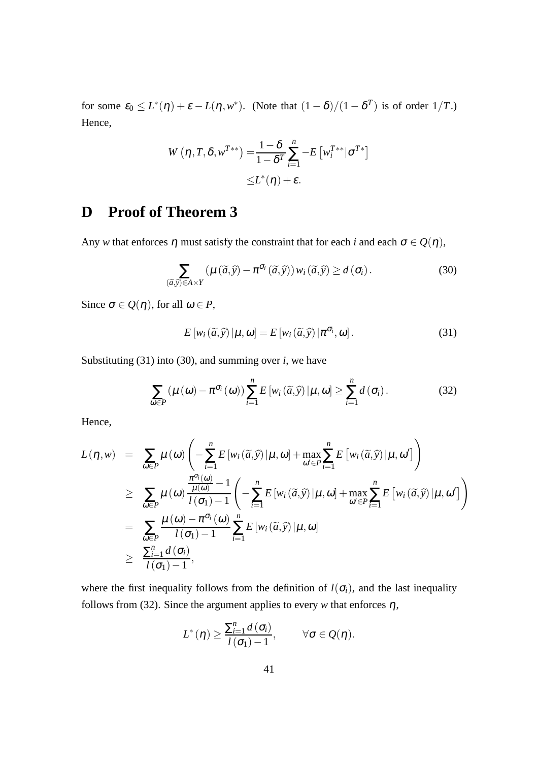for some $\varepsilon_0 \leq L^*(\eta) + \varepsilon - L(\eta, w^*)$. (Note that $(1-\delta)/(1-\delta^T)$ is of order $1/T$.) Hence,

$$
\begin{aligned}
W\left(\eta, T, \delta, w^{T**}\right) =& \frac{1-\delta}{1-\delta^T} \sum_{i=1}^{n} -E\left[w_i^{T**} | \sigma^{T*}\right] \\
\leq& L^*(\eta) + \varepsilon.
\end{aligned}
$$

# D Proof of Theorem 3

Any $w$ that enforces $\eta$ must satisfy the constraint that for each $i$ and each $\sigma \in Q(\eta)$,

$$
\sum_{(\widetilde{a},\widehat{y}) \in A \times Y} \left(\mu\left(\widetilde{a},\widehat{y}\right) - \pi^{\sigma_i}\left(\widetilde{a},\widehat{y}\right)\right) w_i\left(\widetilde{a},\widehat{y}\right) \geq d\left(\sigma_i\right). \tag{30}
$$

Since $\sigma \in Q(\eta)$, for all $\omega \in P$,

$$
E\left[w_i\left(\widetilde{a},\widehat{y}\right) | \mu, \omega\right] = E\left[w_i\left(\widetilde{a},\widehat{y}\right) | \pi^{\sigma_i}, \omega\right]. \tag{31}
$$

Substituting (31) into (30), and summing over $i$, we have

$$
\sum_{\omega \in P} \left(\mu\left(\omega\right) - \pi^{\sigma_i}\left(\omega\right)\right) \sum_{i=1}^{n} E\left[w_i\left(\widetilde{a},\widehat{y}\right) | \mu, \omega\right] \geq \sum_{i=1}^{n} d\left(\sigma_i\right). \tag{32}
$$

Hence,

$$
\begin{aligned}
L(\eta, w) &= \sum_{\omega \in P} \mu\left(\omega\right) \left( -\sum_{i=1}^{n} E\left[w_i\left(\widetilde{a},\widehat{y}\right) | \mu, \omega\right] + \max_{\omega' \in P} \sum_{i=1}^{n} E\left[w_i\left(\widetilde{a},\widehat{y}\right) | \mu, \omega'\right] \right) \\
&\geq \sum_{\omega \in P} \mu\left(\omega\right) \frac{\frac{\pi^{\sigma_i}(\omega)}{\mu(\omega)} - 1}{l\left(\sigma_1\right) - 1} \left( -\sum_{i=1}^{n} E\left[w_i\left(\widetilde{a},\widehat{y}\right) | \mu, \omega\right] + \max_{\omega' \in P} \sum_{i=1}^{n} E\left[w_i\left(\widetilde{a},\widehat{y}\right) | \mu, \omega'\right] \right) \\
&= \sum_{\omega \in P} \frac{\mu\left(\omega\right) - \pi^{\sigma_i}\left(\omega\right)}{l\left(\sigma_1\right) - 1} \sum_{i=1}^{n} E\left[w_i\left(\widetilde{a},\widehat{y}\right) | \mu, \omega\right] \\
&\geq \frac{\sum_{i=1}^{n} d\left(\sigma_i\right)}{l\left(\sigma_1\right) - 1},
\end{aligned}
$$

where the first inequality follows from the definition of $l(\sigma_i)$, and the last inequality follows from (32). Since the argument applies to every $w$ that enforces $\eta$,

$$
L^*\left(\eta\right) \geq \frac{\sum_{i=1}^{n} d\left(\sigma_i\right)}{l\left(\sigma_1\right) - 1}, \qquad \forall \sigma \in Q(\eta).
$$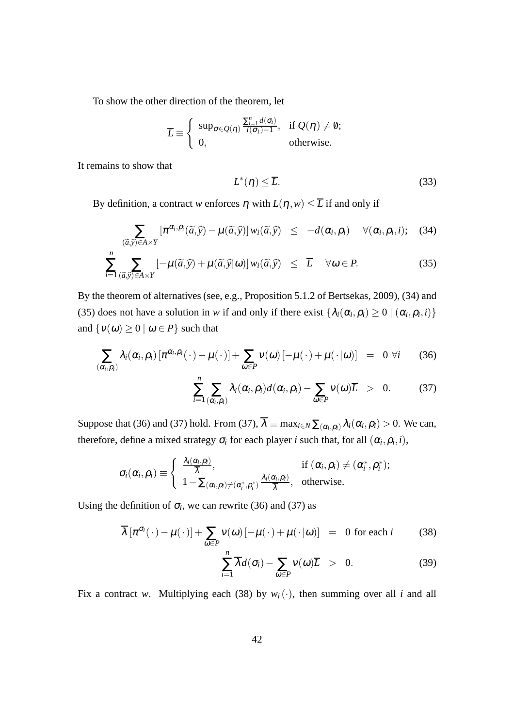To show the other direction of the theorem, let

$$\overline{L} \equiv \begin{cases} \sup_{\sigma \in Q(\eta)} \frac{\sum_{i=1}^{n} d(\sigma_i)}{l(\sigma_1)-1}, & \text{if } Q(\eta) \neq \emptyset; \\ 0, & \text{otherwise.} \end{cases}$$

It remains to show that

$$L^*(\eta) \leq \overline{L}. \tag{33}$$

By definition, a contract $w$ enforces $\eta$ with $L(\eta, w) \leq \overline{L}$ if and only if

$$\sum_{(\widetilde{a},\widehat{y})\in A\times Y} \left[\pi^{\alpha_i,\rho_i}(\widetilde{a},\widehat{y}) - \mu(\widetilde{a},\widehat{y})\right] w_i(\widetilde{a},\widehat{y}) \quad \leq \quad -d(\alpha_i,\rho_i) \quad \forall(\alpha_i,\rho_i,i); \tag{34}$$

$$\sum_{i=1}^{n} \sum_{(\widetilde{a},\widehat{y})\in A\times Y} \left[-\mu(\widetilde{a},\widehat{y}) + \mu(\widetilde{a},\widehat{y}|\omega)\right] w_i(\widetilde{a},\widehat{y}) \quad \leq \quad \overline{L} \quad \forall \omega \in P. \tag{35}$$

By the theorem of alternatives (see, e.g., Proposition 5.1.2 of Bertsekas, 2009), (34) and (35) does not have a solution in $w$ if and only if there exist $\{\lambda_i(\alpha_i,\rho_i) \geq 0 \mid (\alpha_i,\rho_i,i)\}$ and $\{\nu(\omega) \geq 0 \mid \omega \in P\}$ such that

$$\sum_{(\alpha_i,\rho_i)} \lambda_i(\alpha_i,\rho_i)\left[\pi^{\alpha_i,\rho_i}(\cdot) - \mu(\cdot)\right] + \sum_{\omega\in P} \nu(\omega)\left[-\mu(\cdot) + \mu(\cdot|\omega)\right] \quad = \quad 0 \;\; \forall i \tag{36}$$

$$\sum_{i=1}^{n} \sum_{(\alpha_i,\rho_i)} \lambda_i(\alpha_i,\rho_i) d(\alpha_i,\rho_i) - \sum_{\omega\in P} \nu(\omega)\overline{L} \quad > \quad 0. \tag{37}$$

Suppose that (36) and (37) hold. From (37), $\overline{\lambda} \equiv \max_{i\in N} \sum_{(\alpha_i,\rho_i)} \lambda_i(\alpha_i,\rho_i) > 0$. We can, therefore, define a mixed strategy $\sigma_i$ for each player $i$ such that, for all $(\alpha_i,\rho_i,i)$,

$$\sigma_i(\alpha_i,\rho_i) \equiv \begin{cases} \frac{\lambda_i(\alpha_i,\rho_i)}{\overline{\lambda}}, & \text{if } (\alpha_i,\rho_i) \neq (\alpha_i^*,\rho_i^*); \\ 1 - \sum_{(\alpha_i,\rho_i)\neq(\alpha_i^*,\rho_i^*)} \frac{\lambda_i(\alpha_i,\rho_i)}{\overline{\lambda}}, & \text{otherwise.} \end{cases}$$

Using the definition of $\sigma_i$, we can rewrite (36) and (37) as

$$\overline{\lambda}\left[\pi^{\sigma_i}(\cdot) - \mu(\cdot)\right] + \sum_{\omega\in P} \nu(\omega)\left[-\mu(\cdot) + \mu(\cdot|\omega)\right] \quad = \quad 0 \text{ for each } i \tag{38}$$

$$\sum_{i=1}^{n} \overline{\lambda} d(\sigma_i) - \sum_{\omega\in P} \nu(\omega)\overline{L} \quad > \quad 0. \tag{39}$$

Fix a contract $w$. Multiplying each (38) by $w_i(\cdot)$, then summing over all $i$ and all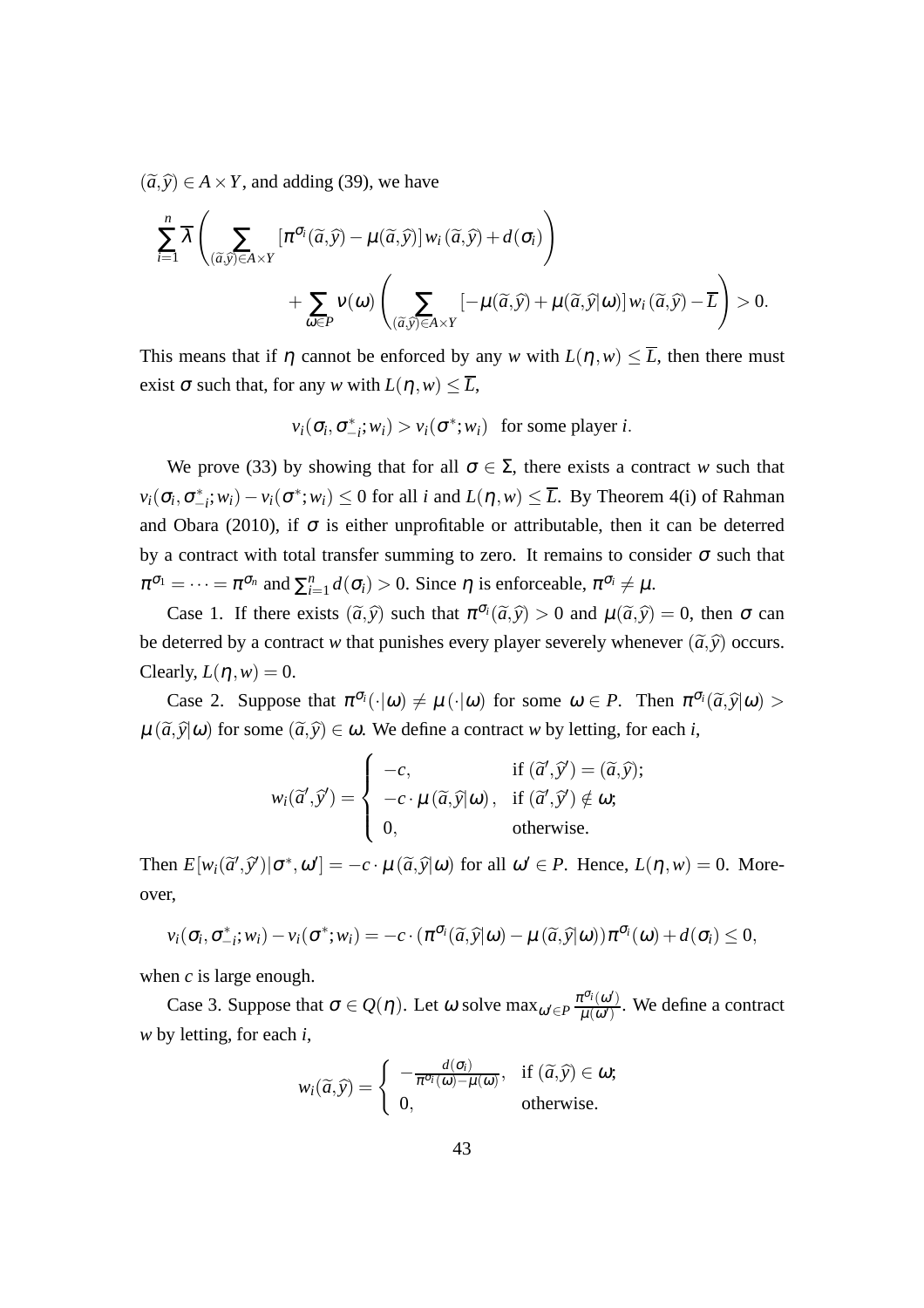$(\widetilde{a},\widehat{y}) \in A \times Y$, and adding (39), we have

$$\sum_{i=1}^{n} \overline{\lambda} \left( \sum_{(\widetilde{a},\widehat{y}) \in A \times Y} [\pi^{\sigma_i}(\widetilde{a},\widehat{y}) - \mu(\widetilde{a},\widehat{y})] w_i(\widetilde{a},\widehat{y}) + d(\sigma_i) \right)$$
$$+ \sum_{\omega \in P} \nu(\omega) \left( \sum_{(\widetilde{a},\widehat{y}) \in A \times Y} [-\mu(\widetilde{a},\widehat{y}) + \mu(\widetilde{a},\widehat{y}|\omega)] w_i(\widetilde{a},\widehat{y}) - \overline{L} \right) > 0.$$

This means that if $\eta$ cannot be enforced by any $w$ with $L(\eta, w) \leq \overline{L}$, then there must exist $\sigma$ such that, for any $w$ with $L(\eta, w) \leq \overline{L}$,

$$v_i(\sigma_i, \sigma^*_{-i}; w_i) > v_i(\sigma^*; w_i) \quad \text{for some player } i.$$

We prove (33) by showing that for all $\sigma \in \Sigma$, there exists a contract $w$ such that $v_i(\sigma_i, \sigma^*_{-i}; w_i) - v_i(\sigma^*; w_i) \leq 0$ for all $i$ and $L(\eta, w) \leq \overline{L}$. By Theorem 4(i) of Rahman and Obara (2010), if $\sigma$ is either unprofitable or attributable, then it can be deterred by a contract with total transfer summing to zero. It remains to consider $\sigma$ such that $\pi^{\sigma_1} = \cdots = \pi^{\sigma_n}$ and $\sum_{i=1}^{n} d(\sigma_i) > 0$. Since $\eta$ is enforceable, $\pi^{\sigma_i} \neq \mu$.

Case 1. If there exists $(\widetilde{a},\widehat{y})$ such that $\pi^{\sigma_i}(\widetilde{a},\widehat{y}) > 0$ and $\mu(\widetilde{a},\widehat{y}) = 0$, then $\sigma$ can be deterred by a contract $w$ that punishes every player severely whenever $(\widetilde{a},\widehat{y})$ occurs. Clearly, $L(\eta, w) = 0$.

Case 2. Suppose that $\pi^{\sigma_i}(\cdot|\omega) \neq \mu(\cdot|\omega)$ for some $\omega \in P$. Then $\pi^{\sigma_i}(\widetilde{a},\widehat{y}|\omega) > \mu(\widetilde{a},\widehat{y}|\omega)$ for some $(\widetilde{a},\widehat{y}) \in \omega$. We define a contract $w$ by letting, for each $i$,

$$w_i(\widetilde{a}',\widehat{y}') = \begin{cases} -c, & \text{if } (\widetilde{a}',\widehat{y}') = (\widetilde{a},\widehat{y}); \\ -c \cdot \mu(\widetilde{a},\widehat{y}|\omega), & \text{if } (\widetilde{a}',\widehat{y}') \notin \omega; \\ 0, & \text{otherwise.} \end{cases}$$

Then $E[w_i(\widetilde{a}',\widehat{y}')|\sigma^*, \omega'] = -c \cdot \mu(\widetilde{a},\widehat{y}|\omega)$ for all $\omega' \in P$. Hence, $L(\eta, w) = 0$. Moreover,

$$v_i(\sigma_i, \sigma^*_{-i}; w_i) - v_i(\sigma^*; w_i) = -c \cdot (\pi^{\sigma_i}(\widetilde{a},\widehat{y}|\omega) - \mu(\widetilde{a},\widehat{y}|\omega))\pi^{\sigma_i}(\omega) + d(\sigma_i) \leq 0,$$

when $c$ is large enough.

Case 3. Suppose that $\sigma \in Q(\eta)$. Let $\omega$ solve $\max_{\omega' \in P} \frac{\pi^{\sigma_i}(\omega')}{\mu(\omega')}$. We define a contract $w$ by letting, for each $i$,

$$w_i(\widetilde{a},\widehat{y}) = \begin{cases} -\frac{d(\sigma_i)}{\pi^{\sigma_i}(\omega) - \mu(\omega)}, & \text{if } (\widetilde{a},\widehat{y}) \in \omega; \\ 0, & \text{otherwise.} \end{cases}$$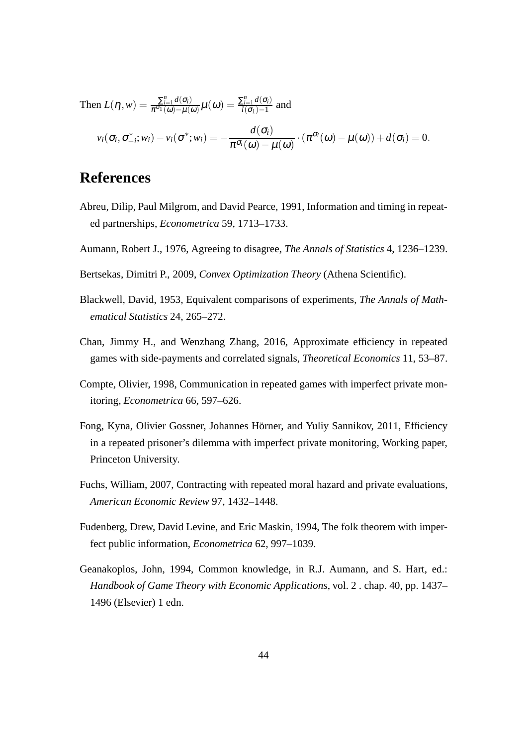Then $L(\eta, w) = \frac{\sum_{i=1}^{n} d(\sigma_i)}{\pi^{\sigma_1}(\omega) - \mu(\omega)} \mu(\omega) = \frac{\sum_{i=1}^{n} d(\sigma_i)}{l(\sigma_1) - 1}$ and

$$v_i(\sigma_i, \sigma_{-i}^*; w_i) - v_i(\sigma^*; w_i) = -\frac{d(\sigma_i)}{\pi^{\sigma_i}(\omega) - \mu(\omega)} \cdot (\pi^{\sigma_i}(\omega) - \mu(\omega)) + d(\sigma_i) = 0.$$

# References

Abreu, Dilip, Paul Milgrom, and David Pearce, 1991, Information and timing in repeated partnerships, *Econometrica* 59, 1713–1733.

Aumann, Robert J., 1976, Agreeing to disagree, *The Annals of Statistics* 4, 1236–1239.

Bertsekas, Dimitri P., 2009, *Convex Optimization Theory* (Athena Scientific).

Blackwell, David, 1953, Equivalent comparisons of experiments, *The Annals of Mathematical Statistics* 24, 265–272.

Chan, Jimmy H., and Wenzhang Zhang, 2016, Approximate efficiency in repeated games with side-payments and correlated signals, *Theoretical Economics* 11, 53–87.

Compte, Olivier, 1998, Communication in repeated games with imperfect private monitoring, *Econometrica* 66, 597–626.

Fong, Kyna, Olivier Gossner, Johannes Hörner, and Yuliy Sannikov, 2011, Efficiency in a repeated prisoner's dilemma with imperfect private monitoring, Working paper, Princeton University.

Fuchs, William, 2007, Contracting with repeated moral hazard and private evaluations, *American Economic Review* 97, 1432–1448.

Fudenberg, Drew, David Levine, and Eric Maskin, 1994, The folk theorem with imperfect public information, *Econometrica* 62, 997–1039.

Geanakoplos, John, 1994, Common knowledge, in R.J. Aumann, and S. Hart, ed.: *Handbook of Game Theory with Economic Applications*, vol. 2 . chap. 40, pp. 1437–1496 (Elsevier) 1 edn.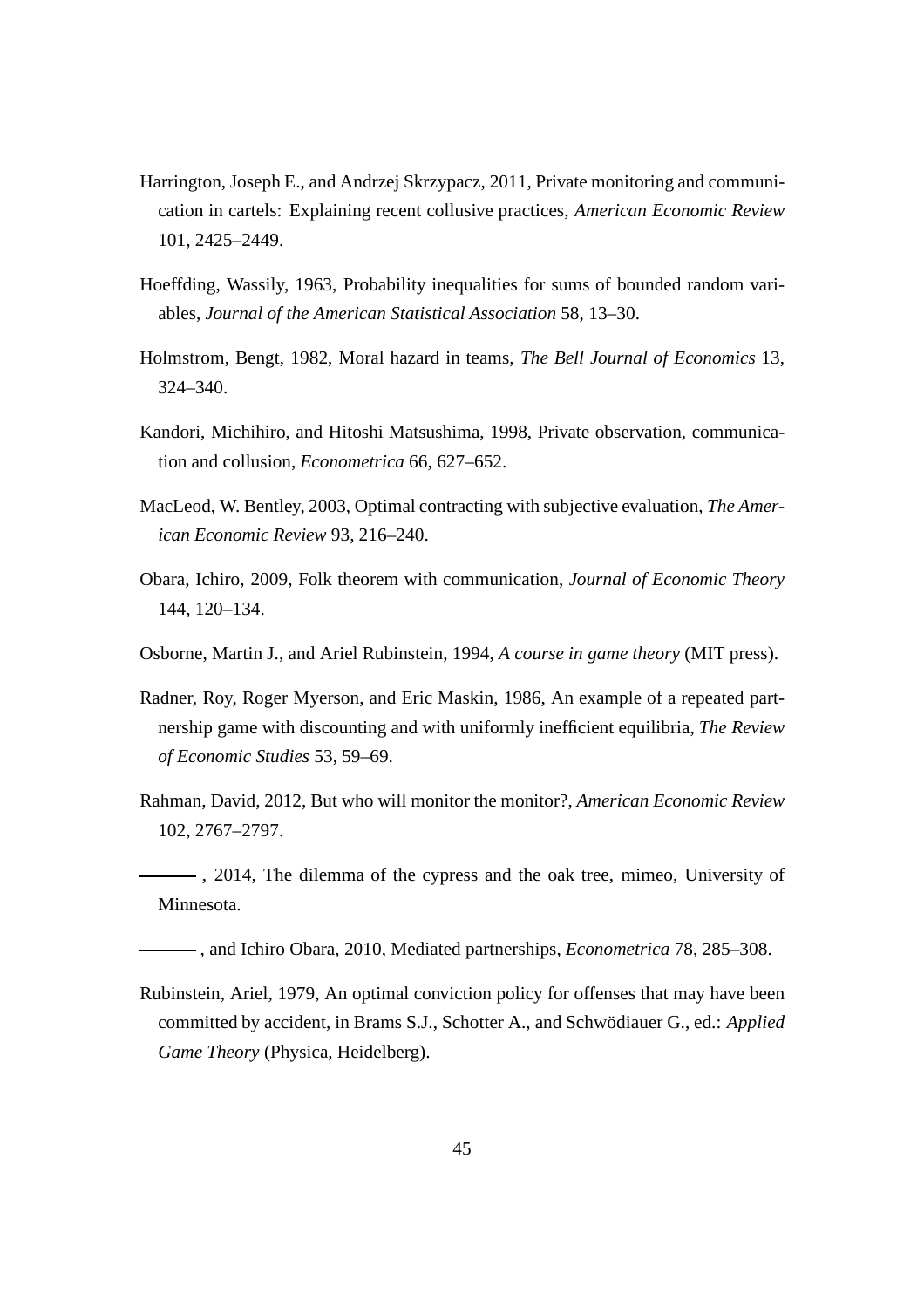Harrington, Joseph E., and Andrzej Skrzypacz, 2011, Private monitoring and communication in cartels: Explaining recent collusive practices, *American Economic Review* 101, 2425–2449.

Hoeffding, Wassily, 1963, Probability inequalities for sums of bounded random variables, *Journal of the American Statistical Association* 58, 13–30.

Holmstrom, Bengt, 1982, Moral hazard in teams, *The Bell Journal of Economics* 13, 324–340.

Kandori, Michihiro, and Hitoshi Matsushima, 1998, Private observation, communication and collusion, *Econometrica* 66, 627–652.

MacLeod, W. Bentley, 2003, Optimal contracting with subjective evaluation, *The American Economic Review* 93, 216–240.

Obara, Ichiro, 2009, Folk theorem with communication, *Journal of Economic Theory* 144, 120–134.

Osborne, Martin J., and Ariel Rubinstein, 1994, *A course in game theory* (MIT press).

Radner, Roy, Roger Myerson, and Eric Maskin, 1986, An example of a repeated partnership game with discounting and with uniformly inefficient equilibria, *The Review of Economic Studies* 53, 59–69.

Rahman, David, 2012, But who will monitor the monitor?, *American Economic Review* 102, 2767–2797.

———, 2014, The dilemma of the cypress and the oak tree, mimeo, University of Minnesota.

———, and Ichiro Obara, 2010, Mediated partnerships, *Econometrica* 78, 285–308.

Rubinstein, Ariel, 1979, An optimal conviction policy for offenses that may have been committed by accident, in Brams S.J., Schotter A., and Schwödiauer G., ed.: *Applied Game Theory* (Physica, Heidelberg).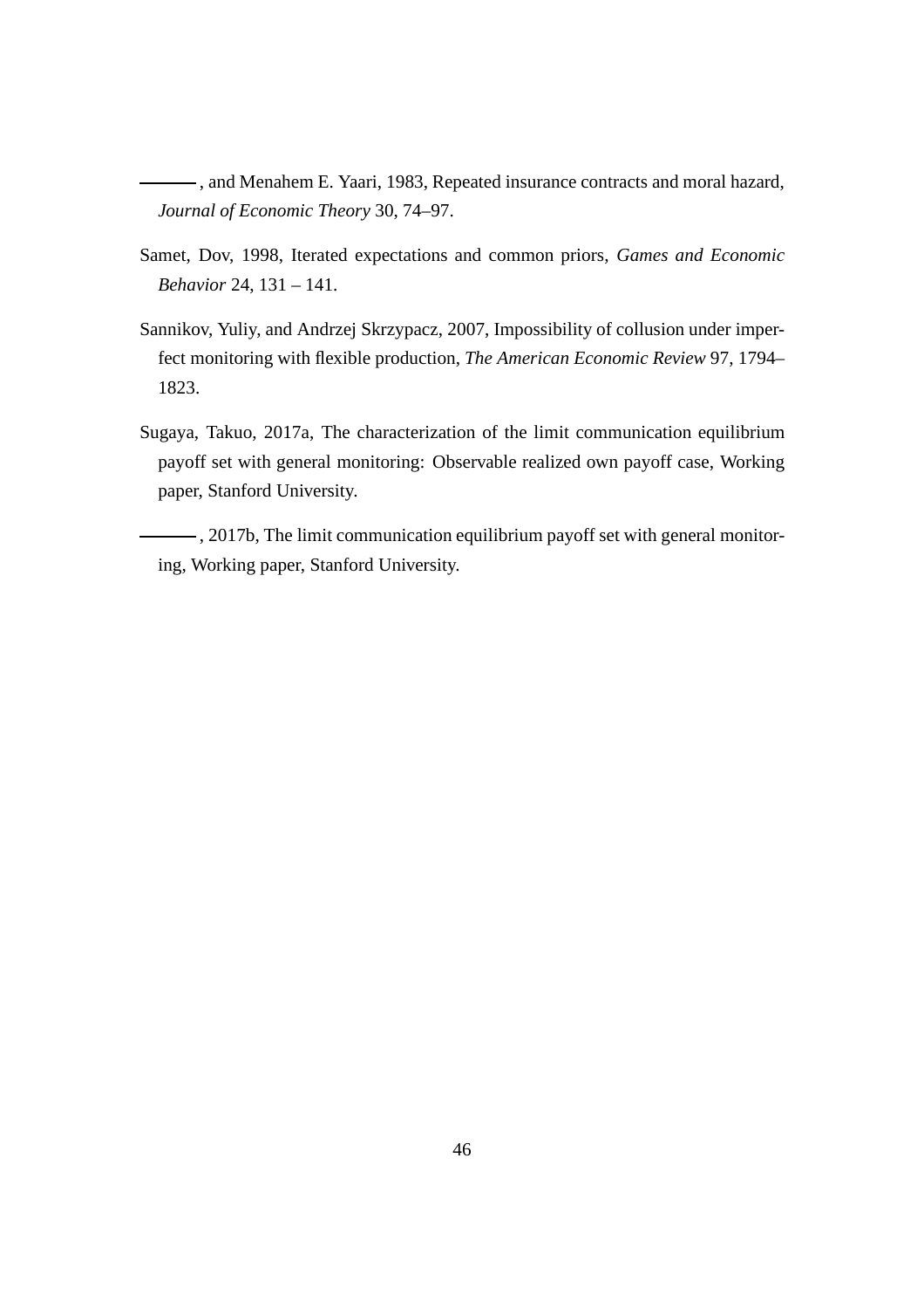———, and Menahem E. Yaari, 1983, Repeated insurance contracts and moral hazard, *Journal of Economic Theory* 30, 74–97.

Samet, Dov, 1998, Iterated expectations and common priors, *Games and Economic Behavior* 24, 131 – 141.

Sannikov, Yuliy, and Andrzej Skrzypacz, 2007, Impossibility of collusion under imperfect monitoring with flexible production, *The American Economic Review* 97, 1794–1823.

Sugaya, Takuo, 2017a, The characterization of the limit communication equilibrium payoff set with general monitoring: Observable realized own payoff case, Working paper, Stanford University.

———, 2017b, The limit communication equilibrium payoff set with general monitoring, Working paper, Stanford University.